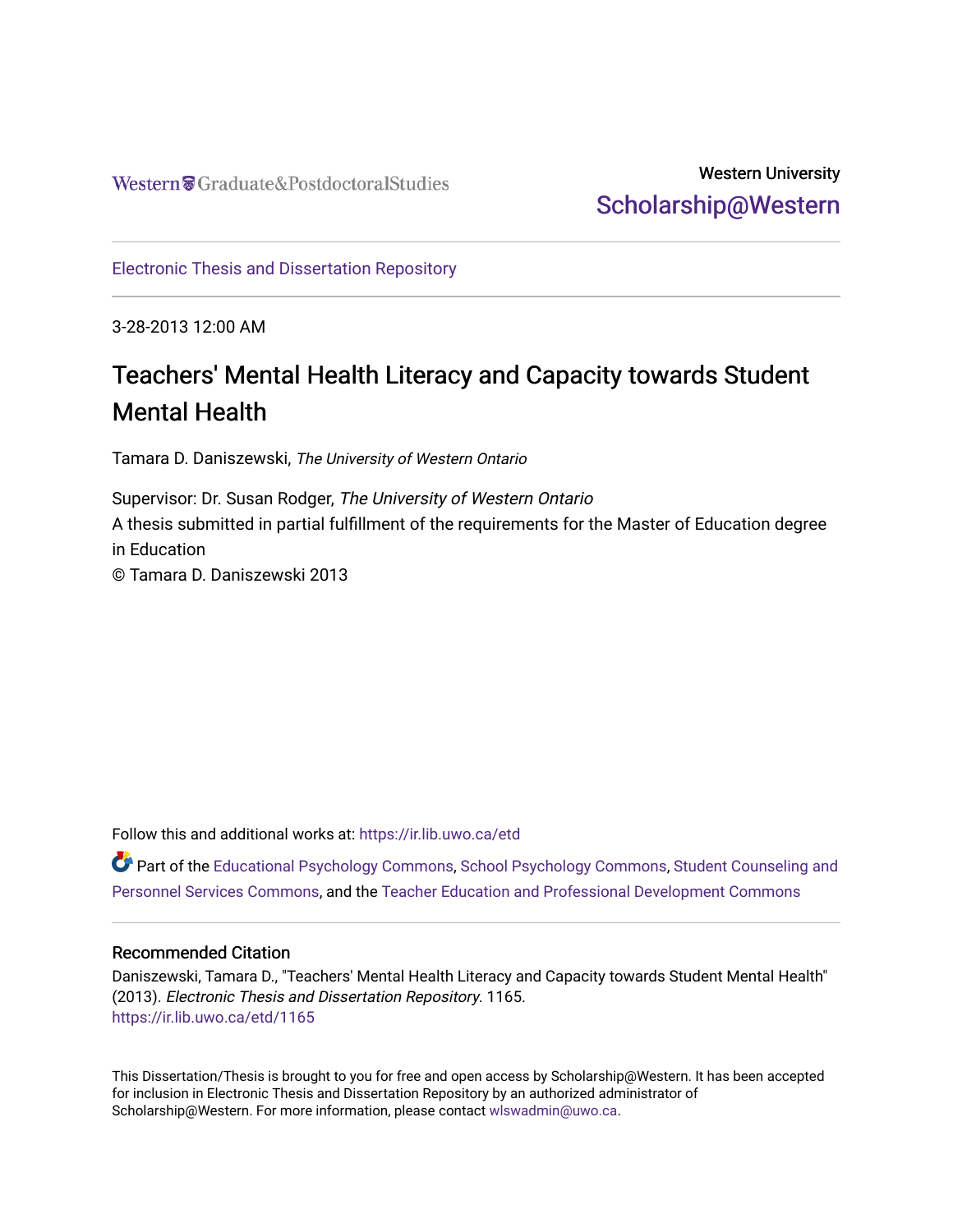Western Graduate&PostdoctoralStudies

Western University
Scholarship@Western

Electronic Thesis and Dissertation Repository

3-28-2013 12:00 AM

# Teachers' Mental Health Literacy and Capacity towards Student Mental Health

Tamara D. Daniszewski, *The University of Western Ontario*

Supervisor: Dr. Susan Rodger, *The University of Western Ontario*
A thesis submitted in partial fulfillment of the requirements for the Master of Education degree in Education
© Tamara D. Daniszewski 2013

Follow this and additional works at: https://ir.lib.uwo.ca/etd

Part of the Educational Psychology Commons, School Psychology Commons, Student Counseling and Personnel Services Commons, and the Teacher Education and Professional Development Commons

## Recommended Citation

Daniszewski, Tamara D., "Teachers' Mental Health Literacy and Capacity towards Student Mental Health" (2013). *Electronic Thesis and Dissertation Repository*. 1165.
https://ir.lib.uwo.ca/etd/1165

This Dissertation/Thesis is brought to you for free and open access by Scholarship@Western. It has been accepted for inclusion in Electronic Thesis and Dissertation Repository by an authorized administrator of Scholarship@Western. For more information, please contact wlswadmin@uwo.ca.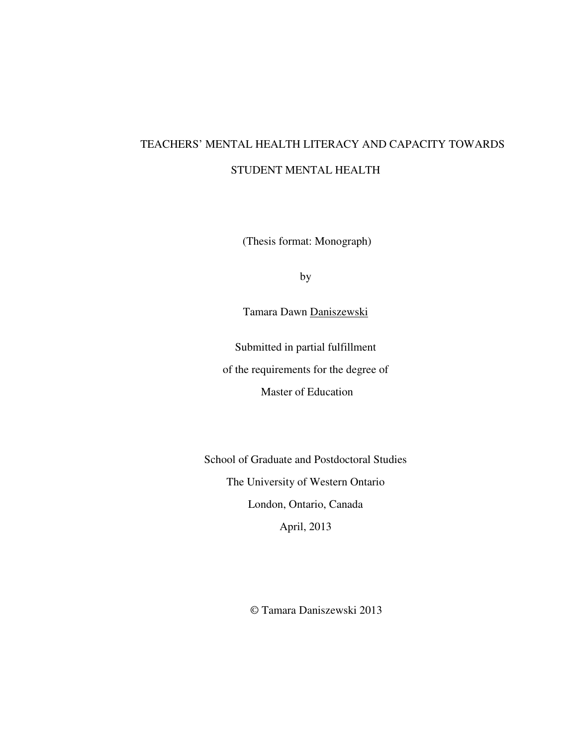# TEACHERS' MENTAL HEALTH LITERACY AND CAPACITY TOWARDS STUDENT MENTAL HEALTH

(Thesis format: Monograph)

by

Tamara Dawn Daniszewski

Submitted in partial fulfillment

of the requirements for the degree of

Master of Education

School of Graduate and Postdoctoral Studies

The University of Western Ontario

London, Ontario, Canada

April, 2013

© Tamara Daniszewski 2013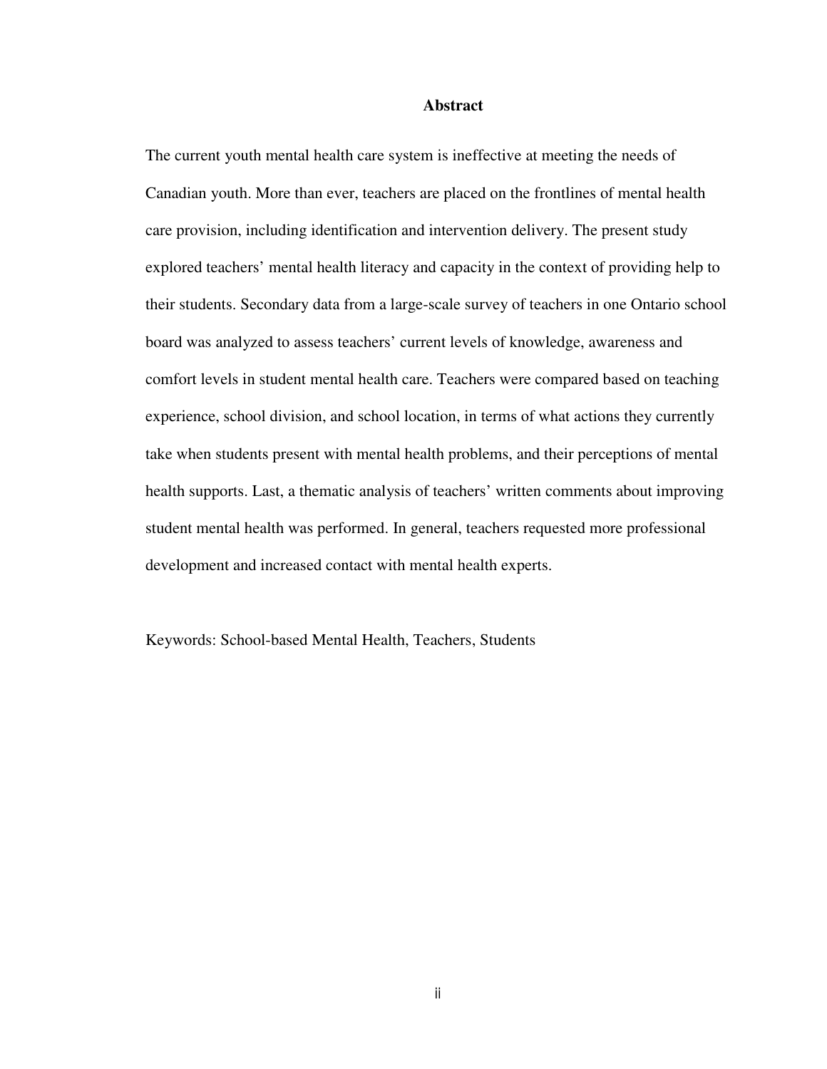## Abstract

The current youth mental health care system is ineffective at meeting the needs of Canadian youth. More than ever, teachers are placed on the frontlines of mental health care provision, including identification and intervention delivery. The present study explored teachers' mental health literacy and capacity in the context of providing help to their students. Secondary data from a large-scale survey of teachers in one Ontario school board was analyzed to assess teachers' current levels of knowledge, awareness and comfort levels in student mental health care. Teachers were compared based on teaching experience, school division, and school location, in terms of what actions they currently take when students present with mental health problems, and their perceptions of mental health supports. Last, a thematic analysis of teachers' written comments about improving student mental health was performed. In general, teachers requested more professional development and increased contact with mental health experts.

Keywords: School-based Mental Health, Teachers, Students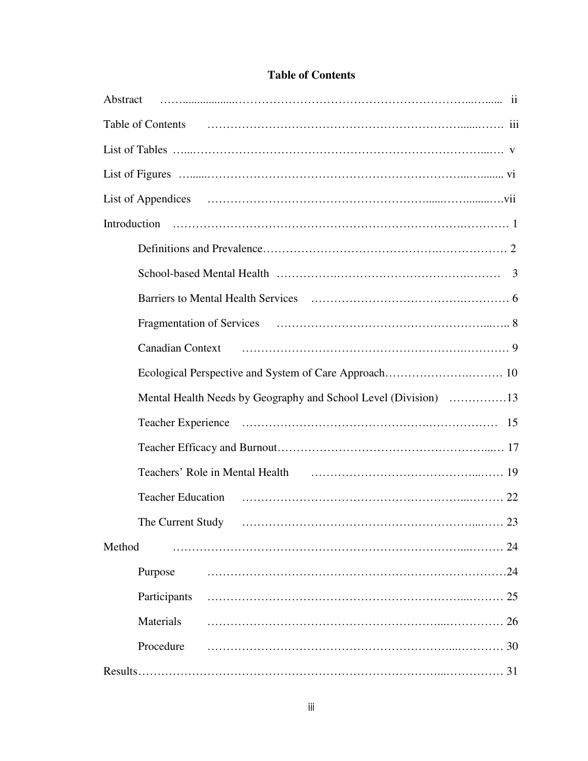# Table of Contents

Abstract ........................................................................ ii

Table of Contents ........................................................................ iii

List of Tables ........................................................................ v

List of Figures ........................................................................ vi

List of Appendices ........................................................................ vii

Introduction ........................................................................ 1

- Definitions and Prevalence ........................................................................ 2
- School-based Mental Health ........................................................................ 3
- Barriers to Mental Health Services ........................................................................ 6
- Fragmentation of Services ........................................................................ 8
- Canadian Context ........................................................................ 9
- Ecological Perspective and System of Care Approach ........................................................................ 10
- Mental Health Needs by Geography and School Level (Division) ........................................................................ 13
- Teacher Experience ........................................................................ 15
- Teacher Efficacy and Burnout ........................................................................ 17
- Teachers' Role in Mental Health ........................................................................ 19
- Teacher Education ........................................................................ 22
- The Current Study ........................................................................ 23

Method ........................................................................ 24

- Purpose ........................................................................ 24
- Participants ........................................................................ 25
- Materials ........................................................................ 26
- Procedure ........................................................................ 30

Results ........................................................................ 31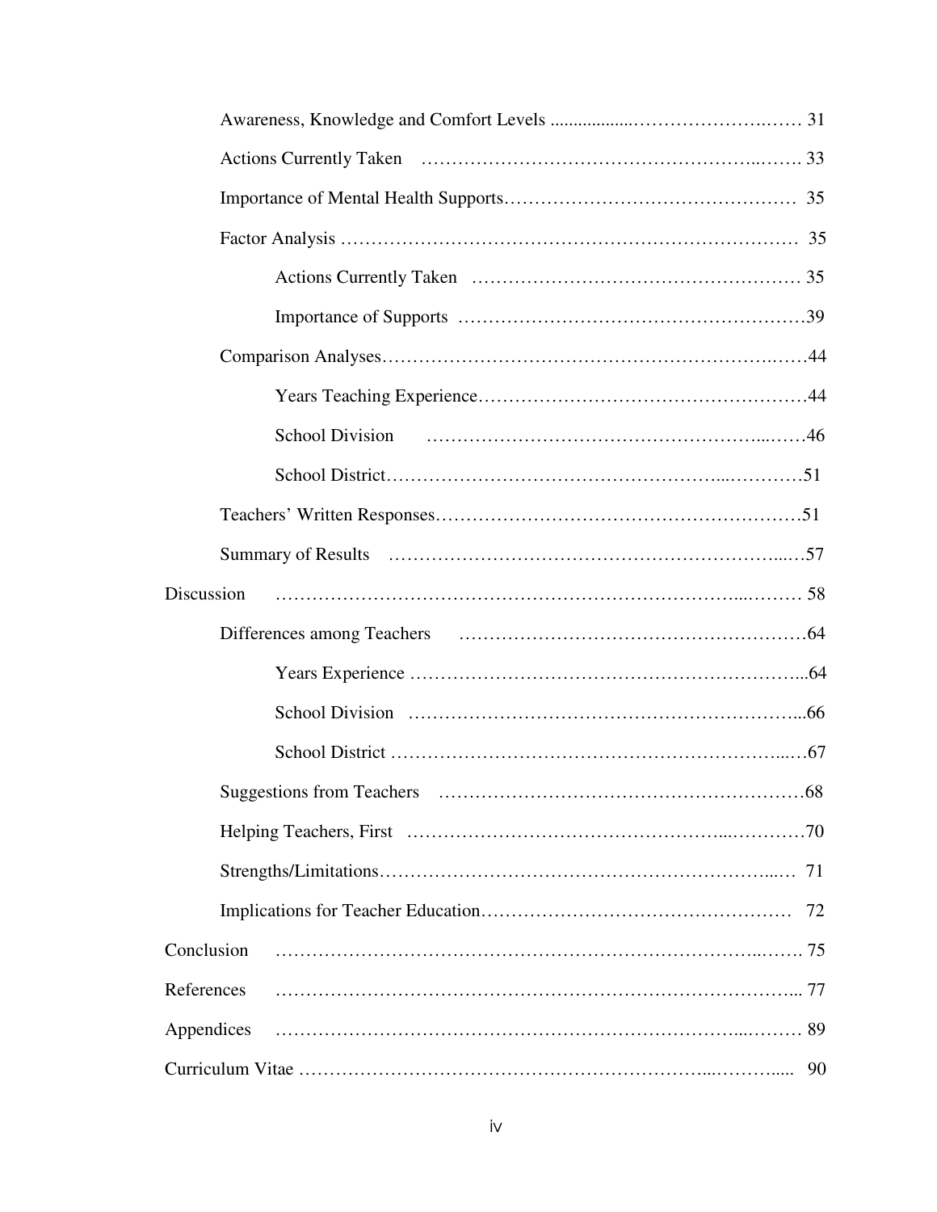- Awareness, Knowledge and Comfort Levels ........................................ 31
- Actions Currently Taken ........................................ 33
- Importance of Mental Health Supports ........................................ 35
- Factor Analysis ........................................ 35
  - Actions Currently Taken ........................................ 35
  - Importance of Supports ........................................ 39
- Comparison Analyses ........................................ 44
  - Years Teaching Experience ........................................ 44
  - School Division ........................................ 46
  - School District ........................................ 51
- Teachers' Written Responses ........................................ 51
- Summary of Results ........................................ 57

Discussion ........................................ 58

- Differences among Teachers ........................................ 64
  - Years Experience ........................................ 64
  - School Division ........................................ 66
  - School District ........................................ 67
- Suggestions from Teachers ........................................ 68
- Helping Teachers, First ........................................ 70
- Strengths/Limitations ........................................ 71
- Implications for Teacher Education ........................................ 72

Conclusion ........................................ 75

References ........................................ 77

Appendices ........................................ 89

Curriculum Vitae ........................................ 90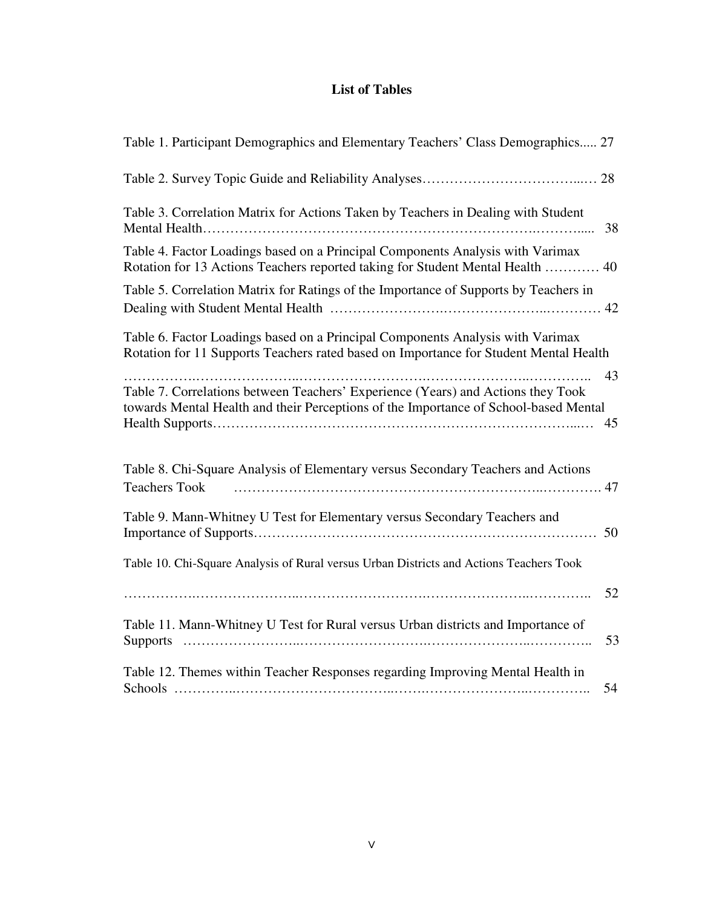# List of Tables

Table 1. Participant Demographics and Elementary Teachers' Class Demographics..... 27

Table 2. Survey Topic Guide and Reliability Analyses……………………………...… 28

Table 3. Correlation Matrix for Actions Taken by Teachers in Dealing with Student Mental Health………………………………………………………………..……..... 38

Table 4. Factor Loadings based on a Principal Components Analysis with Varimax Rotation for 13 Actions Teachers reported taking for Student Mental Health ………… 40

Table 5. Correlation Matrix for Ratings of the Importance of Supports by Teachers in Dealing with Student Mental Health …………………….………………..………… 42

Table 6. Factor Loadings based on a Principal Components Analysis with Varimax Rotation for 11 Supports Teachers rated based on Importance for Student Mental Health ……………..…………………..……………………….…………………..………….. 43

Table 7. Correlations between Teachers' Experience (Years) and Actions they Took towards Mental Health and their Perceptions of the Importance of School-based Mental Health Supports…………………………………………………………………...… 45

Table 8. Chi-Square Analysis of Elementary versus Secondary Teachers and Actions Teachers Took ……………………………………………………..…………. 47

Table 9. Mann-Whitney U Test for Elementary versus Secondary Teachers and Importance of Supports……………………………………………………………… 50

Table 10. Chi-Square Analysis of Rural versus Urban Districts and Actions Teachers Took ……………..…………………..……………………….…………………..………….. 52

Table 11. Mann-Whitney U Test for Rural versus Urban districts and Importance of Supports ……………………..……………………….…………………..………….. 53

Table 12. Themes within Teacher Responses regarding Improving Mental Health in Schools …………..……………………………..……..…………………..………….. 54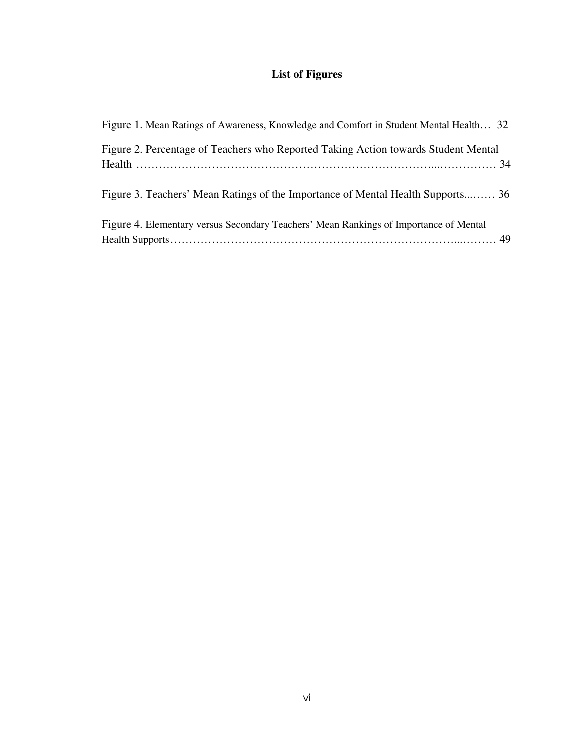# List of Figures

Figure 1. Mean Ratings of Awareness, Knowledge and Comfort in Student Mental Health… 32

Figure 2. Percentage of Teachers who Reported Taking Action towards Student Mental Health ………………………………………………………………………...…………… 34

Figure 3. Teachers' Mean Ratings of the Importance of Mental Health Supports...…… 36

Figure 4. Elementary versus Secondary Teachers' Mean Rankings of Importance of Mental Health Supports…………………………………………………………………...……… 49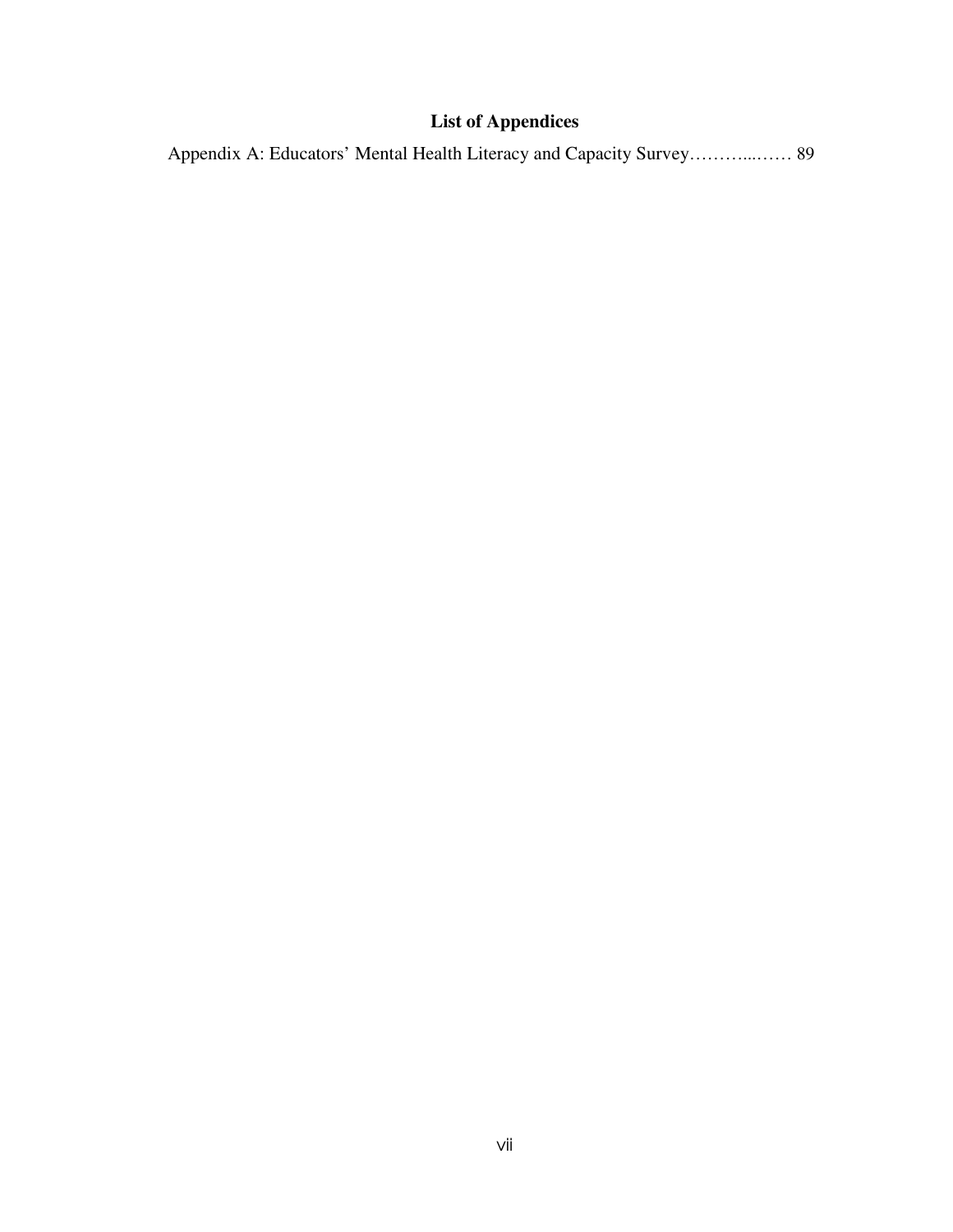## List of Appendices

Appendix A: Educators' Mental Health Literacy and Capacity Survey……….....…… 89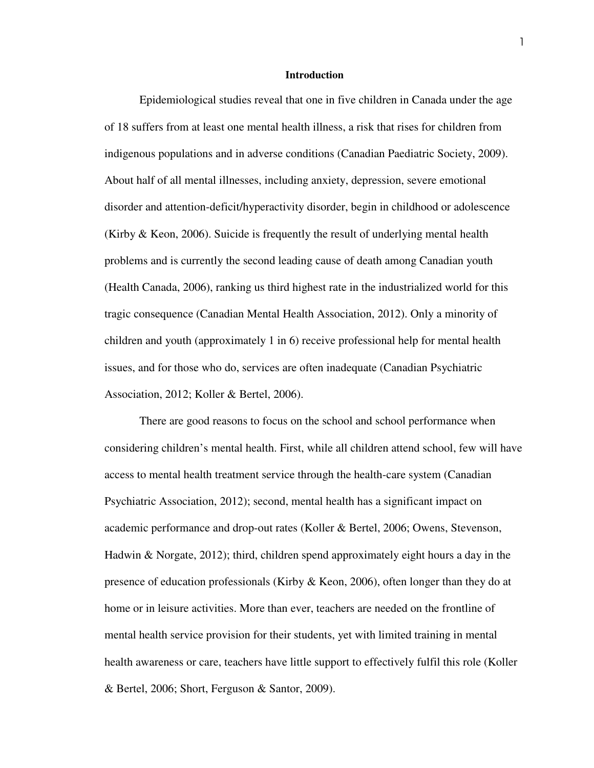# Introduction

Epidemiological studies reveal that one in five children in Canada under the age of 18 suffers from at least one mental health illness, a risk that rises for children from indigenous populations and in adverse conditions (Canadian Paediatric Society, 2009). About half of all mental illnesses, including anxiety, depression, severe emotional disorder and attention-deficit/hyperactivity disorder, begin in childhood or adolescence (Kirby & Keon, 2006). Suicide is frequently the result of underlying mental health problems and is currently the second leading cause of death among Canadian youth (Health Canada, 2006), ranking us third highest rate in the industrialized world for this tragic consequence (Canadian Mental Health Association, 2012). Only a minority of children and youth (approximately 1 in 6) receive professional help for mental health issues, and for those who do, services are often inadequate (Canadian Psychiatric Association, 2012; Koller & Bertel, 2006).

There are good reasons to focus on the school and school performance when considering children's mental health. First, while all children attend school, few will have access to mental health treatment service through the health-care system (Canadian Psychiatric Association, 2012); second, mental health has a significant impact on academic performance and drop-out rates (Koller & Bertel, 2006; Owens, Stevenson, Hadwin & Norgate, 2012); third, children spend approximately eight hours a day in the presence of education professionals (Kirby & Keon, 2006), often longer than they do at home or in leisure activities. More than ever, teachers are needed on the frontline of mental health service provision for their students, yet with limited training in mental health awareness or care, teachers have little support to effectively fulfil this role (Koller & Bertel, 2006; Short, Ferguson & Santor, 2009).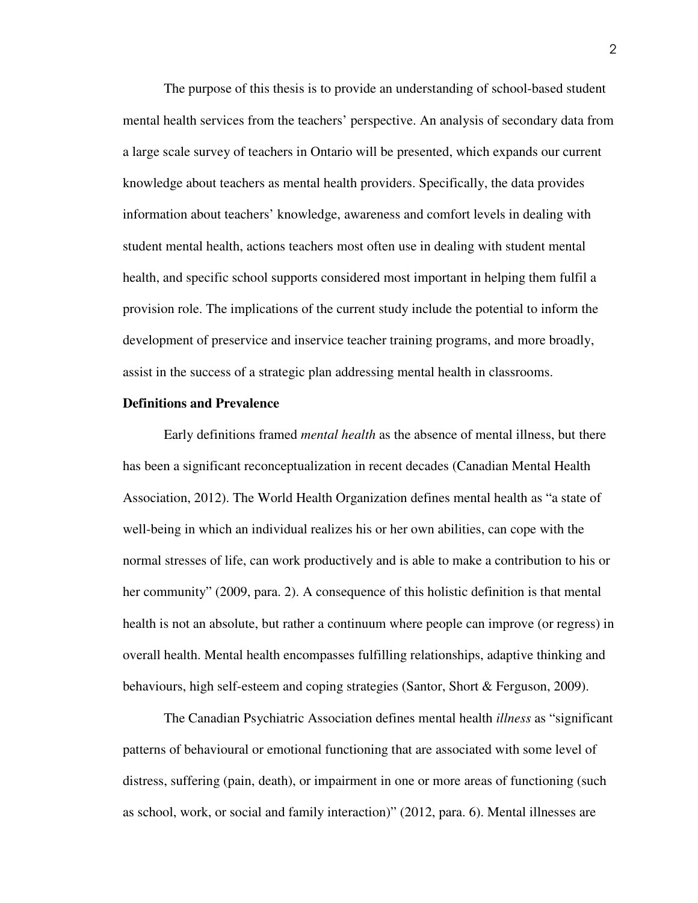The purpose of this thesis is to provide an understanding of school-based student mental health services from the teachers' perspective. An analysis of secondary data from a large scale survey of teachers in Ontario will be presented, which expands our current knowledge about teachers as mental health providers. Specifically, the data provides information about teachers' knowledge, awareness and comfort levels in dealing with student mental health, actions teachers most often use in dealing with student mental health, and specific school supports considered most important in helping them fulfil a provision role. The implications of the current study include the potential to inform the development of preservice and inservice teacher training programs, and more broadly, assist in the success of a strategic plan addressing mental health in classrooms.

**Definitions and Prevalence**

Early definitions framed *mental health* as the absence of mental illness, but there has been a significant reconceptualization in recent decades (Canadian Mental Health Association, 2012). The World Health Organization defines mental health as "a state of well-being in which an individual realizes his or her own abilities, can cope with the normal stresses of life, can work productively and is able to make a contribution to his or her community" (2009, para. 2). A consequence of this holistic definition is that mental health is not an absolute, but rather a continuum where people can improve (or regress) in overall health. Mental health encompasses fulfilling relationships, adaptive thinking and behaviours, high self-esteem and coping strategies (Santor, Short & Ferguson, 2009).

The Canadian Psychiatric Association defines mental health *illness* as "significant patterns of behavioural or emotional functioning that are associated with some level of distress, suffering (pain, death), or impairment in one or more areas of functioning (such as school, work, or social and family interaction)" (2012, para. 6). Mental illnesses are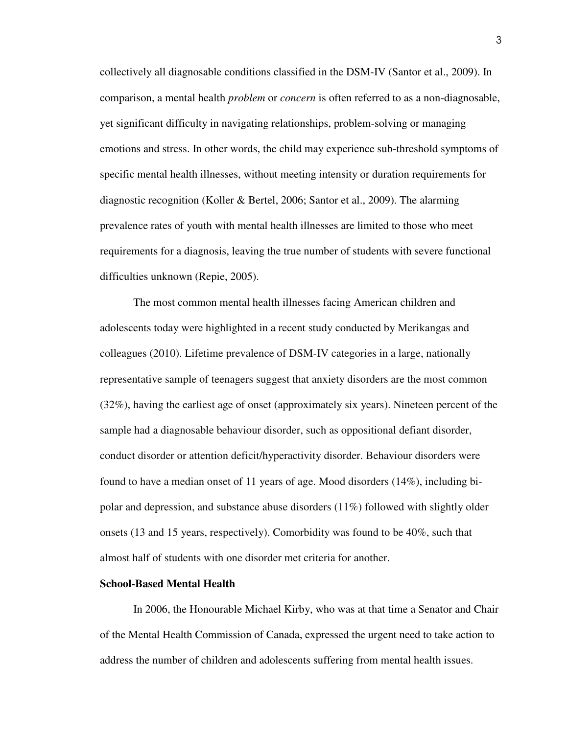collectively all diagnosable conditions classified in the DSM-IV (Santor et al., 2009). In comparison, a mental health *problem* or *concern* is often referred to as a non-diagnosable, yet significant difficulty in navigating relationships, problem-solving or managing emotions and stress. In other words, the child may experience sub-threshold symptoms of specific mental health illnesses, without meeting intensity or duration requirements for diagnostic recognition (Koller & Bertel, 2006; Santor et al., 2009). The alarming prevalence rates of youth with mental health illnesses are limited to those who meet requirements for a diagnosis, leaving the true number of students with severe functional difficulties unknown (Repie, 2005).

The most common mental health illnesses facing American children and adolescents today were highlighted in a recent study conducted by Merikangas and colleagues (2010). Lifetime prevalence of DSM-IV categories in a large, nationally representative sample of teenagers suggest that anxiety disorders are the most common (32%), having the earliest age of onset (approximately six years). Nineteen percent of the sample had a diagnosable behaviour disorder, such as oppositional defiant disorder, conduct disorder or attention deficit/hyperactivity disorder. Behaviour disorders were found to have a median onset of 11 years of age. Mood disorders (14%), including bi-polar and depression, and substance abuse disorders (11%) followed with slightly older onsets (13 and 15 years, respectively). Comorbidity was found to be 40%, such that almost half of students with one disorder met criteria for another.

**School-Based Mental Health**

In 2006, the Honourable Michael Kirby, who was at that time a Senator and Chair of the Mental Health Commission of Canada, expressed the urgent need to take action to address the number of children and adolescents suffering from mental health issues.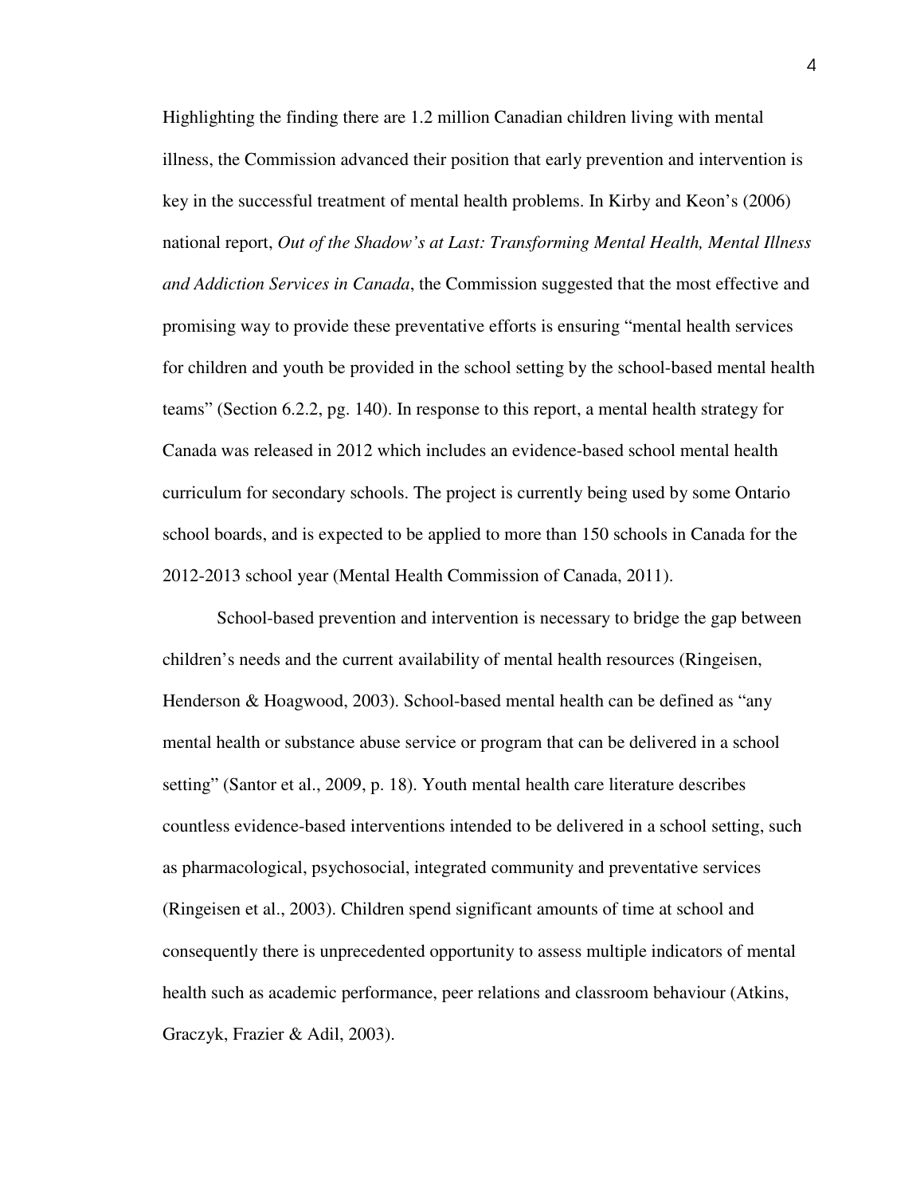Highlighting the finding there are 1.2 million Canadian children living with mental illness, the Commission advanced their position that early prevention and intervention is key in the successful treatment of mental health problems. In Kirby and Keon's (2006) national report, *Out of the Shadow's at Last: Transforming Mental Health, Mental Illness and Addiction Services in Canada*, the Commission suggested that the most effective and promising way to provide these preventative efforts is ensuring "mental health services for children and youth be provided in the school setting by the school-based mental health teams" (Section 6.2.2, pg. 140). In response to this report, a mental health strategy for Canada was released in 2012 which includes an evidence-based school mental health curriculum for secondary schools. The project is currently being used by some Ontario school boards, and is expected to be applied to more than 150 schools in Canada for the 2012-2013 school year (Mental Health Commission of Canada, 2011).

School-based prevention and intervention is necessary to bridge the gap between children's needs and the current availability of mental health resources (Ringeisen, Henderson & Hoagwood, 2003). School-based mental health can be defined as "any mental health or substance abuse service or program that can be delivered in a school setting" (Santor et al., 2009, p. 18). Youth mental health care literature describes countless evidence-based interventions intended to be delivered in a school setting, such as pharmacological, psychosocial, integrated community and preventative services (Ringeisen et al., 2003). Children spend significant amounts of time at school and consequently there is unprecedented opportunity to assess multiple indicators of mental health such as academic performance, peer relations and classroom behaviour (Atkins, Graczyk, Frazier & Adil, 2003).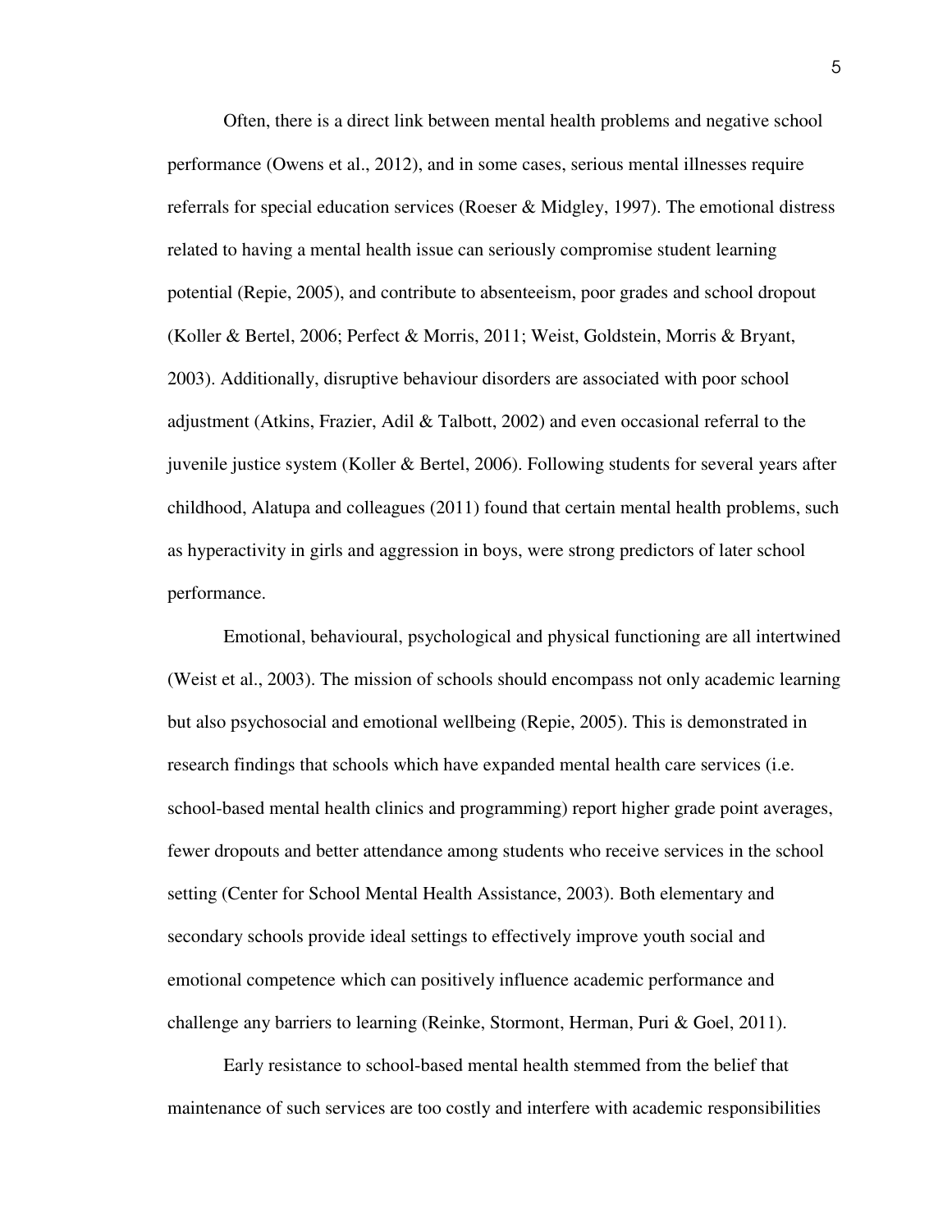Often, there is a direct link between mental health problems and negative school performance (Owens et al., 2012), and in some cases, serious mental illnesses require referrals for special education services (Roeser & Midgley, 1997). The emotional distress related to having a mental health issue can seriously compromise student learning potential (Repie, 2005), and contribute to absenteeism, poor grades and school dropout (Koller & Bertel, 2006; Perfect & Morris, 2011; Weist, Goldstein, Morris & Bryant, 2003). Additionally, disruptive behaviour disorders are associated with poor school adjustment (Atkins, Frazier, Adil & Talbott, 2002) and even occasional referral to the juvenile justice system (Koller & Bertel, 2006). Following students for several years after childhood, Alatupa and colleagues (2011) found that certain mental health problems, such as hyperactivity in girls and aggression in boys, were strong predictors of later school performance.

Emotional, behavioural, psychological and physical functioning are all intertwined (Weist et al., 2003). The mission of schools should encompass not only academic learning but also psychosocial and emotional wellbeing (Repie, 2005). This is demonstrated in research findings that schools which have expanded mental health care services (i.e. school-based mental health clinics and programming) report higher grade point averages, fewer dropouts and better attendance among students who receive services in the school setting (Center for School Mental Health Assistance, 2003). Both elementary and secondary schools provide ideal settings to effectively improve youth social and emotional competence which can positively influence academic performance and challenge any barriers to learning (Reinke, Stormont, Herman, Puri & Goel, 2011).

Early resistance to school-based mental health stemmed from the belief that maintenance of such services are too costly and interfere with academic responsibilities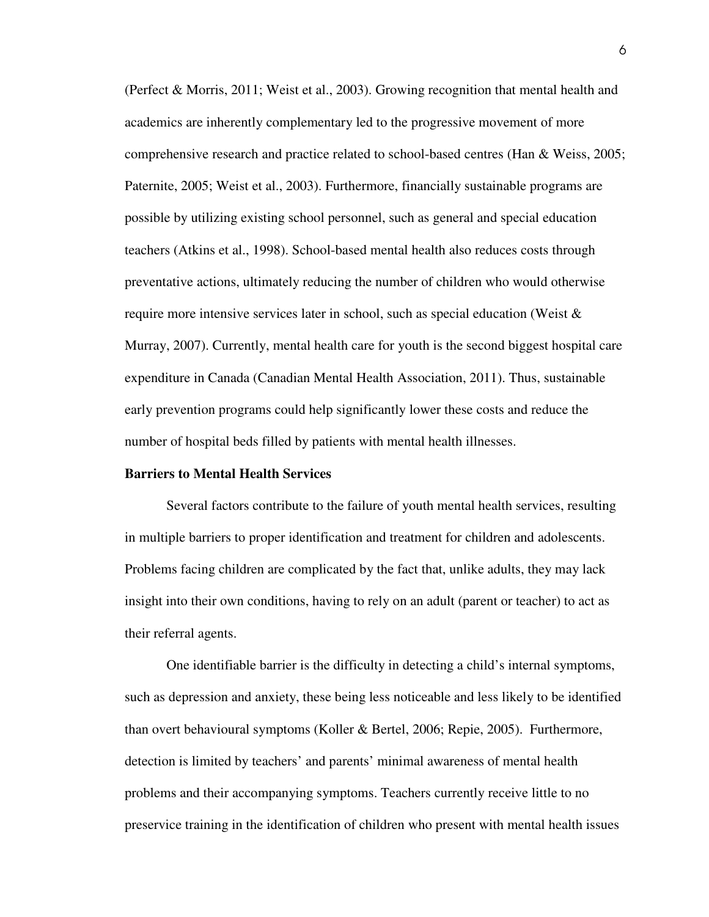(Perfect & Morris, 2011; Weist et al., 2003). Growing recognition that mental health and academics are inherently complementary led to the progressive movement of more comprehensive research and practice related to school-based centres (Han & Weiss, 2005; Paternite, 2005; Weist et al., 2003). Furthermore, financially sustainable programs are possible by utilizing existing school personnel, such as general and special education teachers (Atkins et al., 1998). School-based mental health also reduces costs through preventative actions, ultimately reducing the number of children who would otherwise require more intensive services later in school, such as special education (Weist & Murray, 2007). Currently, mental health care for youth is the second biggest hospital care expenditure in Canada (Canadian Mental Health Association, 2011). Thus, sustainable early prevention programs could help significantly lower these costs and reduce the number of hospital beds filled by patients with mental health illnesses.

**Barriers to Mental Health Services**

Several factors contribute to the failure of youth mental health services, resulting in multiple barriers to proper identification and treatment for children and adolescents. Problems facing children are complicated by the fact that, unlike adults, they may lack insight into their own conditions, having to rely on an adult (parent or teacher) to act as their referral agents.

One identifiable barrier is the difficulty in detecting a child's internal symptoms, such as depression and anxiety, these being less noticeable and less likely to be identified than overt behavioural symptoms (Koller & Bertel, 2006; Repie, 2005). Furthermore, detection is limited by teachers' and parents' minimal awareness of mental health problems and their accompanying symptoms. Teachers currently receive little to no preservice training in the identification of children who present with mental health issues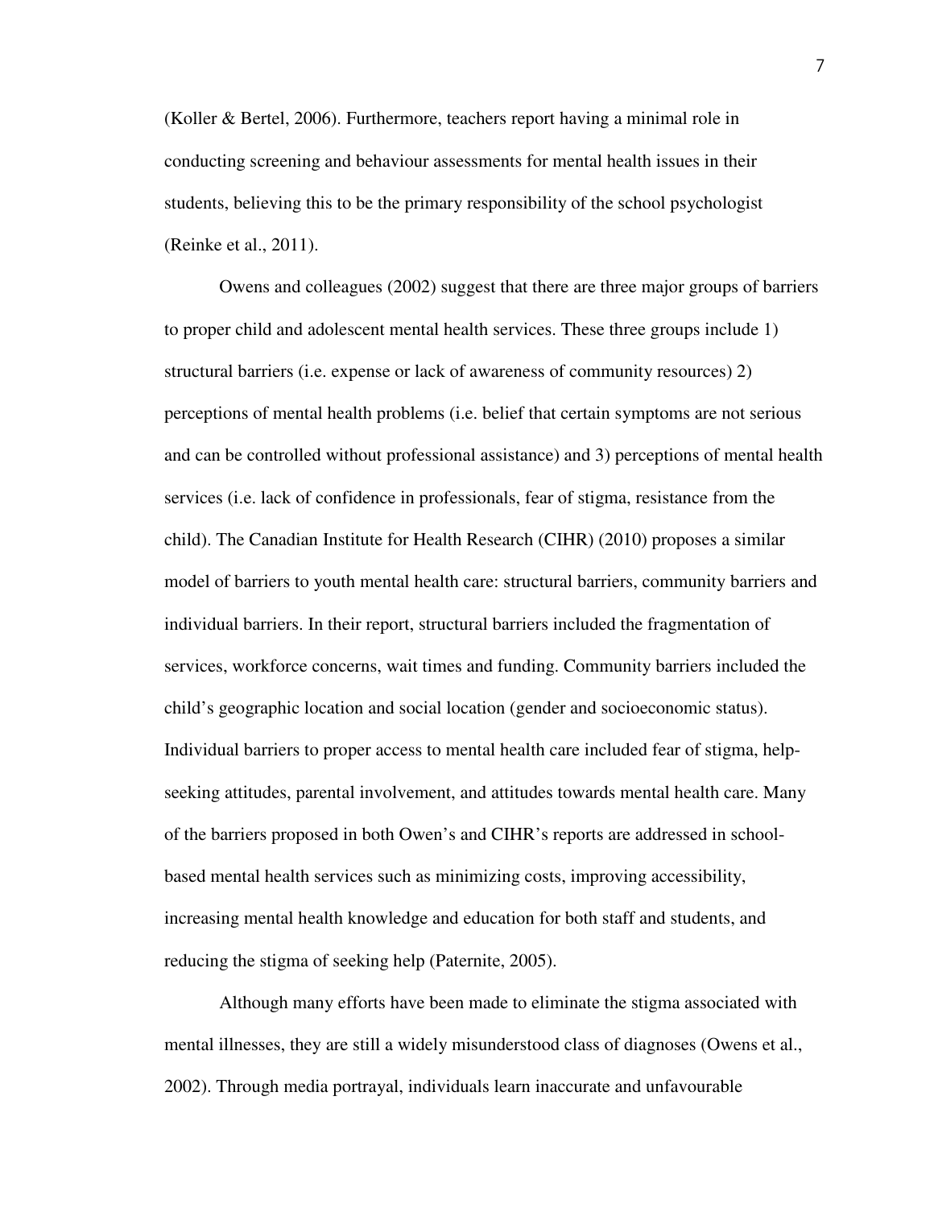(Koller & Bertel, 2006). Furthermore, teachers report having a minimal role in conducting screening and behaviour assessments for mental health issues in their students, believing this to be the primary responsibility of the school psychologist (Reinke et al., 2011).

Owens and colleagues (2002) suggest that there are three major groups of barriers to proper child and adolescent mental health services. These three groups include 1) structural barriers (i.e. expense or lack of awareness of community resources) 2) perceptions of mental health problems (i.e. belief that certain symptoms are not serious and can be controlled without professional assistance) and 3) perceptions of mental health services (i.e. lack of confidence in professionals, fear of stigma, resistance from the child). The Canadian Institute for Health Research (CIHR) (2010) proposes a similar model of barriers to youth mental health care: structural barriers, community barriers and individual barriers. In their report, structural barriers included the fragmentation of services, workforce concerns, wait times and funding. Community barriers included the child's geographic location and social location (gender and socioeconomic status). Individual barriers to proper access to mental health care included fear of stigma, help-seeking attitudes, parental involvement, and attitudes towards mental health care. Many of the barriers proposed in both Owen's and CIHR's reports are addressed in school-based mental health services such as minimizing costs, improving accessibility, increasing mental health knowledge and education for both staff and students, and reducing the stigma of seeking help (Paternite, 2005).

Although many efforts have been made to eliminate the stigma associated with mental illnesses, they are still a widely misunderstood class of diagnoses (Owens et al., 2002). Through media portrayal, individuals learn inaccurate and unfavourable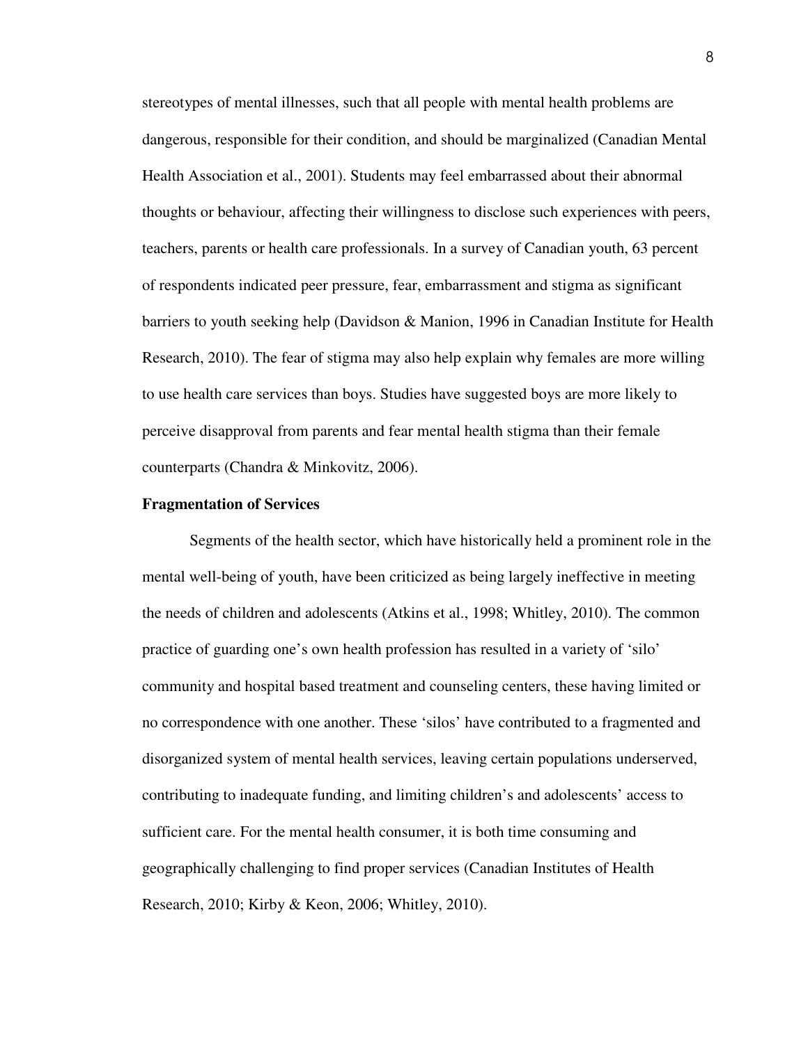stereotypes of mental illnesses, such that all people with mental health problems are dangerous, responsible for their condition, and should be marginalized (Canadian Mental Health Association et al., 2001). Students may feel embarrassed about their abnormal thoughts or behaviour, affecting their willingness to disclose such experiences with peers, teachers, parents or health care professionals. In a survey of Canadian youth, 63 percent of respondents indicated peer pressure, fear, embarrassment and stigma as significant barriers to youth seeking help (Davidson & Manion, 1996 in Canadian Institute for Health Research, 2010). The fear of stigma may also help explain why females are more willing to use health care services than boys. Studies have suggested boys are more likely to perceive disapproval from parents and fear mental health stigma than their female counterparts (Chandra & Minkovitz, 2006).

**Fragmentation of Services**

Segments of the health sector, which have historically held a prominent role in the mental well-being of youth, have been criticized as being largely ineffective in meeting the needs of children and adolescents (Atkins et al., 1998; Whitley, 2010). The common practice of guarding one's own health profession has resulted in a variety of 'silo' community and hospital based treatment and counseling centers, these having limited or no correspondence with one another. These 'silos' have contributed to a fragmented and disorganized system of mental health services, leaving certain populations underserved, contributing to inadequate funding, and limiting children's and adolescents' access to sufficient care. For the mental health consumer, it is both time consuming and geographically challenging to find proper services (Canadian Institutes of Health Research, 2010; Kirby & Keon, 2006; Whitley, 2010).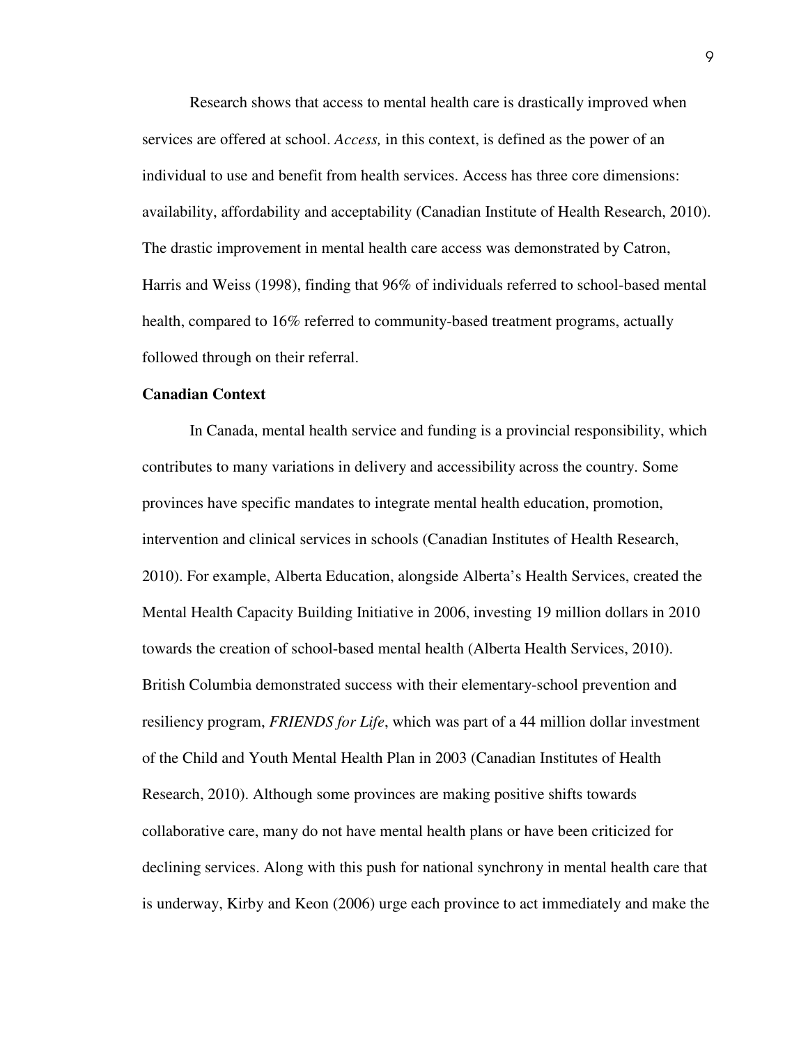Research shows that access to mental health care is drastically improved when services are offered at school. *Access,* in this context, is defined as the power of an individual to use and benefit from health services. Access has three core dimensions: availability, affordability and acceptability (Canadian Institute of Health Research, 2010). The drastic improvement in mental health care access was demonstrated by Catron, Harris and Weiss (1998), finding that 96% of individuals referred to school-based mental health, compared to 16% referred to community-based treatment programs, actually followed through on their referral.

**Canadian Context**

In Canada, mental health service and funding is a provincial responsibility, which contributes to many variations in delivery and accessibility across the country. Some provinces have specific mandates to integrate mental health education, promotion, intervention and clinical services in schools (Canadian Institutes of Health Research, 2010). For example, Alberta Education, alongside Alberta's Health Services, created the Mental Health Capacity Building Initiative in 2006, investing 19 million dollars in 2010 towards the creation of school-based mental health (Alberta Health Services, 2010). British Columbia demonstrated success with their elementary-school prevention and resiliency program, *FRIENDS for Life*, which was part of a 44 million dollar investment of the Child and Youth Mental Health Plan in 2003 (Canadian Institutes of Health Research, 2010). Although some provinces are making positive shifts towards collaborative care, many do not have mental health plans or have been criticized for declining services. Along with this push for national synchrony in mental health care that is underway, Kirby and Keon (2006) urge each province to act immediately and make the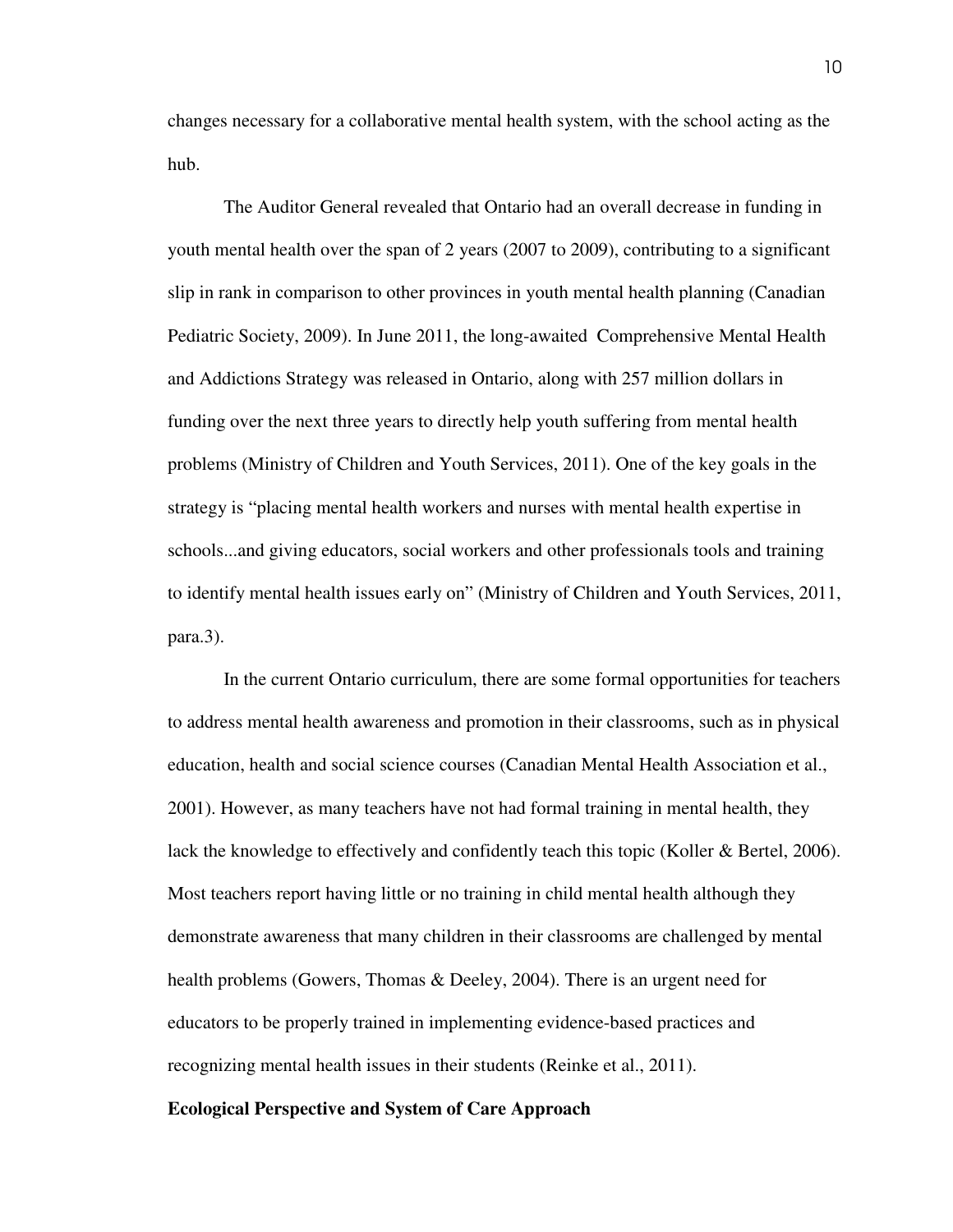changes necessary for a collaborative mental health system, with the school acting as the hub.

The Auditor General revealed that Ontario had an overall decrease in funding in youth mental health over the span of 2 years (2007 to 2009), contributing to a significant slip in rank in comparison to other provinces in youth mental health planning (Canadian Pediatric Society, 2009). In June 2011, the long-awaited Comprehensive Mental Health and Addictions Strategy was released in Ontario, along with 257 million dollars in funding over the next three years to directly help youth suffering from mental health problems (Ministry of Children and Youth Services, 2011). One of the key goals in the strategy is "placing mental health workers and nurses with mental health expertise in schools...and giving educators, social workers and other professionals tools and training to identify mental health issues early on" (Ministry of Children and Youth Services, 2011, para.3).

In the current Ontario curriculum, there are some formal opportunities for teachers to address mental health awareness and promotion in their classrooms, such as in physical education, health and social science courses (Canadian Mental Health Association et al., 2001). However, as many teachers have not had formal training in mental health, they lack the knowledge to effectively and confidently teach this topic (Koller & Bertel, 2006). Most teachers report having little or no training in child mental health although they demonstrate awareness that many children in their classrooms are challenged by mental health problems (Gowers, Thomas & Deeley, 2004). There is an urgent need for educators to be properly trained in implementing evidence-based practices and recognizing mental health issues in their students (Reinke et al., 2011).

**Ecological Perspective and System of Care Approach**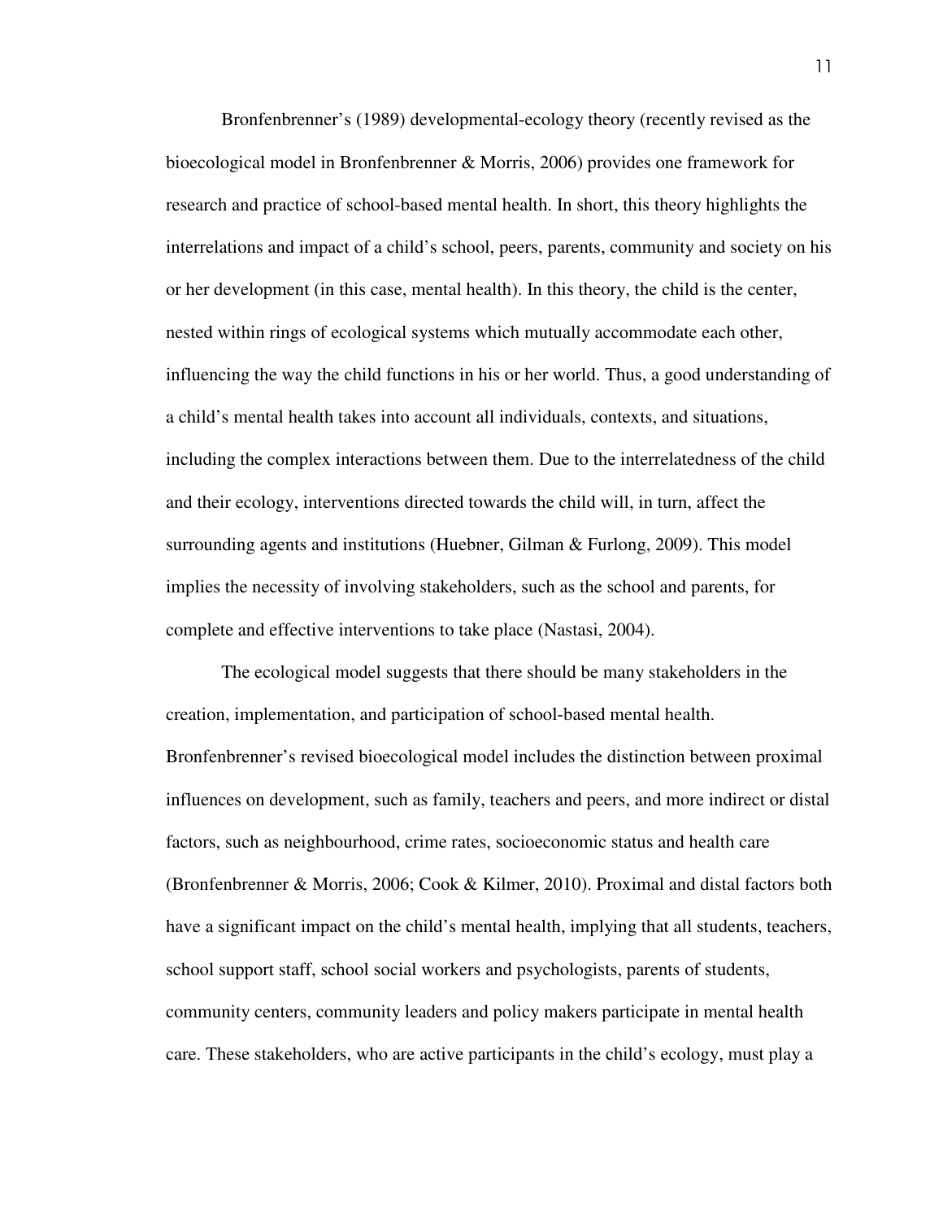Bronfenbrenner's (1989) developmental-ecology theory (recently revised as the bioecological model in Bronfenbrenner & Morris, 2006) provides one framework for research and practice of school-based mental health. In short, this theory highlights the interrelations and impact of a child's school, peers, parents, community and society on his or her development (in this case, mental health). In this theory, the child is the center, nested within rings of ecological systems which mutually accommodate each other, influencing the way the child functions in his or her world. Thus, a good understanding of a child's mental health takes into account all individuals, contexts, and situations, including the complex interactions between them. Due to the interrelatedness of the child and their ecology, interventions directed towards the child will, in turn, affect the surrounding agents and institutions (Huebner, Gilman & Furlong, 2009). This model implies the necessity of involving stakeholders, such as the school and parents, for complete and effective interventions to take place (Nastasi, 2004).

The ecological model suggests that there should be many stakeholders in the creation, implementation, and participation of school-based mental health. Bronfenbrenner's revised bioecological model includes the distinction between proximal influences on development, such as family, teachers and peers, and more indirect or distal factors, such as neighbourhood, crime rates, socioeconomic status and health care (Bronfenbrenner & Morris, 2006; Cook & Kilmer, 2010). Proximal and distal factors both have a significant impact on the child's mental health, implying that all students, teachers, school support staff, school social workers and psychologists, parents of students, community centers, community leaders and policy makers participate in mental health care. These stakeholders, who are active participants in the child's ecology, must play a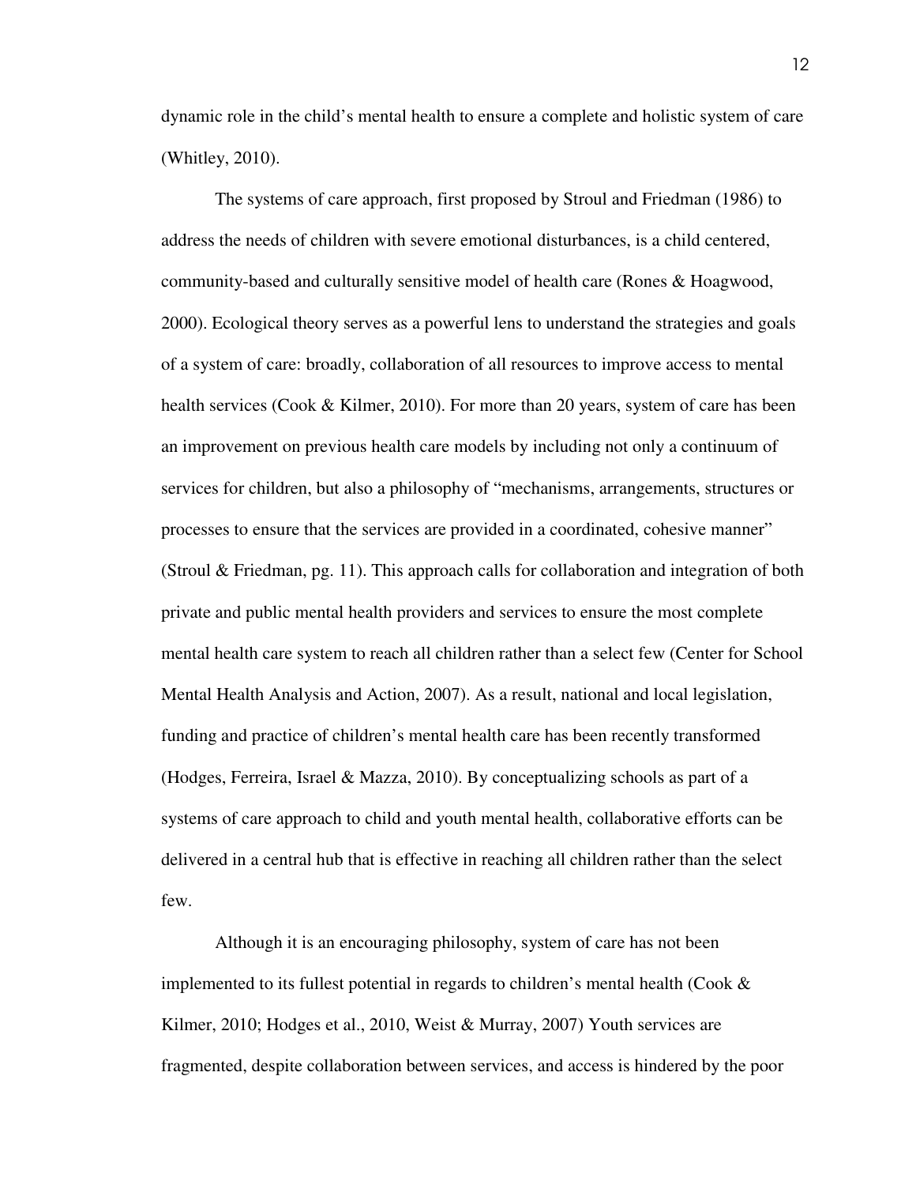dynamic role in the child's mental health to ensure a complete and holistic system of care (Whitley, 2010).

The systems of care approach, first proposed by Stroul and Friedman (1986) to address the needs of children with severe emotional disturbances, is a child centered, community-based and culturally sensitive model of health care (Rones & Hoagwood, 2000). Ecological theory serves as a powerful lens to understand the strategies and goals of a system of care: broadly, collaboration of all resources to improve access to mental health services (Cook & Kilmer, 2010). For more than 20 years, system of care has been an improvement on previous health care models by including not only a continuum of services for children, but also a philosophy of "mechanisms, arrangements, structures or processes to ensure that the services are provided in a coordinated, cohesive manner" (Stroul & Friedman, pg. 11). This approach calls for collaboration and integration of both private and public mental health providers and services to ensure the most complete mental health care system to reach all children rather than a select few (Center for School Mental Health Analysis and Action, 2007). As a result, national and local legislation, funding and practice of children's mental health care has been recently transformed (Hodges, Ferreira, Israel & Mazza, 2010). By conceptualizing schools as part of a systems of care approach to child and youth mental health, collaborative efforts can be delivered in a central hub that is effective in reaching all children rather than the select few.

Although it is an encouraging philosophy, system of care has not been implemented to its fullest potential in regards to children's mental health (Cook & Kilmer, 2010; Hodges et al., 2010, Weist & Murray, 2007) Youth services are fragmented, despite collaboration between services, and access is hindered by the poor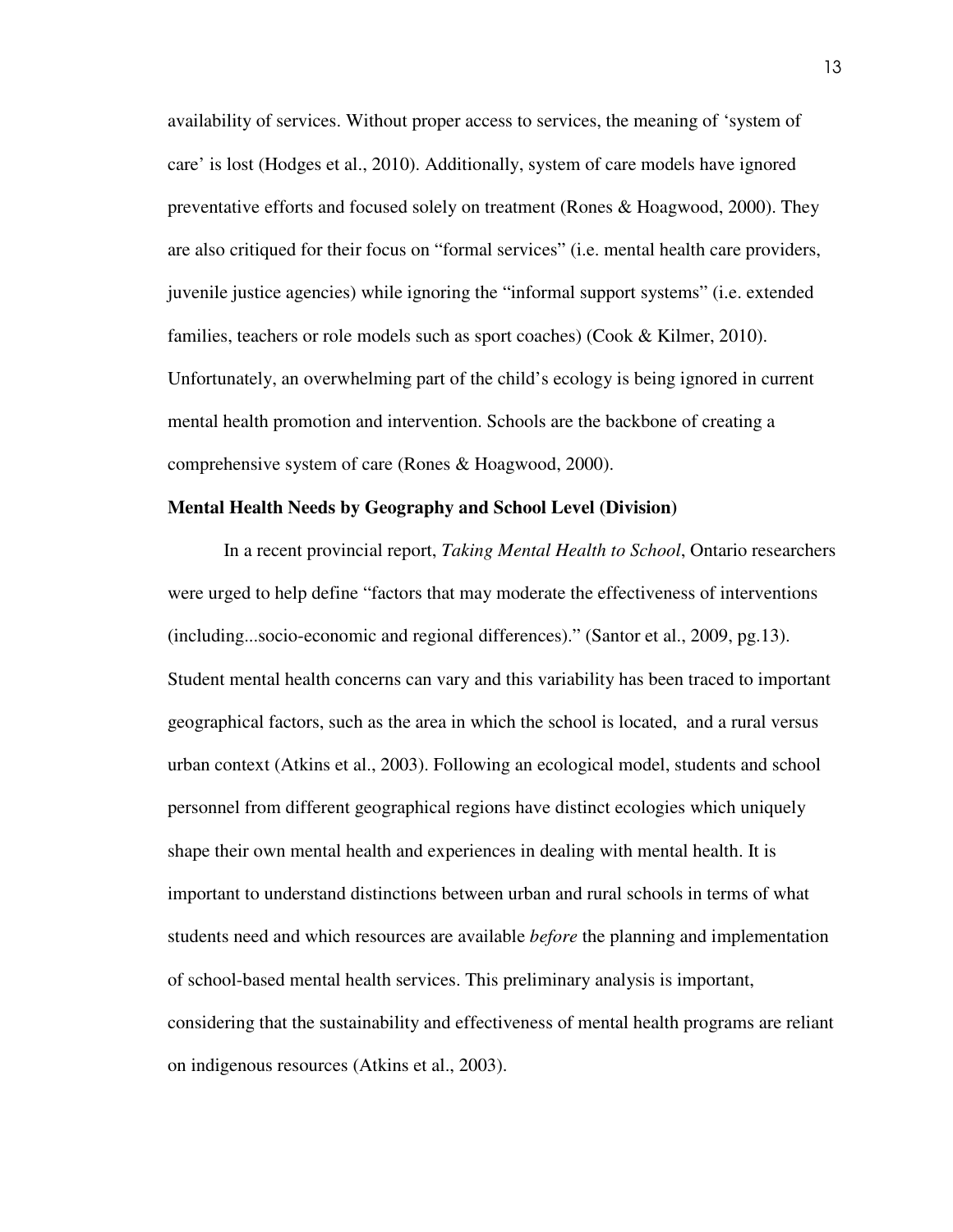availability of services. Without proper access to services, the meaning of 'system of care' is lost (Hodges et al., 2010). Additionally, system of care models have ignored preventative efforts and focused solely on treatment (Rones & Hoagwood, 2000). They are also critiqued for their focus on "formal services" (i.e. mental health care providers, juvenile justice agencies) while ignoring the "informal support systems" (i.e. extended families, teachers or role models such as sport coaches) (Cook & Kilmer, 2010). Unfortunately, an overwhelming part of the child's ecology is being ignored in current mental health promotion and intervention. Schools are the backbone of creating a comprehensive system of care (Rones & Hoagwood, 2000).

**Mental Health Needs by Geography and School Level (Division)**

In a recent provincial report, *Taking Mental Health to School*, Ontario researchers were urged to help define "factors that may moderate the effectiveness of interventions (including...socio-economic and regional differences)." (Santor et al., 2009, pg.13). Student mental health concerns can vary and this variability has been traced to important geographical factors, such as the area in which the school is located, and a rural versus urban context (Atkins et al., 2003). Following an ecological model, students and school personnel from different geographical regions have distinct ecologies which uniquely shape their own mental health and experiences in dealing with mental health. It is important to understand distinctions between urban and rural schools in terms of what students need and which resources are available *before* the planning and implementation of school-based mental health services. This preliminary analysis is important, considering that the sustainability and effectiveness of mental health programs are reliant on indigenous resources (Atkins et al., 2003).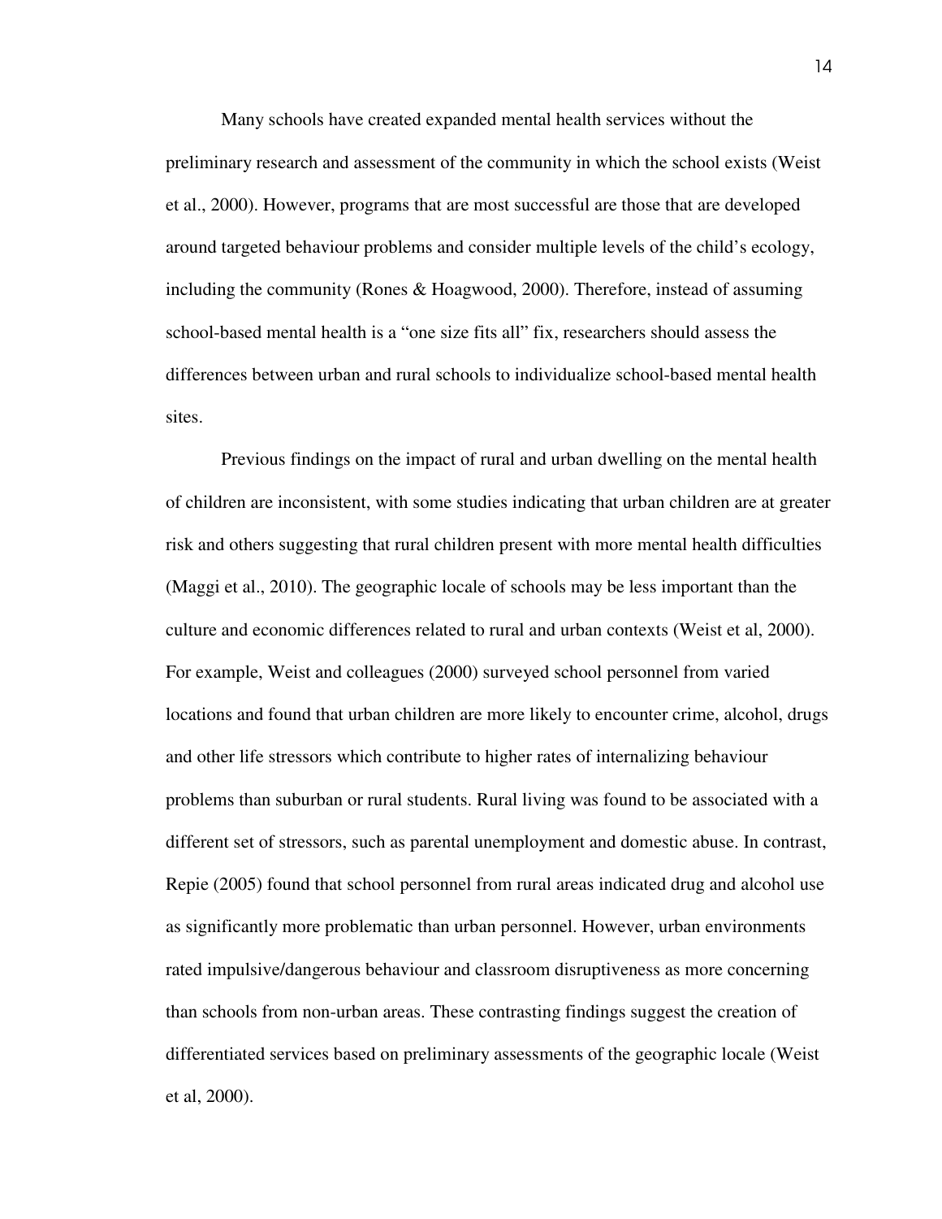Many schools have created expanded mental health services without the preliminary research and assessment of the community in which the school exists (Weist et al., 2000). However, programs that are most successful are those that are developed around targeted behaviour problems and consider multiple levels of the child's ecology, including the community (Rones & Hoagwood, 2000). Therefore, instead of assuming school-based mental health is a "one size fits all" fix, researchers should assess the differences between urban and rural schools to individualize school-based mental health sites.

Previous findings on the impact of rural and urban dwelling on the mental health of children are inconsistent, with some studies indicating that urban children are at greater risk and others suggesting that rural children present with more mental health difficulties (Maggi et al., 2010). The geographic locale of schools may be less important than the culture and economic differences related to rural and urban contexts (Weist et al, 2000). For example, Weist and colleagues (2000) surveyed school personnel from varied locations and found that urban children are more likely to encounter crime, alcohol, drugs and other life stressors which contribute to higher rates of internalizing behaviour problems than suburban or rural students. Rural living was found to be associated with a different set of stressors, such as parental unemployment and domestic abuse. In contrast, Repie (2005) found that school personnel from rural areas indicated drug and alcohol use as significantly more problematic than urban personnel. However, urban environments rated impulsive/dangerous behaviour and classroom disruptiveness as more concerning than schools from non-urban areas. These contrasting findings suggest the creation of differentiated services based on preliminary assessments of the geographic locale (Weist et al, 2000).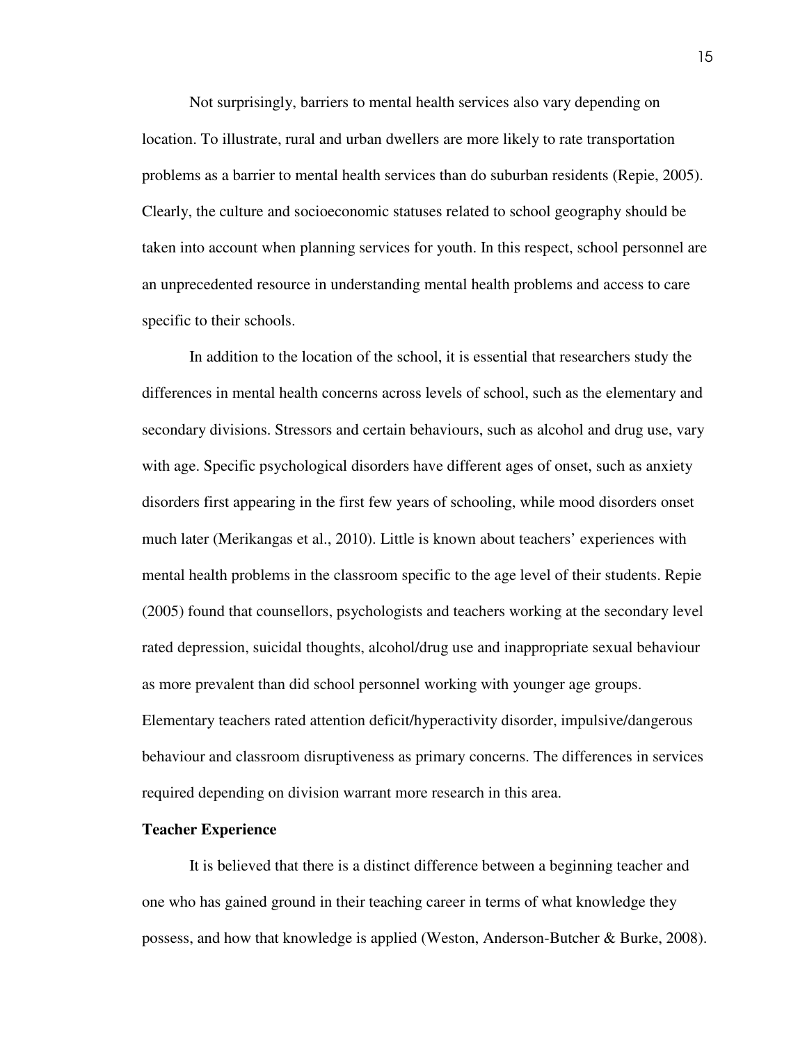Not surprisingly, barriers to mental health services also vary depending on location. To illustrate, rural and urban dwellers are more likely to rate transportation problems as a barrier to mental health services than do suburban residents (Repie, 2005). Clearly, the culture and socioeconomic statuses related to school geography should be taken into account when planning services for youth. In this respect, school personnel are an unprecedented resource in understanding mental health problems and access to care specific to their schools.

In addition to the location of the school, it is essential that researchers study the differences in mental health concerns across levels of school, such as the elementary and secondary divisions. Stressors and certain behaviours, such as alcohol and drug use, vary with age. Specific psychological disorders have different ages of onset, such as anxiety disorders first appearing in the first few years of schooling, while mood disorders onset much later (Merikangas et al., 2010). Little is known about teachers' experiences with mental health problems in the classroom specific to the age level of their students. Repie (2005) found that counsellors, psychologists and teachers working at the secondary level rated depression, suicidal thoughts, alcohol/drug use and inappropriate sexual behaviour as more prevalent than did school personnel working with younger age groups. Elementary teachers rated attention deficit/hyperactivity disorder, impulsive/dangerous behaviour and classroom disruptiveness as primary concerns. The differences in services required depending on division warrant more research in this area.

**Teacher Experience**

It is believed that there is a distinct difference between a beginning teacher and one who has gained ground in their teaching career in terms of what knowledge they possess, and how that knowledge is applied (Weston, Anderson-Butcher & Burke, 2008).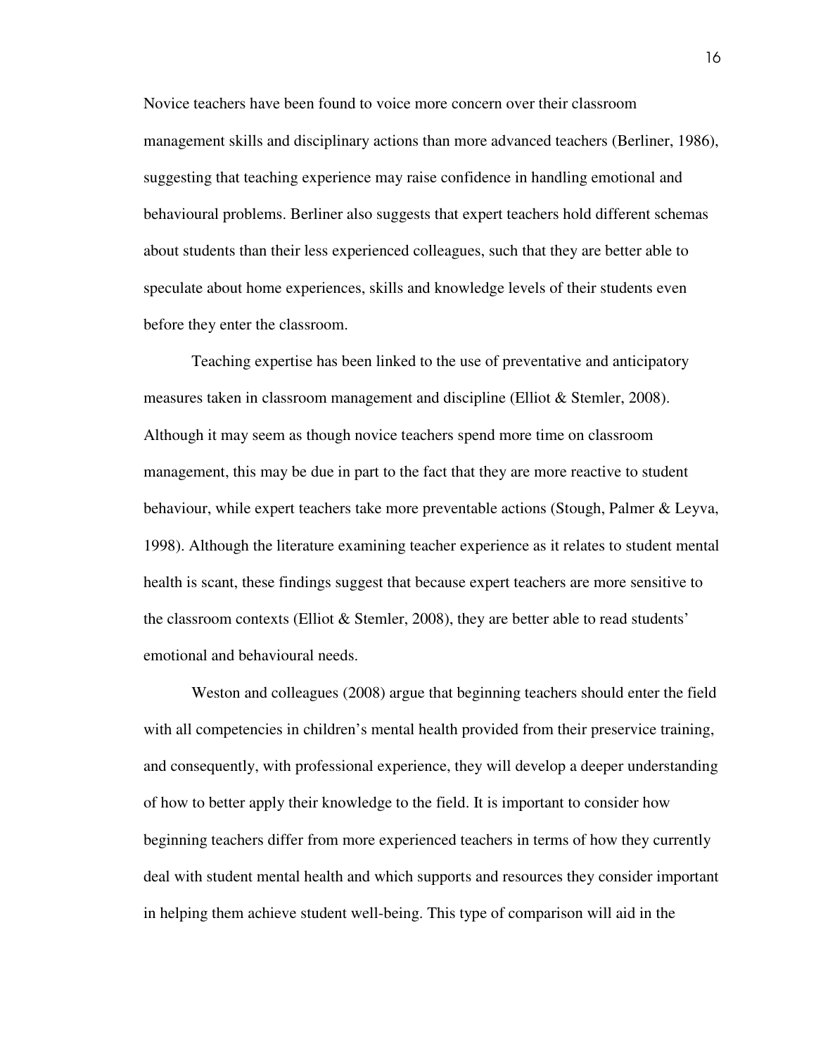Novice teachers have been found to voice more concern over their classroom management skills and disciplinary actions than more advanced teachers (Berliner, 1986), suggesting that teaching experience may raise confidence in handling emotional and behavioural problems. Berliner also suggests that expert teachers hold different schemas about students than their less experienced colleagues, such that they are better able to speculate about home experiences, skills and knowledge levels of their students even before they enter the classroom.

Teaching expertise has been linked to the use of preventative and anticipatory measures taken in classroom management and discipline (Elliot & Stemler, 2008). Although it may seem as though novice teachers spend more time on classroom management, this may be due in part to the fact that they are more reactive to student behaviour, while expert teachers take more preventable actions (Stough, Palmer & Leyva, 1998). Although the literature examining teacher experience as it relates to student mental health is scant, these findings suggest that because expert teachers are more sensitive to the classroom contexts (Elliot & Stemler, 2008), they are better able to read students' emotional and behavioural needs.

Weston and colleagues (2008) argue that beginning teachers should enter the field with all competencies in children's mental health provided from their preservice training, and consequently, with professional experience, they will develop a deeper understanding of how to better apply their knowledge to the field. It is important to consider how beginning teachers differ from more experienced teachers in terms of how they currently deal with student mental health and which supports and resources they consider important in helping them achieve student well-being. This type of comparison will aid in the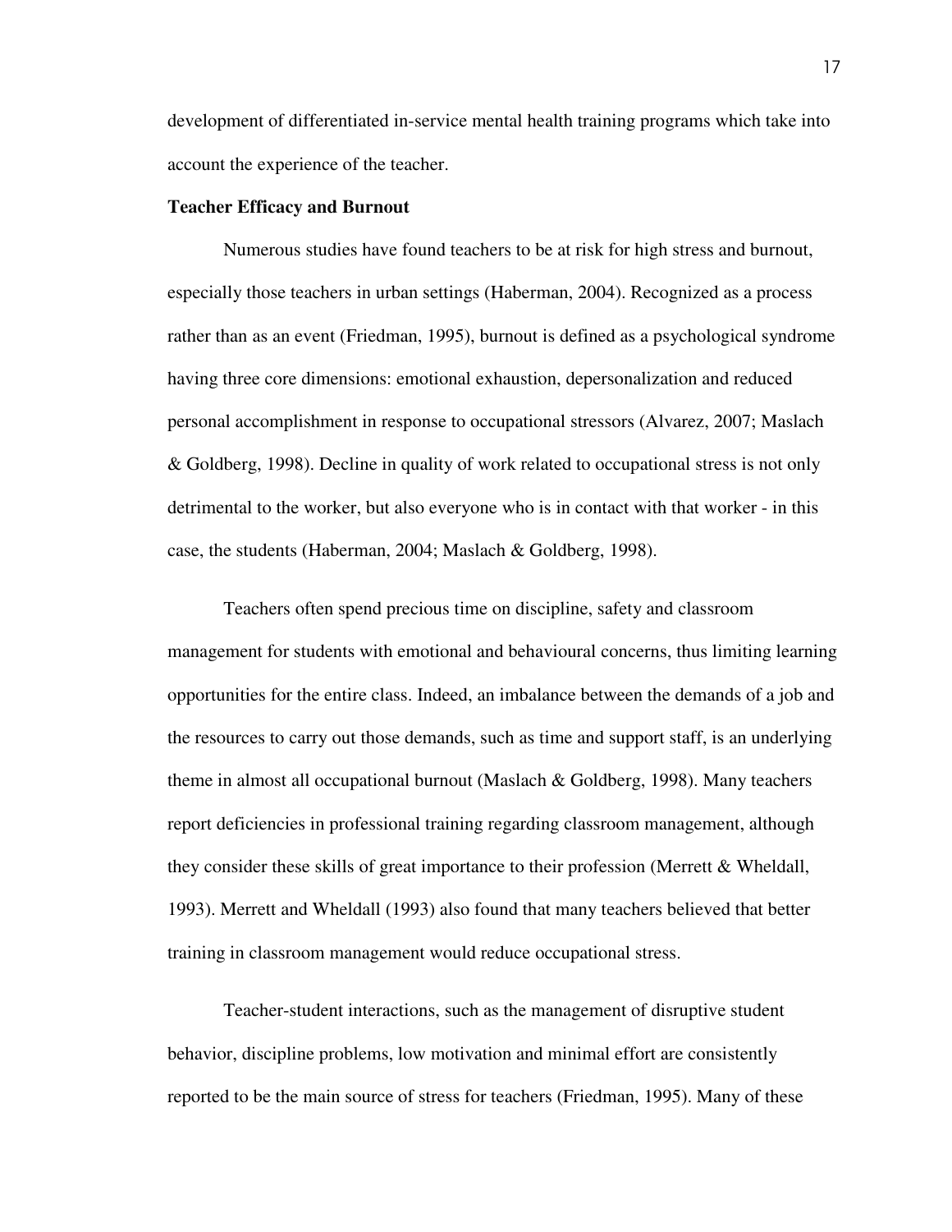development of differentiated in-service mental health training programs which take into account the experience of the teacher.

**Teacher Efficacy and Burnout**

Numerous studies have found teachers to be at risk for high stress and burnout, especially those teachers in urban settings (Haberman, 2004). Recognized as a process rather than as an event (Friedman, 1995), burnout is defined as a psychological syndrome having three core dimensions: emotional exhaustion, depersonalization and reduced personal accomplishment in response to occupational stressors (Alvarez, 2007; Maslach & Goldberg, 1998). Decline in quality of work related to occupational stress is not only detrimental to the worker, but also everyone who is in contact with that worker - in this case, the students (Haberman, 2004; Maslach & Goldberg, 1998).

Teachers often spend precious time on discipline, safety and classroom management for students with emotional and behavioural concerns, thus limiting learning opportunities for the entire class. Indeed, an imbalance between the demands of a job and the resources to carry out those demands, such as time and support staff, is an underlying theme in almost all occupational burnout (Maslach & Goldberg, 1998). Many teachers report deficiencies in professional training regarding classroom management, although they consider these skills of great importance to their profession (Merrett & Wheldall, 1993). Merrett and Wheldall (1993) also found that many teachers believed that better training in classroom management would reduce occupational stress.

Teacher-student interactions, such as the management of disruptive student behavior, discipline problems, low motivation and minimal effort are consistently reported to be the main source of stress for teachers (Friedman, 1995). Many of these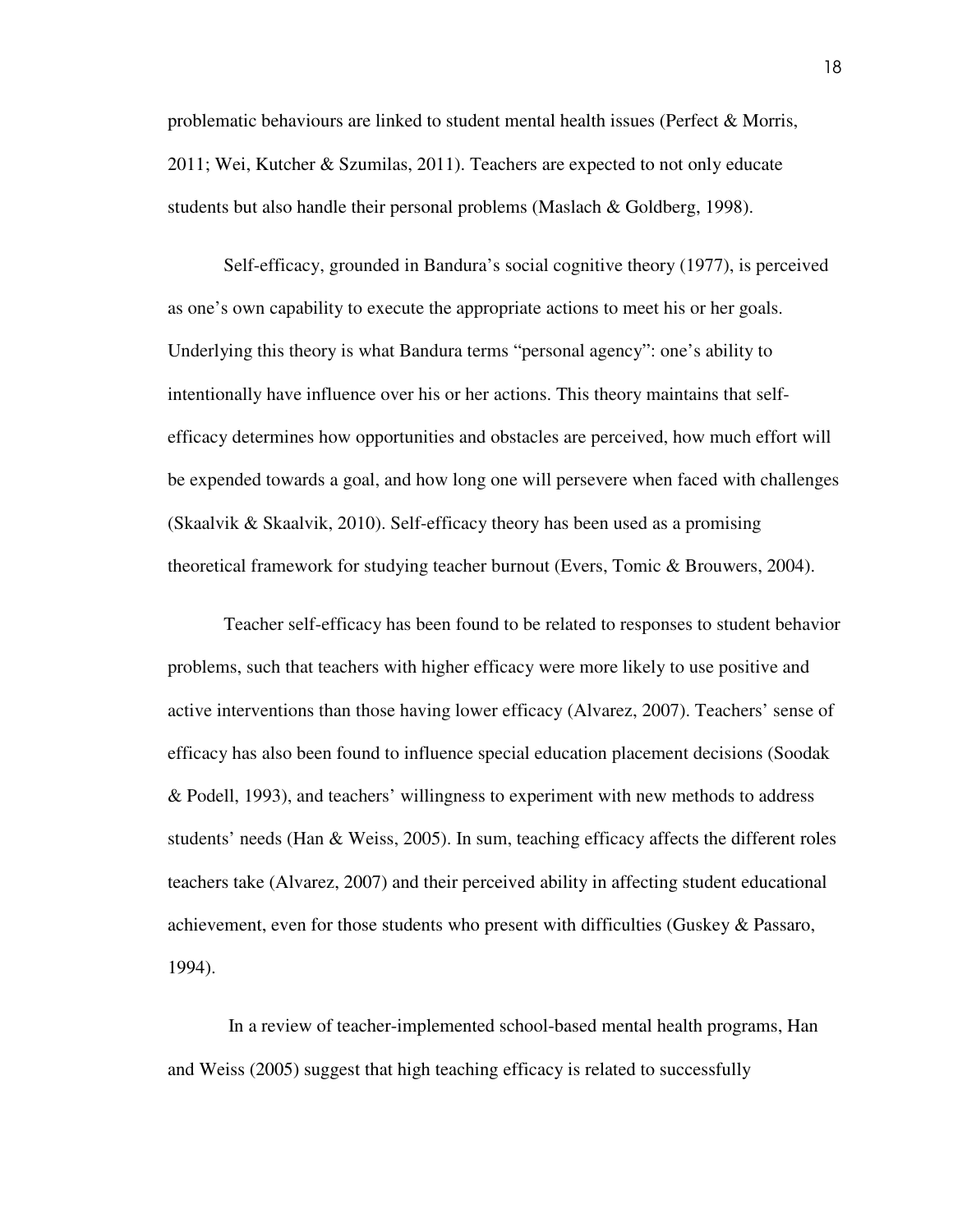problematic behaviours are linked to student mental health issues (Perfect & Morris, 2011; Wei, Kutcher & Szumilas, 2011). Teachers are expected to not only educate students but also handle their personal problems (Maslach & Goldberg, 1998).

Self-efficacy, grounded in Bandura's social cognitive theory (1977), is perceived as one's own capability to execute the appropriate actions to meet his or her goals. Underlying this theory is what Bandura terms "personal agency": one's ability to intentionally have influence over his or her actions. This theory maintains that self-efficacy determines how opportunities and obstacles are perceived, how much effort will be expended towards a goal, and how long one will persevere when faced with challenges (Skaalvik & Skaalvik, 2010). Self-efficacy theory has been used as a promising theoretical framework for studying teacher burnout (Evers, Tomic & Brouwers, 2004).

Teacher self-efficacy has been found to be related to responses to student behavior problems, such that teachers with higher efficacy were more likely to use positive and active interventions than those having lower efficacy (Alvarez, 2007). Teachers' sense of efficacy has also been found to influence special education placement decisions (Soodak & Podell, 1993), and teachers' willingness to experiment with new methods to address students' needs (Han & Weiss, 2005). In sum, teaching efficacy affects the different roles teachers take (Alvarez, 2007) and their perceived ability in affecting student educational achievement, even for those students who present with difficulties (Guskey & Passaro, 1994).

In a review of teacher-implemented school-based mental health programs, Han and Weiss (2005) suggest that high teaching efficacy is related to successfully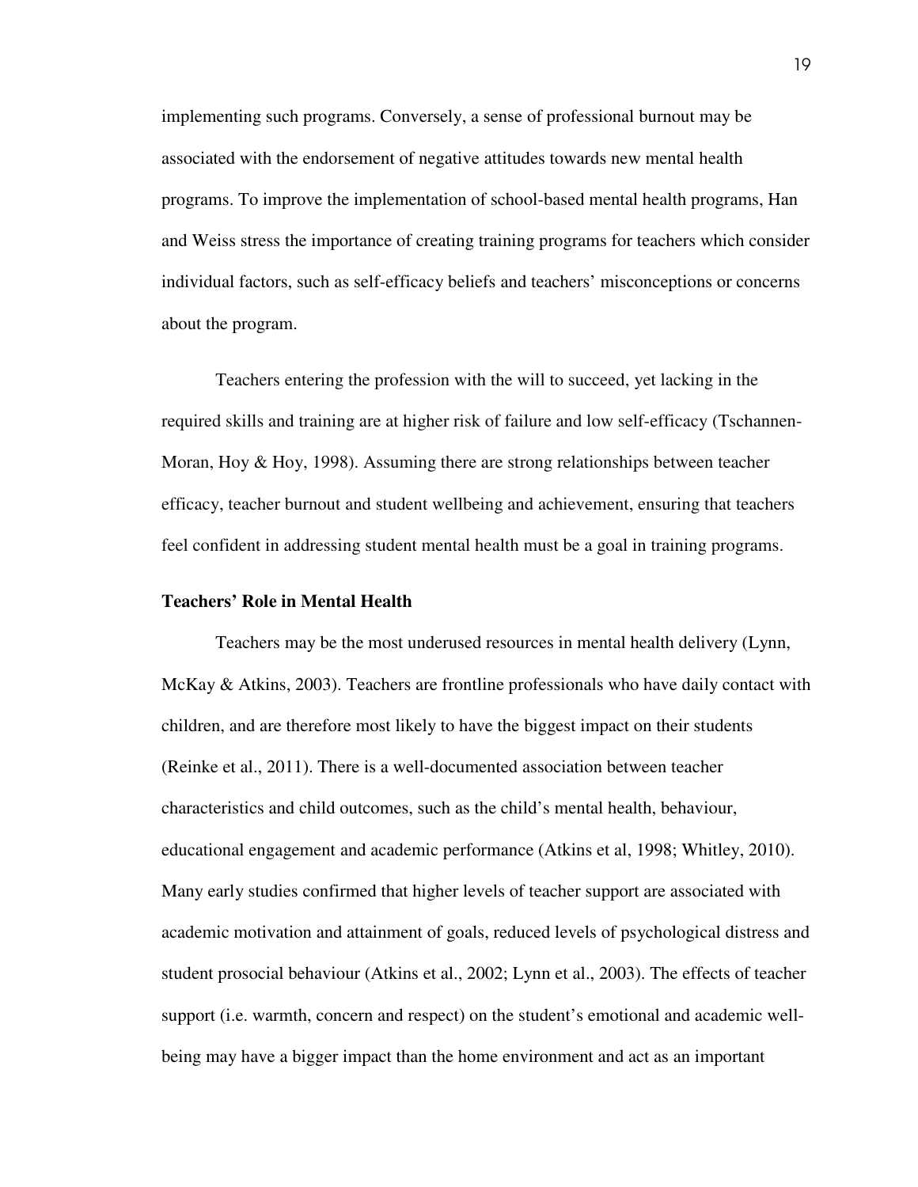implementing such programs. Conversely, a sense of professional burnout may be associated with the endorsement of negative attitudes towards new mental health programs. To improve the implementation of school-based mental health programs, Han and Weiss stress the importance of creating training programs for teachers which consider individual factors, such as self-efficacy beliefs and teachers' misconceptions or concerns about the program.

Teachers entering the profession with the will to succeed, yet lacking in the required skills and training are at higher risk of failure and low self-efficacy (Tschannen-Moran, Hoy & Hoy, 1998). Assuming there are strong relationships between teacher efficacy, teacher burnout and student wellbeing and achievement, ensuring that teachers feel confident in addressing student mental health must be a goal in training programs.

**Teachers' Role in Mental Health**

Teachers may be the most underused resources in mental health delivery (Lynn, McKay & Atkins, 2003). Teachers are frontline professionals who have daily contact with children, and are therefore most likely to have the biggest impact on their students (Reinke et al., 2011). There is a well-documented association between teacher characteristics and child outcomes, such as the child's mental health, behaviour, educational engagement and academic performance (Atkins et al, 1998; Whitley, 2010). Many early studies confirmed that higher levels of teacher support are associated with academic motivation and attainment of goals, reduced levels of psychological distress and student prosocial behaviour (Atkins et al., 2002; Lynn et al., 2003). The effects of teacher support (i.e. warmth, concern and respect) on the student's emotional and academic well-being may have a bigger impact than the home environment and act as an important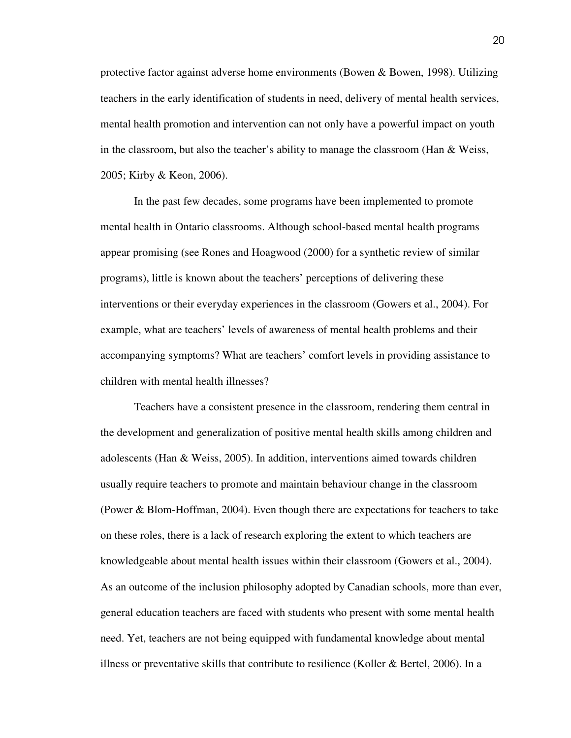protective factor against adverse home environments (Bowen & Bowen, 1998). Utilizing teachers in the early identification of students in need, delivery of mental health services, mental health promotion and intervention can not only have a powerful impact on youth in the classroom, but also the teacher's ability to manage the classroom (Han & Weiss, 2005; Kirby & Keon, 2006).

In the past few decades, some programs have been implemented to promote mental health in Ontario classrooms. Although school-based mental health programs appear promising (see Rones and Hoagwood (2000) for a synthetic review of similar programs), little is known about the teachers' perceptions of delivering these interventions or their everyday experiences in the classroom (Gowers et al., 2004). For example, what are teachers' levels of awareness of mental health problems and their accompanying symptoms? What are teachers' comfort levels in providing assistance to children with mental health illnesses?

Teachers have a consistent presence in the classroom, rendering them central in the development and generalization of positive mental health skills among children and adolescents (Han & Weiss, 2005). In addition, interventions aimed towards children usually require teachers to promote and maintain behaviour change in the classroom (Power & Blom-Hoffman, 2004). Even though there are expectations for teachers to take on these roles, there is a lack of research exploring the extent to which teachers are knowledgeable about mental health issues within their classroom (Gowers et al., 2004). As an outcome of the inclusion philosophy adopted by Canadian schools, more than ever, general education teachers are faced with students who present with some mental health need. Yet, teachers are not being equipped with fundamental knowledge about mental illness or preventative skills that contribute to resilience (Koller & Bertel, 2006). In a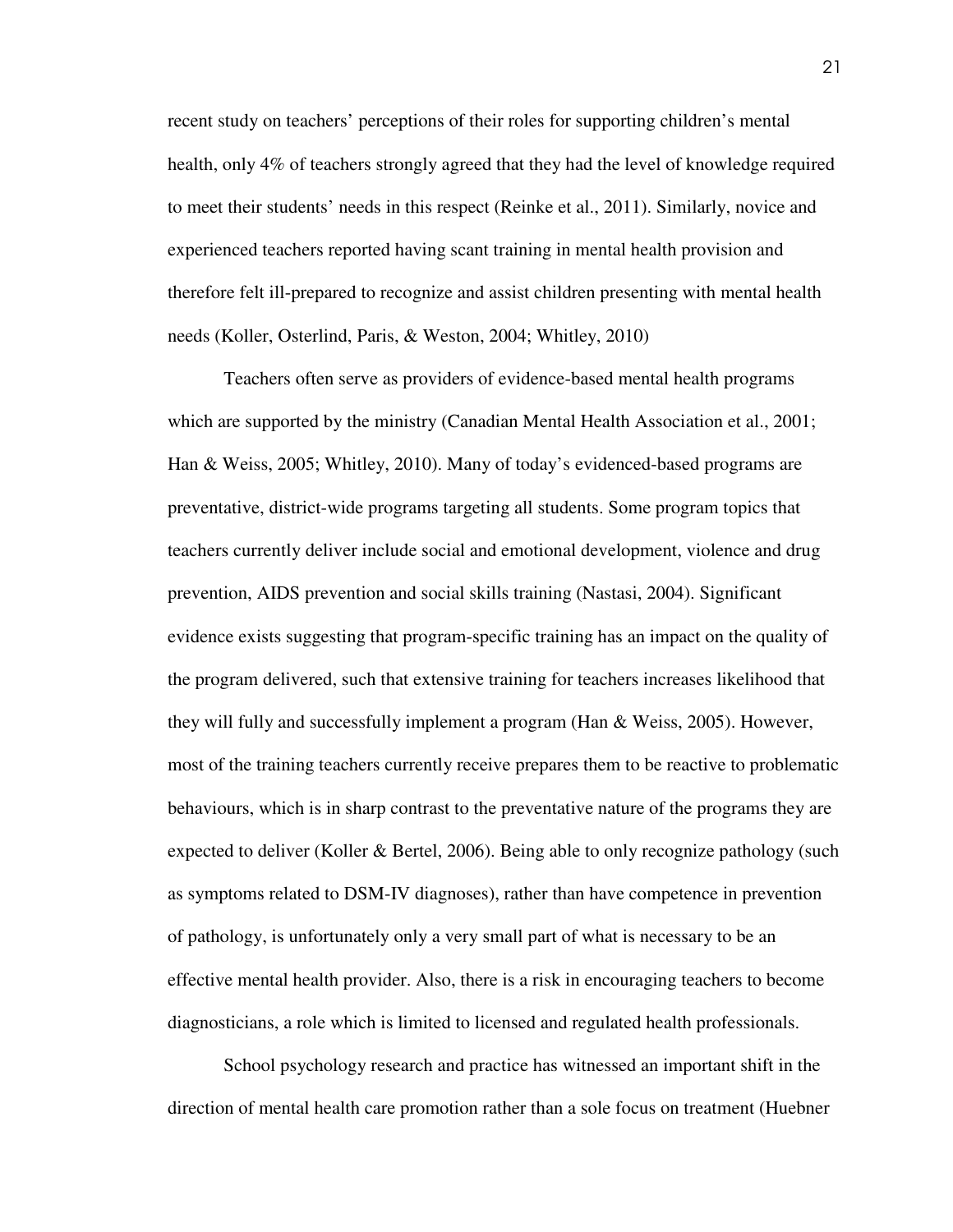recent study on teachers' perceptions of their roles for supporting children's mental health, only 4% of teachers strongly agreed that they had the level of knowledge required to meet their students' needs in this respect (Reinke et al., 2011). Similarly, novice and experienced teachers reported having scant training in mental health provision and therefore felt ill-prepared to recognize and assist children presenting with mental health needs (Koller, Osterlind, Paris, & Weston, 2004; Whitley, 2010)

Teachers often serve as providers of evidence-based mental health programs which are supported by the ministry (Canadian Mental Health Association et al., 2001; Han & Weiss, 2005; Whitley, 2010). Many of today's evidenced-based programs are preventative, district-wide programs targeting all students. Some program topics that teachers currently deliver include social and emotional development, violence and drug prevention, AIDS prevention and social skills training (Nastasi, 2004). Significant evidence exists suggesting that program-specific training has an impact on the quality of the program delivered, such that extensive training for teachers increases likelihood that they will fully and successfully implement a program (Han & Weiss, 2005). However, most of the training teachers currently receive prepares them to be reactive to problematic behaviours, which is in sharp contrast to the preventative nature of the programs they are expected to deliver (Koller & Bertel, 2006). Being able to only recognize pathology (such as symptoms related to DSM-IV diagnoses), rather than have competence in prevention of pathology, is unfortunately only a very small part of what is necessary to be an effective mental health provider. Also, there is a risk in encouraging teachers to become diagnosticians, a role which is limited to licensed and regulated health professionals.

School psychology research and practice has witnessed an important shift in the direction of mental health care promotion rather than a sole focus on treatment (Huebner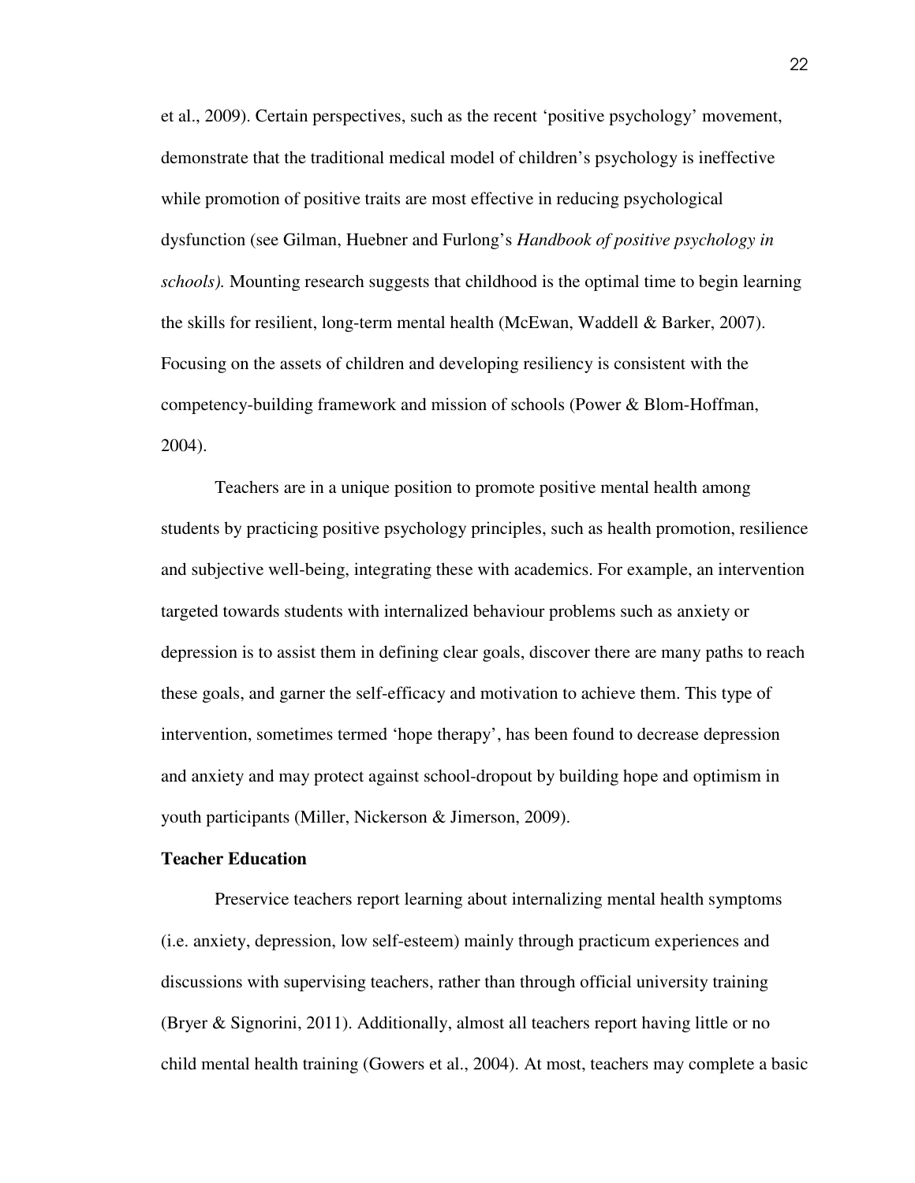et al., 2009). Certain perspectives, such as the recent 'positive psychology' movement, demonstrate that the traditional medical model of children's psychology is ineffective while promotion of positive traits are most effective in reducing psychological dysfunction (see Gilman, Huebner and Furlong's *Handbook of positive psychology in schools).* Mounting research suggests that childhood is the optimal time to begin learning the skills for resilient, long-term mental health (McEwan, Waddell & Barker, 2007). Focusing on the assets of children and developing resiliency is consistent with the competency-building framework and mission of schools (Power & Blom-Hoffman, 2004).

Teachers are in a unique position to promote positive mental health among students by practicing positive psychology principles, such as health promotion, resilience and subjective well-being, integrating these with academics. For example, an intervention targeted towards students with internalized behaviour problems such as anxiety or depression is to assist them in defining clear goals, discover there are many paths to reach these goals, and garner the self-efficacy and motivation to achieve them. This type of intervention, sometimes termed 'hope therapy', has been found to decrease depression and anxiety and may protect against school-dropout by building hope and optimism in youth participants (Miller, Nickerson & Jimerson, 2009).

**Teacher Education**

Preservice teachers report learning about internalizing mental health symptoms (i.e. anxiety, depression, low self-esteem) mainly through practicum experiences and discussions with supervising teachers, rather than through official university training (Bryer & Signorini, 2011). Additionally, almost all teachers report having little or no child mental health training (Gowers et al., 2004). At most, teachers may complete a basic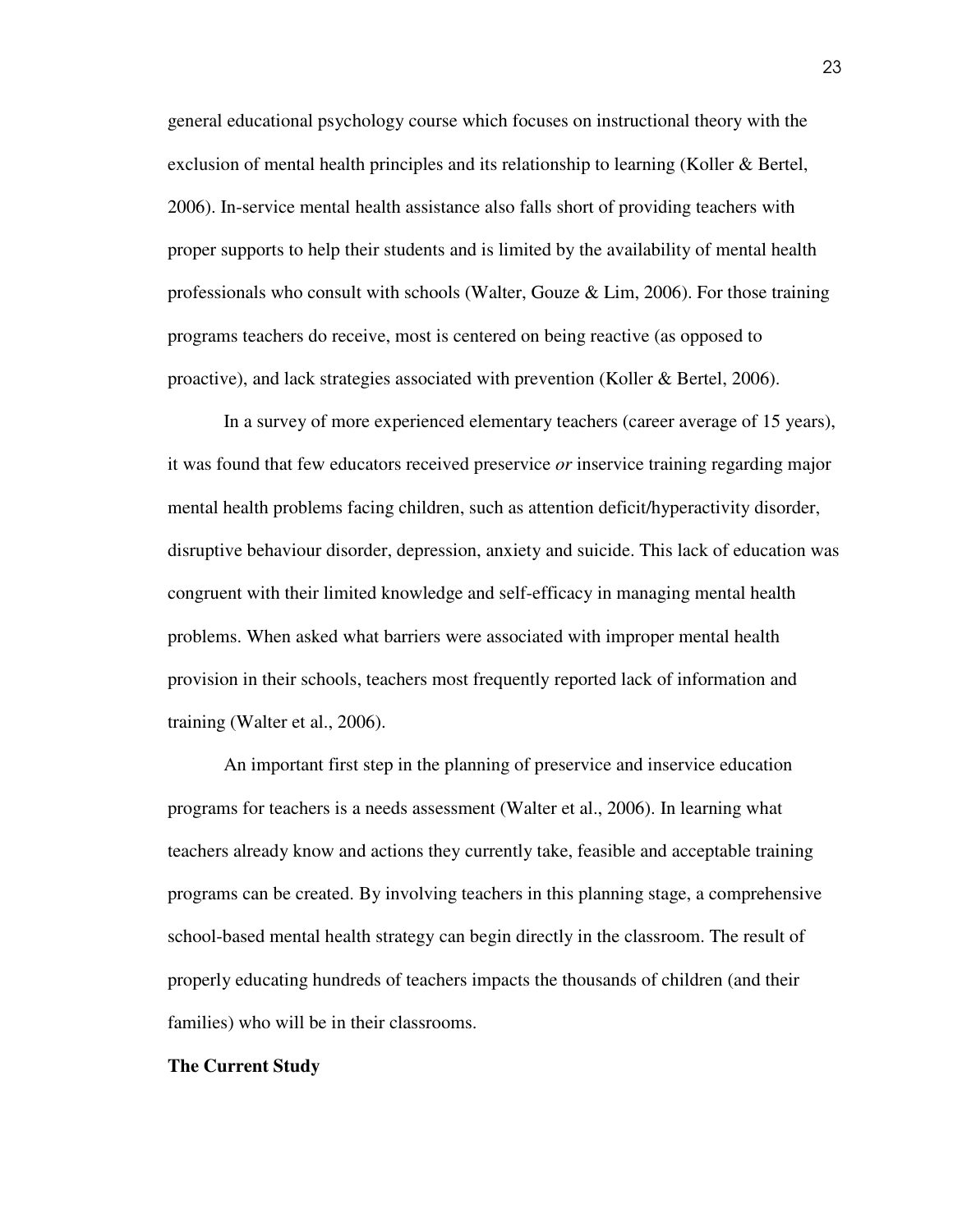general educational psychology course which focuses on instructional theory with the exclusion of mental health principles and its relationship to learning (Koller & Bertel, 2006). In-service mental health assistance also falls short of providing teachers with proper supports to help their students and is limited by the availability of mental health professionals who consult with schools (Walter, Gouze & Lim, 2006). For those training programs teachers do receive, most is centered on being reactive (as opposed to proactive), and lack strategies associated with prevention (Koller & Bertel, 2006).

In a survey of more experienced elementary teachers (career average of 15 years), it was found that few educators received preservice *or* inservice training regarding major mental health problems facing children, such as attention deficit/hyperactivity disorder, disruptive behaviour disorder, depression, anxiety and suicide. This lack of education was congruent with their limited knowledge and self-efficacy in managing mental health problems. When asked what barriers were associated with improper mental health provision in their schools, teachers most frequently reported lack of information and training (Walter et al., 2006).

An important first step in the planning of preservice and inservice education programs for teachers is a needs assessment (Walter et al., 2006). In learning what teachers already know and actions they currently take, feasible and acceptable training programs can be created. By involving teachers in this planning stage, a comprehensive school-based mental health strategy can begin directly in the classroom. The result of properly educating hundreds of teachers impacts the thousands of children (and their families) who will be in their classrooms.

**The Current Study**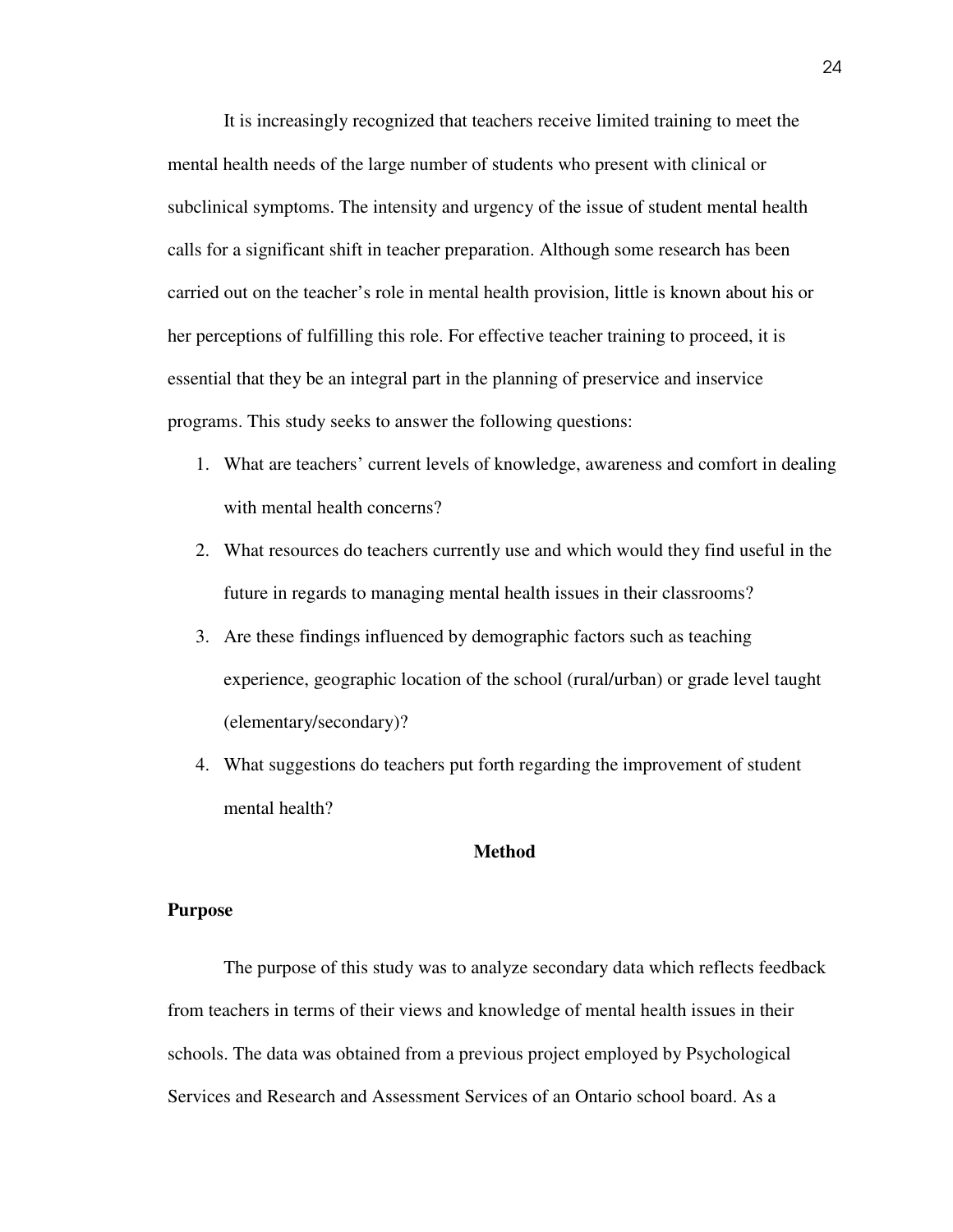It is increasingly recognized that teachers receive limited training to meet the mental health needs of the large number of students who present with clinical or subclinical symptoms. The intensity and urgency of the issue of student mental health calls for a significant shift in teacher preparation. Although some research has been carried out on the teacher's role in mental health provision, little is known about his or her perceptions of fulfilling this role. For effective teacher training to proceed, it is essential that they be an integral part in the planning of preservice and inservice programs. This study seeks to answer the following questions:

1. What are teachers' current levels of knowledge, awareness and comfort in dealing with mental health concerns?
2. What resources do teachers currently use and which would they find useful in the future in regards to managing mental health issues in their classrooms?
3. Are these findings influenced by demographic factors such as teaching experience, geographic location of the school (rural/urban) or grade level taught (elementary/secondary)?
4. What suggestions do teachers put forth regarding the improvement of student mental health?

# Method

## Purpose

The purpose of this study was to analyze secondary data which reflects feedback from teachers in terms of their views and knowledge of mental health issues in their schools. The data was obtained from a previous project employed by Psychological Services and Research and Assessment Services of an Ontario school board. As a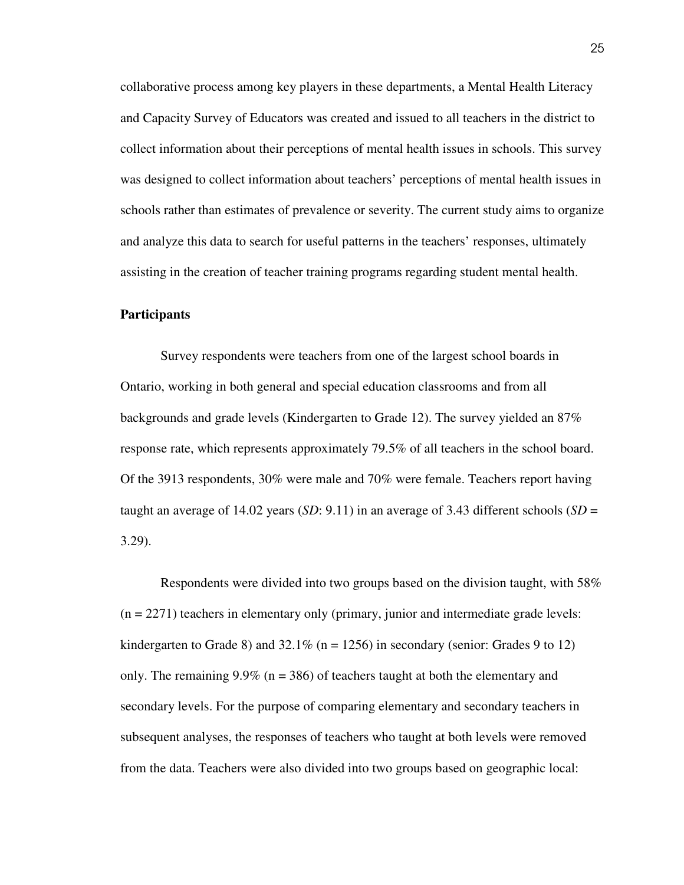collaborative process among key players in these departments, a Mental Health Literacy and Capacity Survey of Educators was created and issued to all teachers in the district to collect information about their perceptions of mental health issues in schools. This survey was designed to collect information about teachers' perceptions of mental health issues in schools rather than estimates of prevalence or severity. The current study aims to organize and analyze this data to search for useful patterns in the teachers' responses, ultimately assisting in the creation of teacher training programs regarding student mental health.

**Participants**

Survey respondents were teachers from one of the largest school boards in Ontario, working in both general and special education classrooms and from all backgrounds and grade levels (Kindergarten to Grade 12). The survey yielded an 87% response rate, which represents approximately 79.5% of all teachers in the school board. Of the 3913 respondents, 30% were male and 70% were female. Teachers report having taught an average of 14.02 years (*SD*: 9.11) in an average of 3.43 different schools (*SD* = 3.29).

Respondents were divided into two groups based on the division taught, with 58% (n = 2271) teachers in elementary only (primary, junior and intermediate grade levels: kindergarten to Grade 8) and 32.1% (n = 1256) in secondary (senior: Grades 9 to 12) only. The remaining 9.9% (n = 386) of teachers taught at both the elementary and secondary levels. For the purpose of comparing elementary and secondary teachers in subsequent analyses, the responses of teachers who taught at both levels were removed from the data. Teachers were also divided into two groups based on geographic local: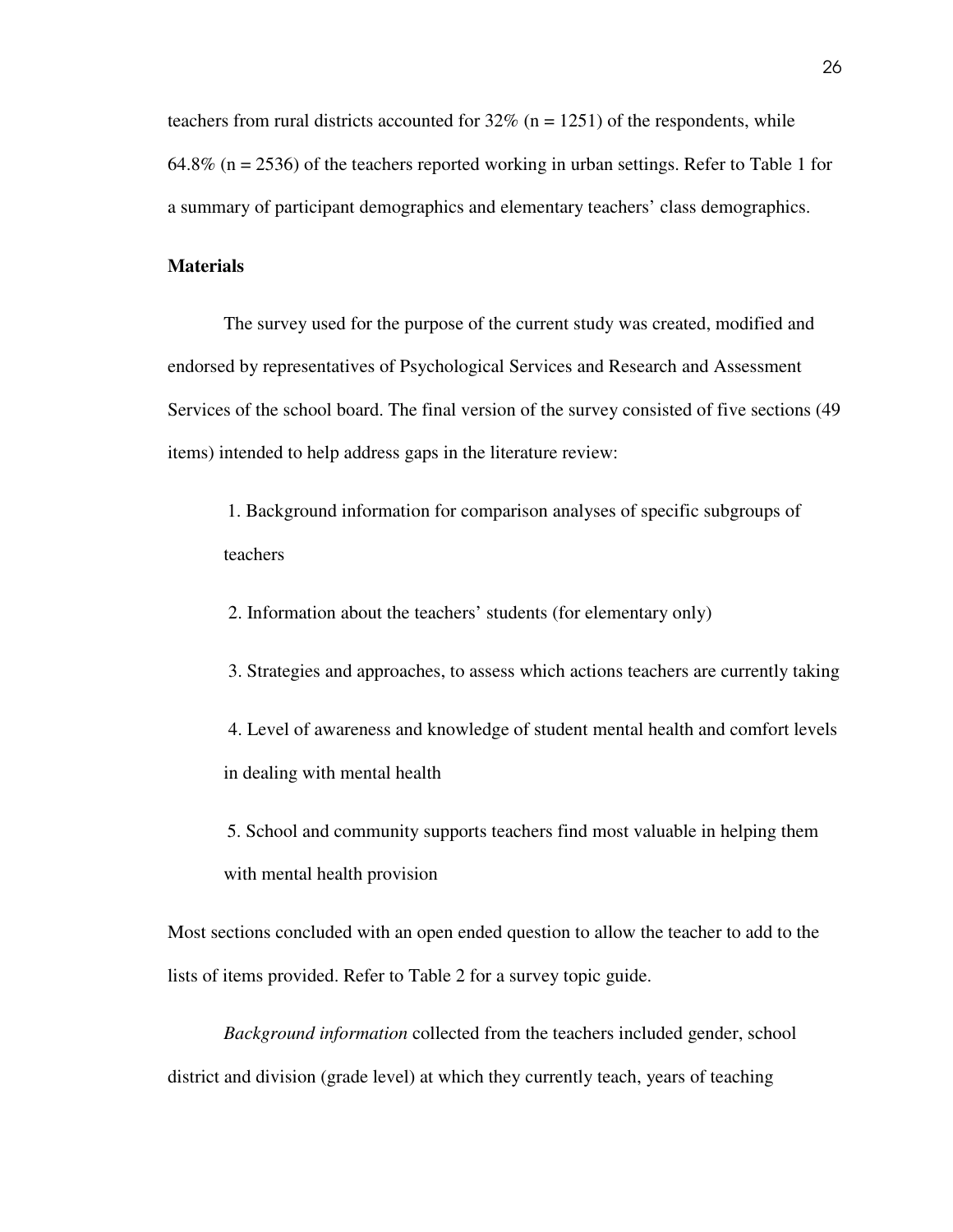teachers from rural districts accounted for 32% (n = 1251) of the respondents, while 64.8% (n = 2536) of the teachers reported working in urban settings. Refer to Table 1 for a summary of participant demographics and elementary teachers' class demographics.

**Materials**

The survey used for the purpose of the current study was created, modified and endorsed by representatives of Psychological Services and Research and Assessment Services of the school board. The final version of the survey consisted of five sections (49 items) intended to help address gaps in the literature review:

1. Background information for comparison analyses of specific subgroups of teachers
2. Information about the teachers' students (for elementary only)
3. Strategies and approaches, to assess which actions teachers are currently taking
4. Level of awareness and knowledge of student mental health and comfort levels in dealing with mental health
5. School and community supports teachers find most valuable in helping them with mental health provision

Most sections concluded with an open ended question to allow the teacher to add to the lists of items provided. Refer to Table 2 for a survey topic guide.

*Background information* collected from the teachers included gender, school district and division (grade level) at which they currently teach, years of teaching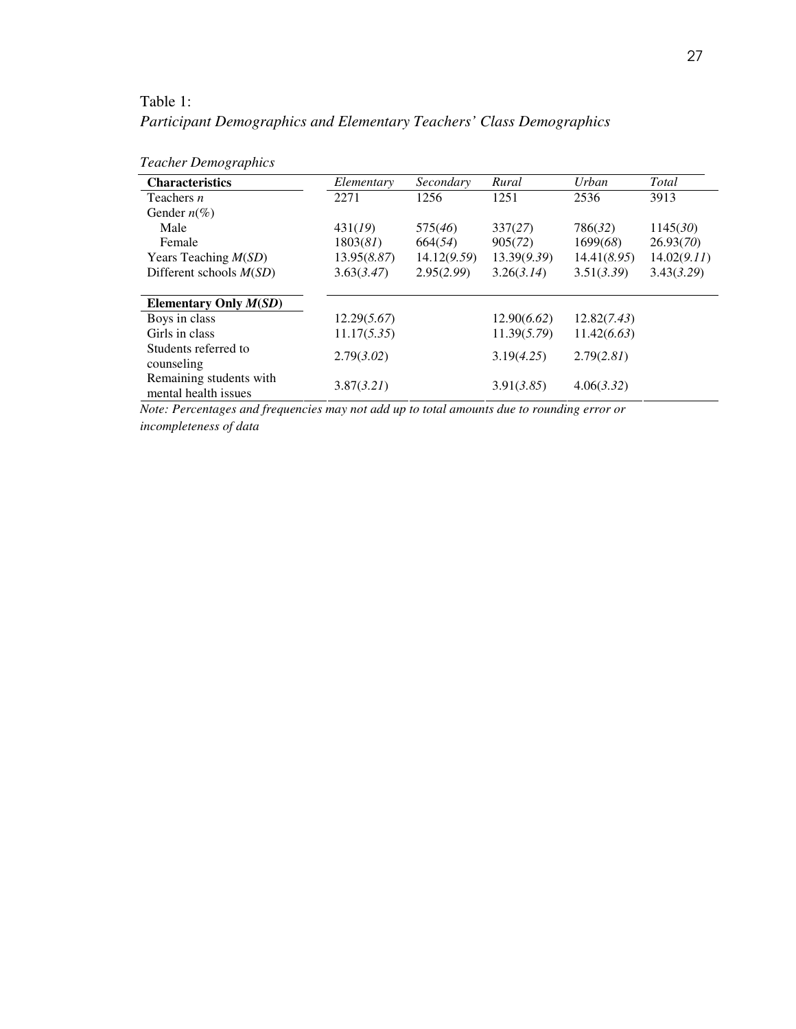Table 1:

*Participant Demographics and Elementary Teachers' Class Demographics*

*Teacher Demographics*

| **Characteristics** | *Elementary* | *Secondary* | *Rural* | *Urban* | *Total* |
|---|---|---|---|---|---|
| Teachers *n* | 2271 | 1256 | 1251 | 2536 | 3913 |
| Gender *n*(%) | | | | | |
| Male | 431(*19*) | 575(*46*) | 337(*27*) | 786(*32*) | 1145(*30*) |
| Female | 1803(*81*) | 664(*54*) | 905(*72*) | 1699(*68*) | 26.93(*70*) |
| Years Teaching *M*(*SD*) | 13.95(*8.87*) | 14.12(*9.59*) | 13.39(*9.39*) | 14.41(*8.95*) | 14.02(*9.11*) |
| Different schools *M*(*SD*) | 3.63(*3.47*) | 2.95(*2.99*) | 3.26(*3.14*) | 3.51(*3.39*) | 3.43(*3.29*) |
| **Elementary Only *M*(*SD*)** | | | | | |
| Boys in class | 12.29(*5.67*) | | 12.90(*6.62*) | 12.82(*7.43*) | |
| Girls in class | 11.17(*5.35*) | | 11.39(*5.79*) | 11.42(*6.63*) | |
| Students referred to counseling | 2.79(*3.02*) | | 3.19(*4.25*) | 2.79(*2.81*) | |
| Remaining students with mental health issues | 3.87(*3.21*) | | 3.91(*3.85*) | 4.06(*3.32*) | |

*Note: Percentages and frequencies may not add up to total amounts due to rounding error or incompleteness of data*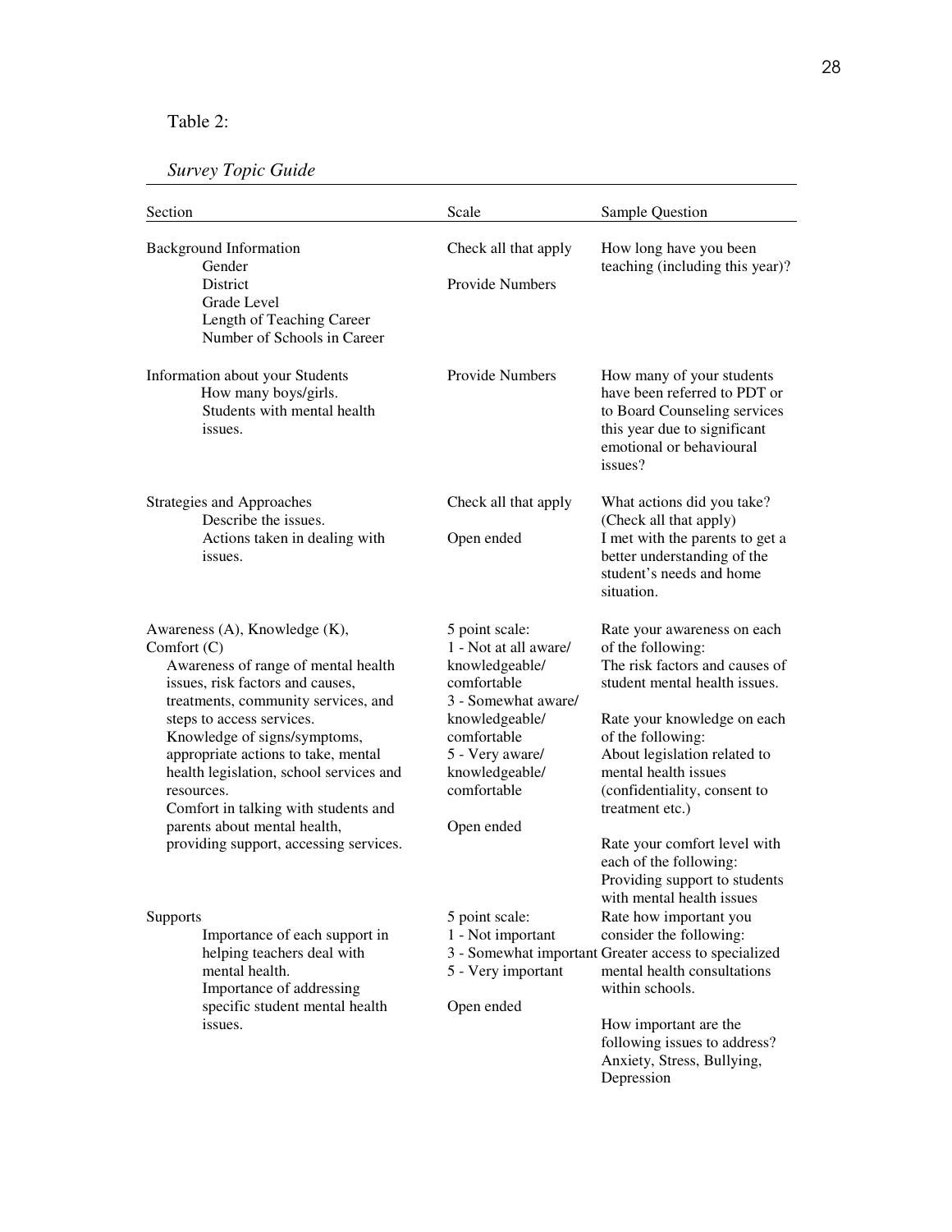Table 2:

*Survey Topic Guide*

| Section | Scale | Sample Question |
|---|---|---|
| Background Information<br>Gender<br>District<br>Grade Level<br>Length of Teaching Career<br>Number of Schools in Career | Check all that apply<br><br>Provide Numbers | How long have you been teaching (including this year)? |
| Information about your Students<br>How many boys/girls.<br>Students with mental health issues. | Provide Numbers | How many of your students have been referred to PDT or to Board Counseling services this year due to significant emotional or behavioural issues? |
| Strategies and Approaches<br>Describe the issues.<br>Actions taken in dealing with issues. | Check all that apply<br><br>Open ended | What actions did you take? (Check all that apply)<br>I met with the parents to get a better understanding of the student's needs and home situation. |
| Awareness (A), Knowledge (K), Comfort (C)<br>Awareness of range of mental health issues, risk factors and causes, treatments, community services, and steps to access services.<br>Knowledge of signs/symptoms, appropriate actions to take, mental health legislation, school services and resources.<br>Comfort in talking with students and parents about mental health, providing support, accessing services. | 5 point scale:<br>1 - Not at all aware/ knowledgeable/ comfortable<br>3 - Somewhat aware/ knowledgeable/ comfortable<br>5 - Very aware/ knowledgeable/ comfortable<br><br>Open ended | Rate your awareness on each of the following:<br>The risk factors and causes of student mental health issues.<br><br>Rate your knowledge on each of the following:<br>About legislation related to mental health issues (confidentiality, consent to treatment etc.)<br><br>Rate your comfort level with each of the following:<br>Providing support to students with mental health issues |
| Supports<br>Importance of each support in helping teachers deal with mental health.<br>Importance of addressing specific student mental health issues. | 5 point scale:<br>1 - Not important<br>3 - Somewhat important<br>5 - Very important<br><br>Open ended | Rate how important you consider the following:<br>Greater access to specialized mental health consultations within schools.<br><br>How important are the following issues to address?<br>Anxiety, Stress, Bullying, Depression |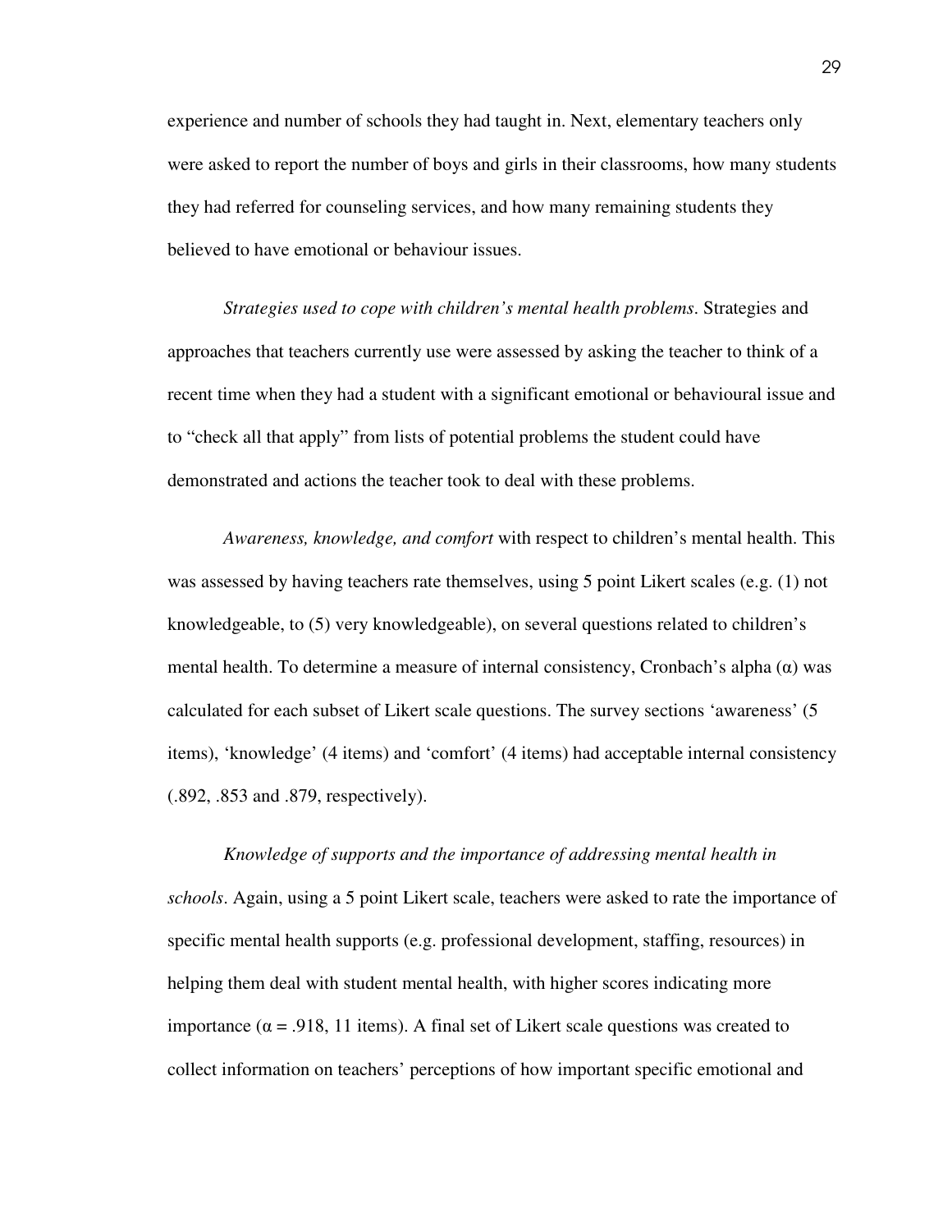experience and number of schools they had taught in. Next, elementary teachers only were asked to report the number of boys and girls in their classrooms, how many students they had referred for counseling services, and how many remaining students they believed to have emotional or behaviour issues.

*Strategies used to cope with children's mental health problems*. Strategies and approaches that teachers currently use were assessed by asking the teacher to think of a recent time when they had a student with a significant emotional or behavioural issue and to "check all that apply" from lists of potential problems the student could have demonstrated and actions the teacher took to deal with these problems.

*Awareness, knowledge, and comfort* with respect to children's mental health. This was assessed by having teachers rate themselves, using 5 point Likert scales (e.g. (1) not knowledgeable, to (5) very knowledgeable), on several questions related to children's mental health. To determine a measure of internal consistency, Cronbach's alpha ($\alpha$) was calculated for each subset of Likert scale questions. The survey sections 'awareness' (5 items), 'knowledge' (4 items) and 'comfort' (4 items) had acceptable internal consistency (.892, .853 and .879, respectively).

*Knowledge of supports and the importance of addressing mental health in schools*. Again, using a 5 point Likert scale, teachers were asked to rate the importance of specific mental health supports (e.g. professional development, staffing, resources) in helping them deal with student mental health, with higher scores indicating more importance ($\alpha = .918$, 11 items). A final set of Likert scale questions was created to collect information on teachers' perceptions of how important specific emotional and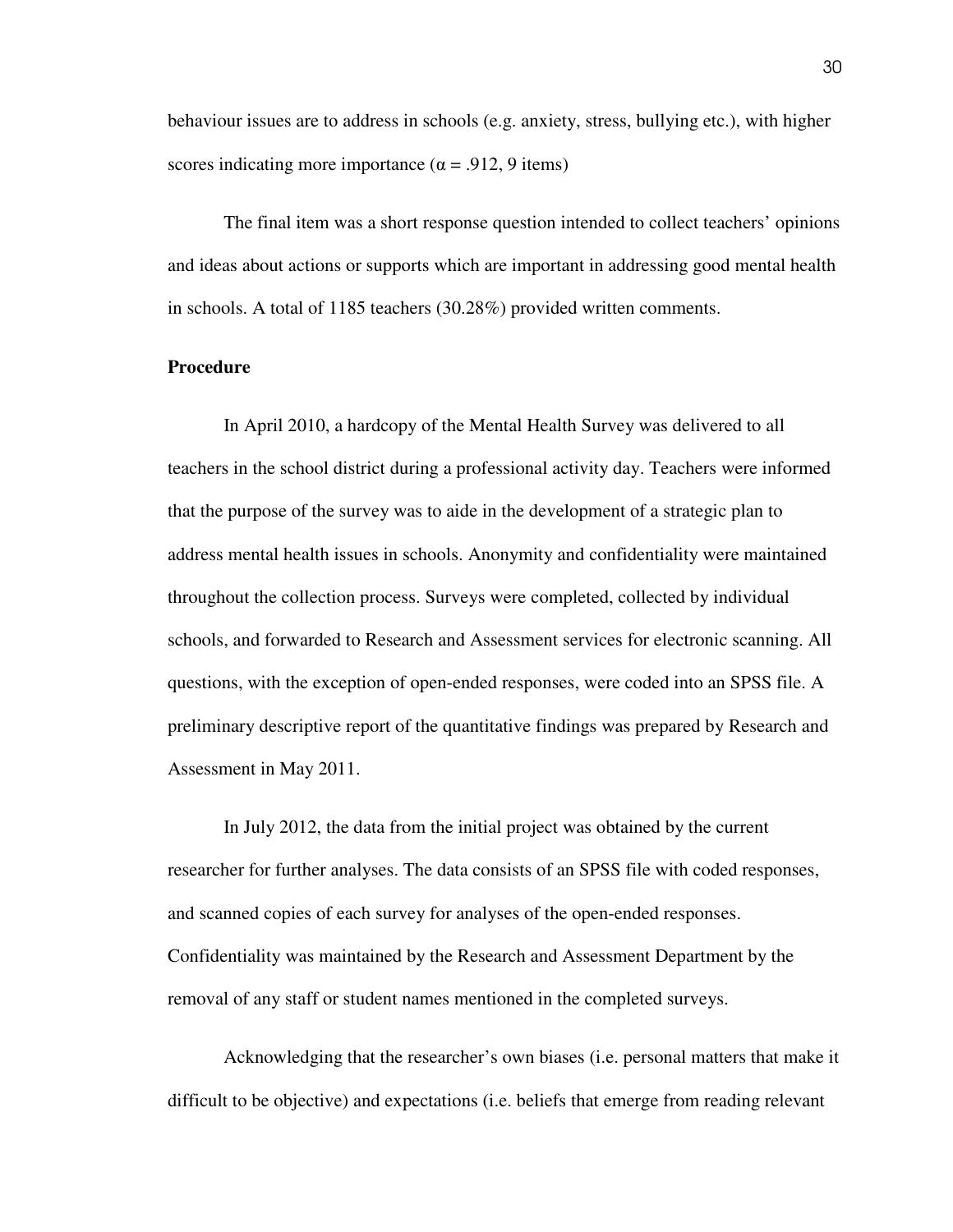behaviour issues are to address in schools (e.g. anxiety, stress, bullying etc.), with higher scores indicating more importance ($\alpha = .912$, 9 items)

The final item was a short response question intended to collect teachers' opinions and ideas about actions or supports which are important in addressing good mental health in schools. A total of 1185 teachers (30.28%) provided written comments.

**Procedure**

In April 2010, a hardcopy of the Mental Health Survey was delivered to all teachers in the school district during a professional activity day. Teachers were informed that the purpose of the survey was to aide in the development of a strategic plan to address mental health issues in schools. Anonymity and confidentiality were maintained throughout the collection process. Surveys were completed, collected by individual schools, and forwarded to Research and Assessment services for electronic scanning. All questions, with the exception of open-ended responses, were coded into an SPSS file. A preliminary descriptive report of the quantitative findings was prepared by Research and Assessment in May 2011.

In July 2012, the data from the initial project was obtained by the current researcher for further analyses. The data consists of an SPSS file with coded responses, and scanned copies of each survey for analyses of the open-ended responses. Confidentiality was maintained by the Research and Assessment Department by the removal of any staff or student names mentioned in the completed surveys.

Acknowledging that the researcher's own biases (i.e. personal matters that make it difficult to be objective) and expectations (i.e. beliefs that emerge from reading relevant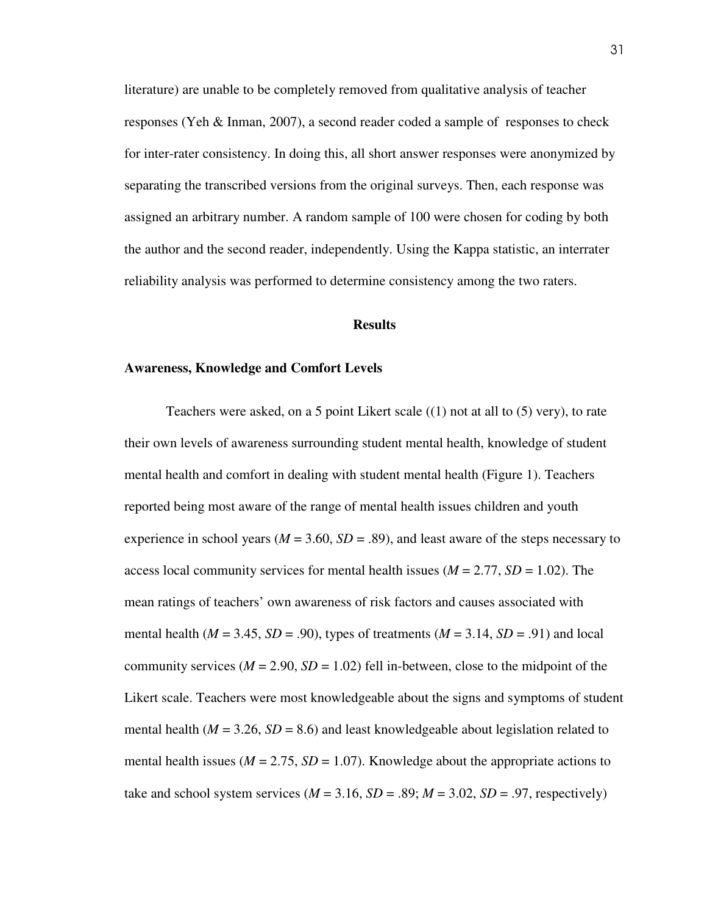literature) are unable to be completely removed from qualitative analysis of teacher responses (Yeh & Inman, 2007), a second reader coded a sample of  responses to check for inter-rater consistency. In doing this, all short answer responses were anonymized by separating the transcribed versions from the original surveys. Then, each response was assigned an arbitrary number. A random sample of 100 were chosen for coding by both the author and the second reader, independently. Using the Kappa statistic, an interrater reliability analysis was performed to determine consistency among the two raters.

## Results

### Awareness, Knowledge and Comfort Levels

Teachers were asked, on a 5 point Likert scale ((1) not at all to (5) very), to rate their own levels of awareness surrounding student mental health, knowledge of student mental health and comfort in dealing with student mental health (Figure 1). Teachers reported being most aware of the range of mental health issues children and youth experience in school years ($M$ = 3.60, $SD$ = .89), and least aware of the steps necessary to access local community services for mental health issues ($M$ = 2.77, $SD$ = 1.02). The mean ratings of teachers' own awareness of risk factors and causes associated with mental health ($M$ = 3.45, $SD$ = .90), types of treatments ($M$ = 3.14, $SD$ = .91) and local community services ($M$ = 2.90, $SD$ = 1.02) fell in-between, close to the midpoint of the Likert scale. Teachers were most knowledgeable about the signs and symptoms of student mental health ($M$ = 3.26, $SD$ = 8.6) and least knowledgeable about legislation related to mental health issues ($M$ = 2.75, $SD$ = 1.07). Knowledge about the appropriate actions to take and school system services ($M$ = 3.16, $SD$ = .89; $M$ = 3.02, $SD$ = .97, respectively)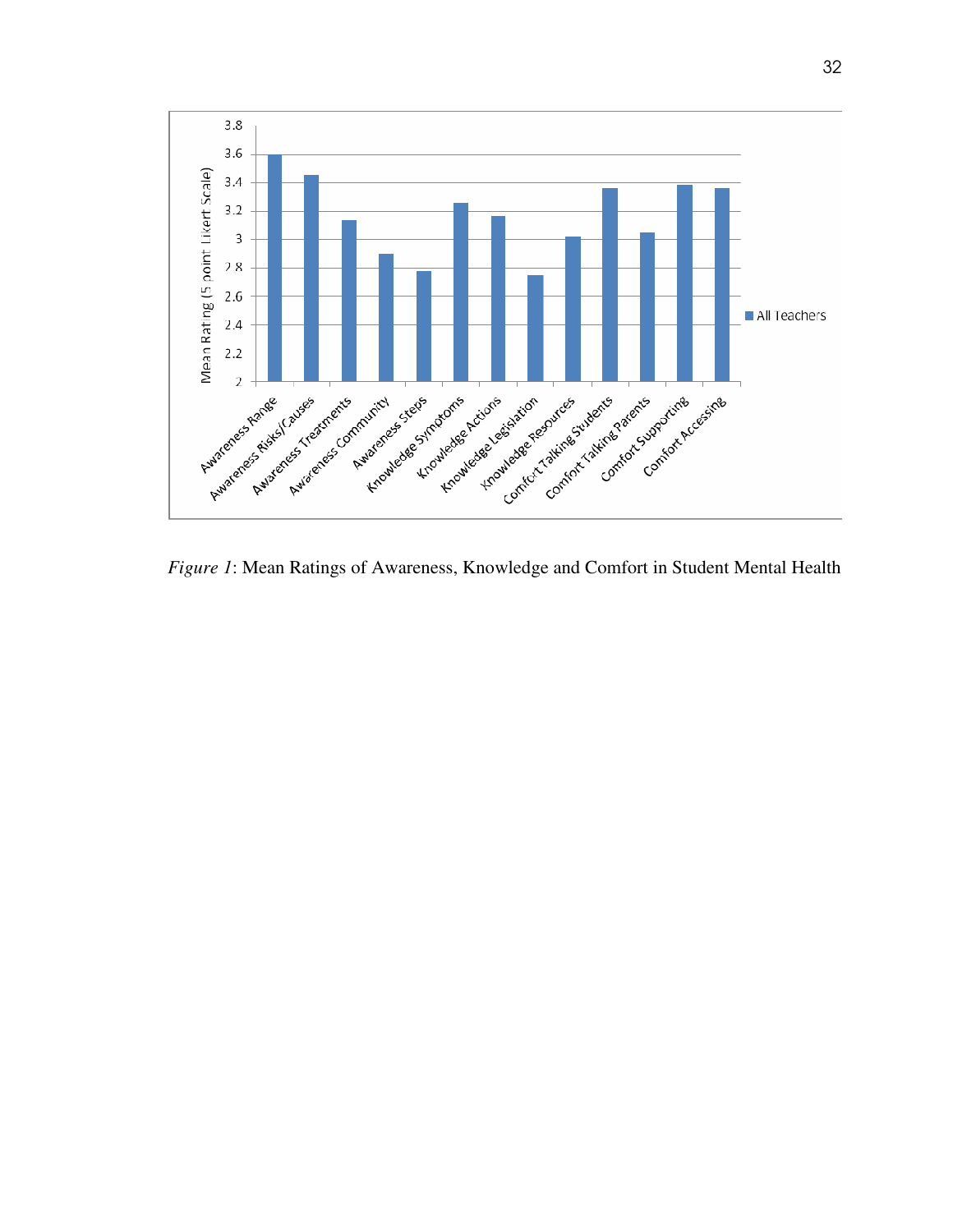*Figure 1*: Mean Ratings of Awareness, Knowledge and Comfort in Student Mental Health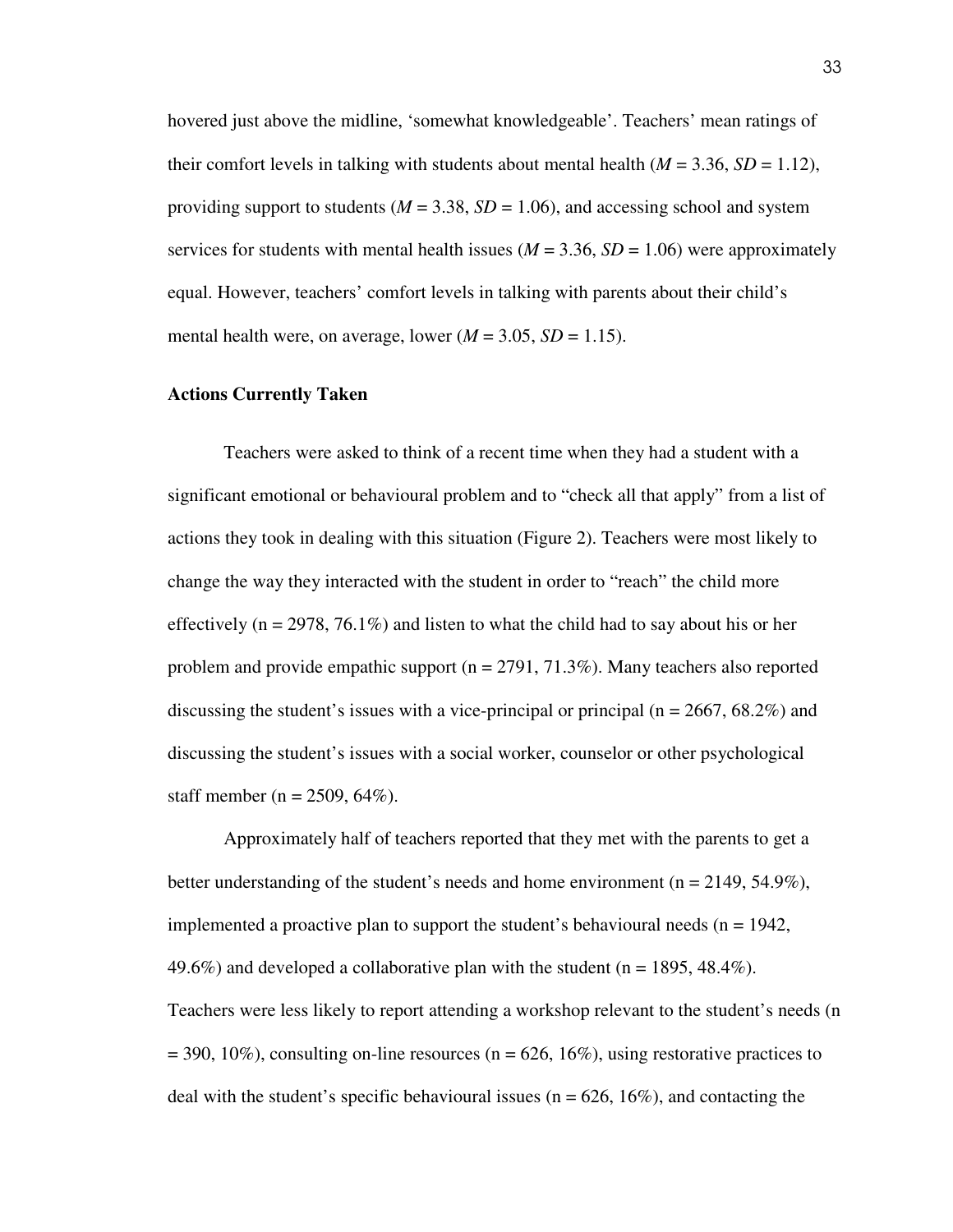hovered just above the midline, ‘somewhat knowledgeable’. Teachers’ mean ratings of their comfort levels in talking with students about mental health ($M = 3.36$, $SD = 1.12$), providing support to students ($M = 3.38$, $SD = 1.06$), and accessing school and system services for students with mental health issues ($M = 3.36$, $SD = 1.06$) were approximately equal. However, teachers’ comfort levels in talking with parents about their child’s mental health were, on average, lower ($M = 3.05$, $SD = 1.15$).

**Actions Currently Taken**

Teachers were asked to think of a recent time when they had a student with a significant emotional or behavioural problem and to “check all that apply” from a list of actions they took in dealing with this situation (Figure 2). Teachers were most likely to change the way they interacted with the student in order to “reach” the child more effectively (n = 2978, 76.1%) and listen to what the child had to say about his or her problem and provide empathic support (n = 2791, 71.3%). Many teachers also reported discussing the student’s issues with a vice-principal or principal (n = 2667, 68.2%) and discussing the student’s issues with a social worker, counselor or other psychological staff member (n = 2509, 64%).

Approximately half of teachers reported that they met with the parents to get a better understanding of the student’s needs and home environment (n = 2149, 54.9%), implemented a proactive plan to support the student’s behavioural needs (n = 1942, 49.6%) and developed a collaborative plan with the student (n = 1895, 48.4%). Teachers were less likely to report attending a workshop relevant to the student’s needs (n = 390, 10%), consulting on-line resources (n = 626, 16%), using restorative practices to deal with the student’s specific behavioural issues (n = 626, 16%), and contacting the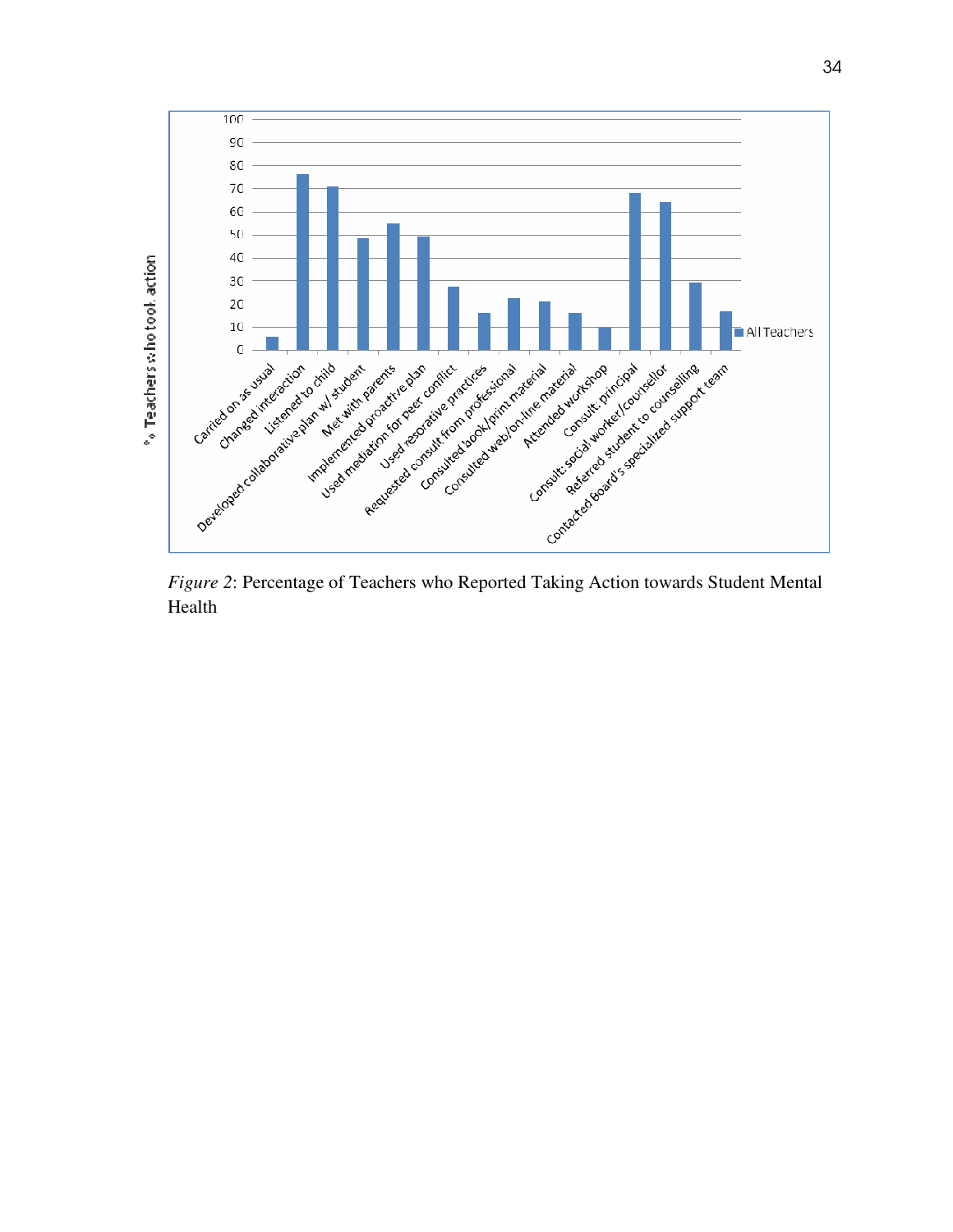*Figure 2*: Percentage of Teachers who Reported Taking Action towards Student Mental Health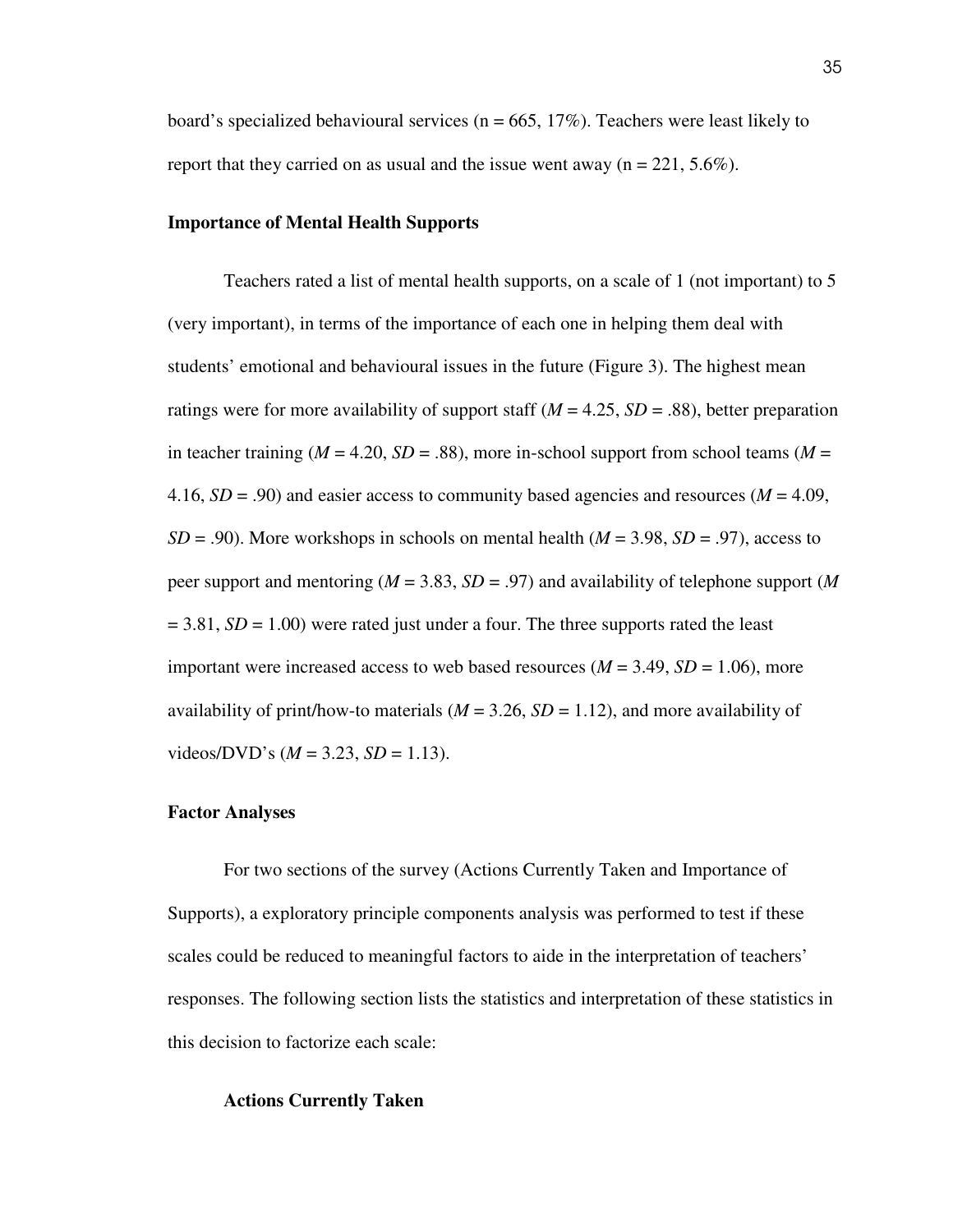board's specialized behavioural services (n = 665, 17%). Teachers were least likely to report that they carried on as usual and the issue went away (n = 221, 5.6%).

## Importance of Mental Health Supports

Teachers rated a list of mental health supports, on a scale of 1 (not important) to 5 (very important), in terms of the importance of each one in helping them deal with students' emotional and behavioural issues in the future (Figure 3). The highest mean ratings were for more availability of support staff (*M* = 4.25, *SD* = .88), better preparation in teacher training (*M* = 4.20, *SD* = .88), more in-school support from school teams (*M* = 4.16, *SD* = .90) and easier access to community based agencies and resources (*M* = 4.09, *SD* = .90). More workshops in schools on mental health (*M* = 3.98, *SD* = .97), access to peer support and mentoring (*M* = 3.83, *SD* = .97) and availability of telephone support (*M* = 3.81, *SD* = 1.00) were rated just under a four. The three supports rated the least important were increased access to web based resources (*M* = 3.49, *SD* = 1.06), more availability of print/how-to materials (*M* = 3.26, *SD* = 1.12), and more availability of videos/DVD's (*M* = 3.23, *SD* = 1.13).

## Factor Analyses

For two sections of the survey (Actions Currently Taken and Importance of Supports), a exploratory principle components analysis was performed to test if these scales could be reduced to meaningful factors to aide in the interpretation of teachers' responses. The following section lists the statistics and interpretation of these statistics in this decision to factorize each scale:

### Actions Currently Taken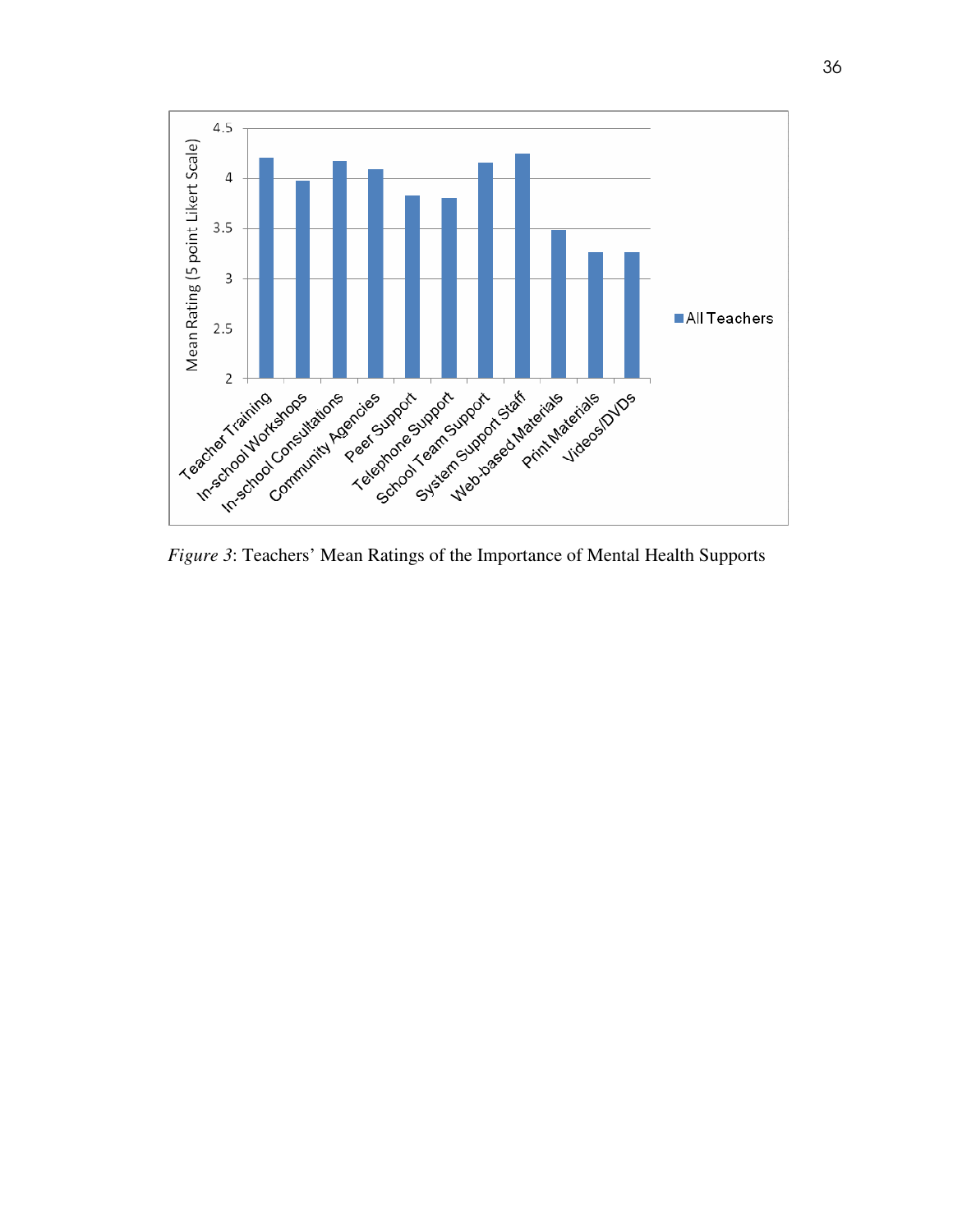*Figure 3*: Teachers' Mean Ratings of the Importance of Mental Health Supports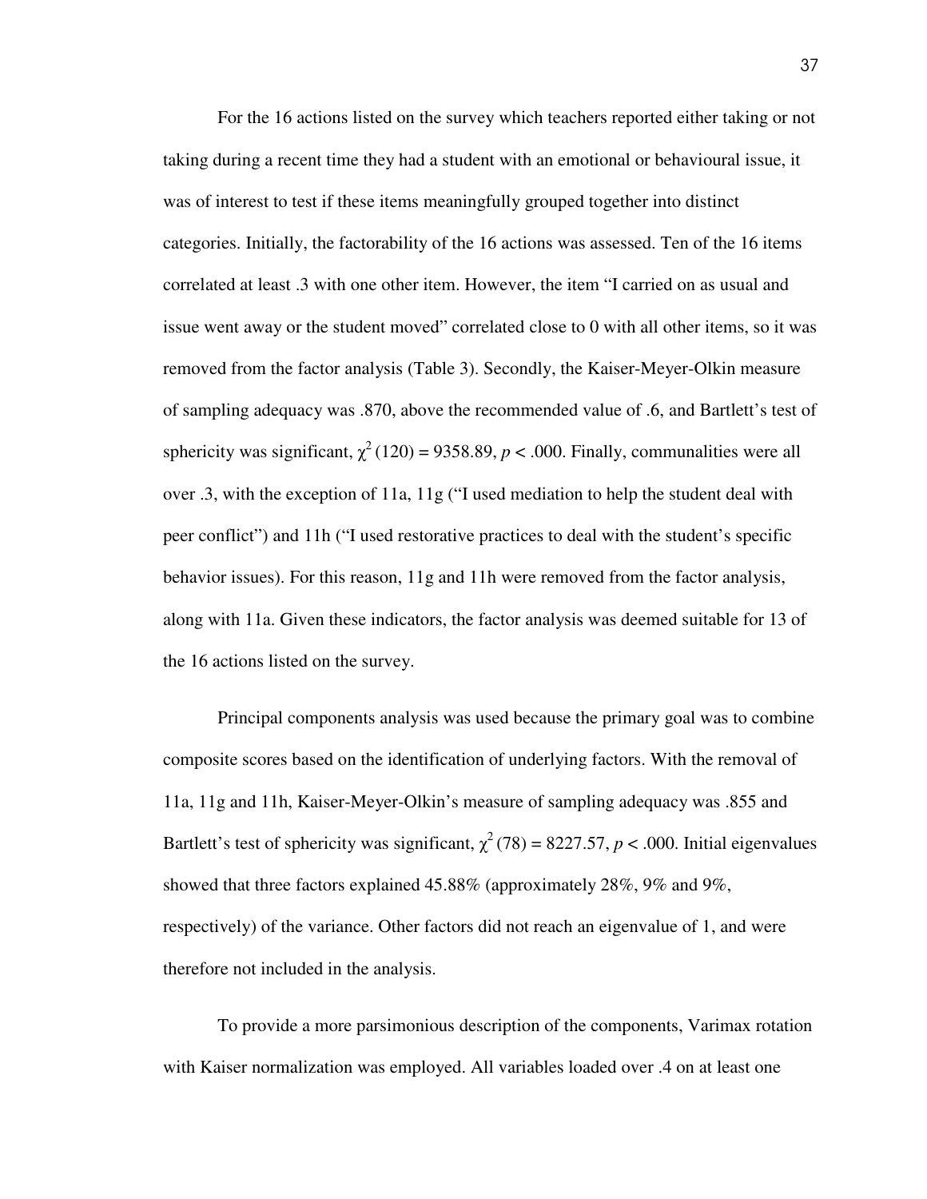For the 16 actions listed on the survey which teachers reported either taking or not taking during a recent time they had a student with an emotional or behavioural issue, it was of interest to test if these items meaningfully grouped together into distinct categories. Initially, the factorability of the 16 actions was assessed. Ten of the 16 items correlated at least .3 with one other item. However, the item "I carried on as usual and issue went away or the student moved" correlated close to 0 with all other items, so it was removed from the factor analysis (Table 3). Secondly, the Kaiser-Meyer-Olkin measure of sampling adequacy was .870, above the recommended value of .6, and Bartlett's test of sphericity was significant, $\chi^2$ (120) = 9358.89, $p$ < .000. Finally, communalities were all over .3, with the exception of 11a, 11g ("I used mediation to help the student deal with peer conflict") and 11h ("I used restorative practices to deal with the student's specific behavior issues). For this reason, 11g and 11h were removed from the factor analysis, along with 11a. Given these indicators, the factor analysis was deemed suitable for 13 of the 16 actions listed on the survey.

Principal components analysis was used because the primary goal was to combine composite scores based on the identification of underlying factors. With the removal of 11a, 11g and 11h, Kaiser-Meyer-Olkin's measure of sampling adequacy was .855 and Bartlett's test of sphericity was significant, $\chi^2$ (78) = 8227.57, $p$ < .000. Initial eigenvalues showed that three factors explained 45.88% (approximately 28%, 9% and 9%, respectively) of the variance. Other factors did not reach an eigenvalue of 1, and were therefore not included in the analysis.

To provide a more parsimonious description of the components, Varimax rotation with Kaiser normalization was employed. All variables loaded over .4 on at least one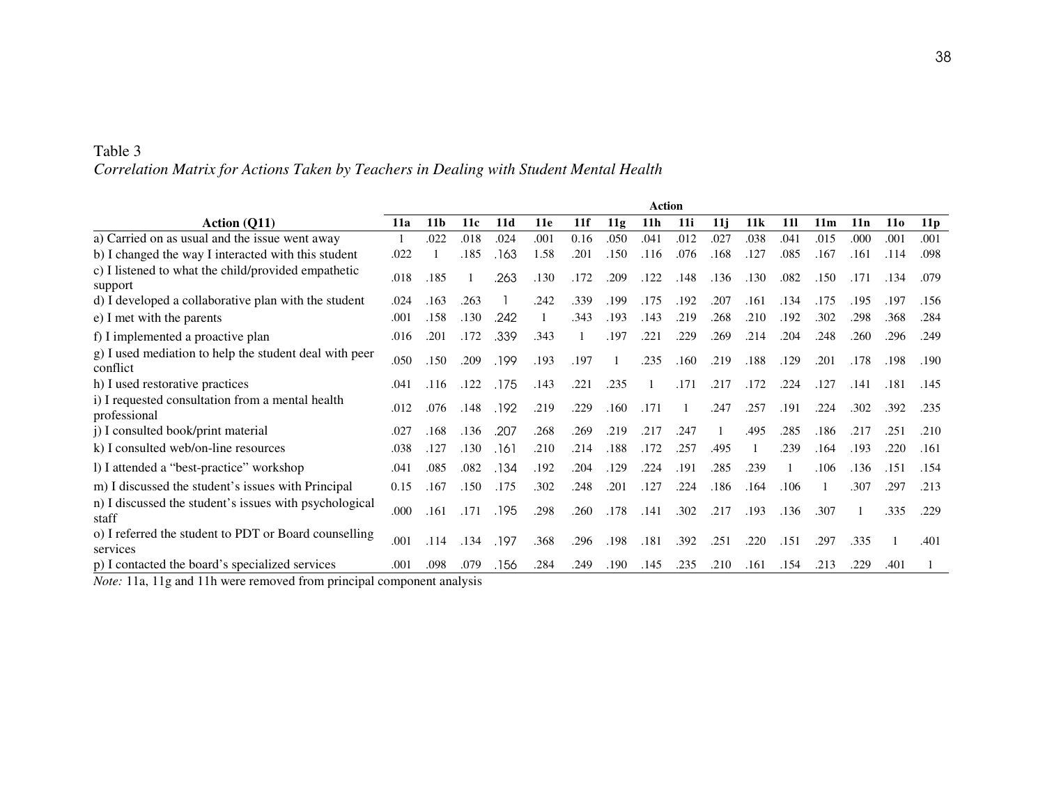Table 3

*Correlation Matrix for Actions Taken by Teachers in Dealing with Student Mental Health*

| | Action | | | | | | | | | | | | | | | |
|---|---|---|---|---|---|---|---|---|---|---|---|---|---|---|---|---|
| **Action (Q11)** | **11a** | **11b** | **11c** | **11d** | **11e** | **11f** | **11g** | **11h** | **11i** | **11j** | **11k** | **11l** | **11m** | **11n** | **11o** | **11p** |
| a) Carried on as usual and the issue went away | 1 | .022 | .018 | .024 | .001 | 0.16 | .050 | .041 | .012 | .027 | .038 | .041 | .015 | .000 | .001 | .001 |
| b) I changed the way I interacted with this student | .022 | 1 | .185 | .163 | 1.58 | .201 | .150 | .116 | .076 | .168 | .127 | .085 | .167 | .161 | .114 | .098 |
| c) I listened to what the child/provided empathetic support | .018 | .185 | 1 | .263 | .130 | .172 | .209 | .122 | .148 | .136 | .130 | .082 | .150 | .171 | .134 | .079 |
| d) I developed a collaborative plan with the student | .024 | .163 | .263 | 1 | .242 | .339 | .199 | .175 | .192 | .207 | .161 | .134 | .175 | .195 | .197 | .156 |
| e) I met with the parents | .001 | .158 | .130 | .242 | 1 | .343 | .193 | .143 | .219 | .268 | .210 | .192 | .302 | .298 | .368 | .284 |
| f) I implemented a proactive plan | .016 | .201 | .172 | .339 | .343 | 1 | .197 | .221 | .229 | .269 | .214 | .204 | .248 | .260 | .296 | .249 |
| g) I used mediation to help the student deal with peer conflict | .050 | .150 | .209 | .199 | .193 | .197 | 1 | .235 | .160 | .219 | .188 | .129 | .201 | .178 | .198 | .190 |
| h) I used restorative practices | .041 | .116 | .122 | .175 | .143 | .221 | .235 | 1 | .171 | .217 | .172 | .224 | .127 | .141 | .181 | .145 |
| i) I requested consultation from a mental health professional | .012 | .076 | .148 | .192 | .219 | .229 | .160 | .171 | 1 | .247 | .257 | .191 | .224 | .302 | .392 | .235 |
| j) I consulted book/print material | .027 | .168 | .136 | .207 | .268 | .269 | .219 | .217 | .247 | 1 | .495 | .285 | .186 | .217 | .251 | .210 |
| k) I consulted web/on-line resources | .038 | .127 | .130 | .161 | .210 | .214 | .188 | .172 | .257 | .495 | 1 | .239 | .164 | .193 | .220 | .161 |
| l) I attended a "best-practice" workshop | .041 | .085 | .082 | .134 | .192 | .204 | .129 | .224 | .191 | .285 | .239 | 1 | .106 | .136 | .151 | .154 |
| m) I discussed the student's issues with Principal | 0.15 | .167 | .150 | .175 | .302 | .248 | .201 | .127 | .224 | .186 | .164 | .106 | 1 | .307 | .297 | .213 |
| n) I discussed the student's issues with psychological staff | .000 | .161 | .171 | .195 | .298 | .260 | .178 | .141 | .302 | .217 | .193 | .136 | .307 | 1 | .335 | .229 |
| o) I referred the student to PDT or Board counselling services | .001 | .114 | .134 | .197 | .368 | .296 | .198 | .181 | .392 | .251 | .220 | .151 | .297 | .335 | 1 | .401 |
| p) I contacted the board's specialized services | .001 | .098 | .079 | .156 | .284 | .249 | .190 | .145 | .235 | .210 | .161 | .154 | .213 | .229 | .401 | 1 |

*Note:* 11a, 11g and 11h were removed from principal component analysis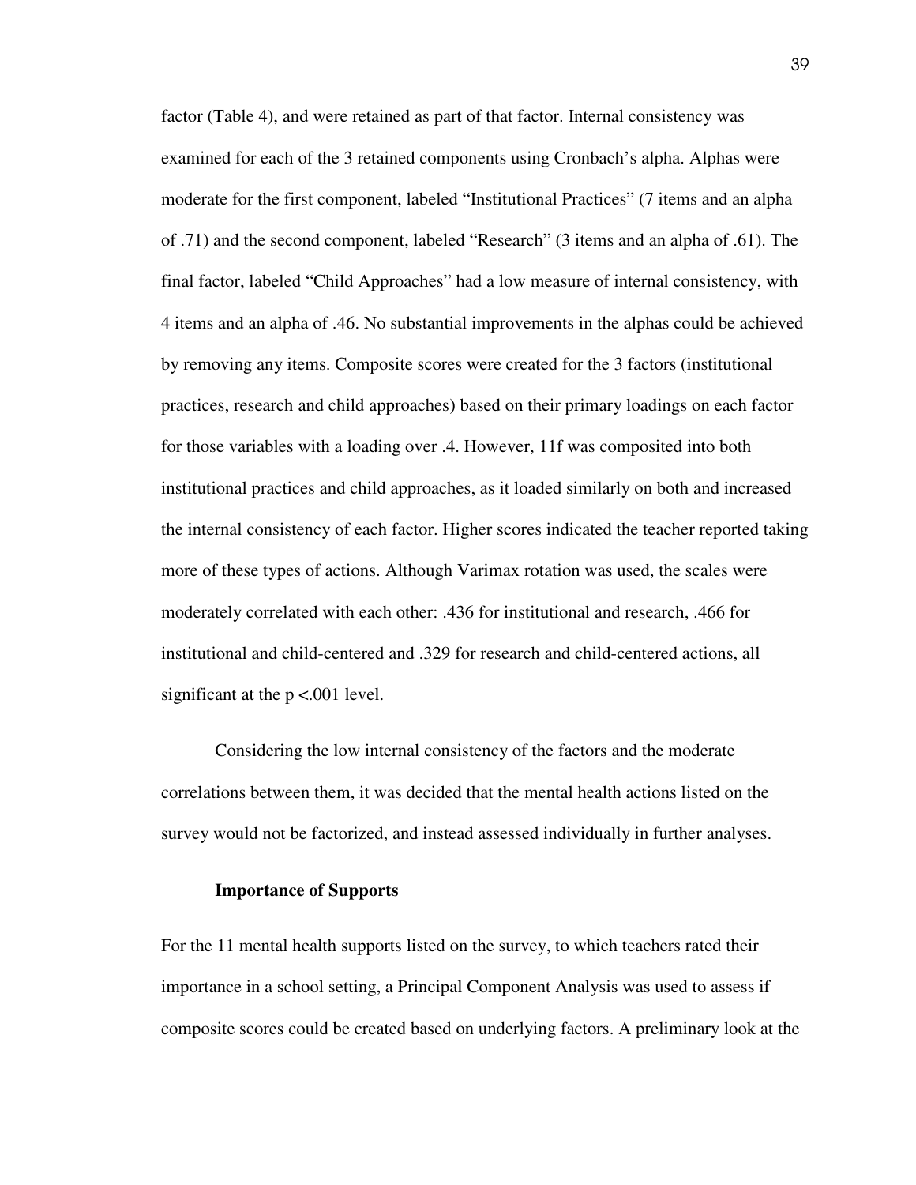factor (Table 4), and were retained as part of that factor. Internal consistency was examined for each of the 3 retained components using Cronbach's alpha. Alphas were moderate for the first component, labeled "Institutional Practices" (7 items and an alpha of .71) and the second component, labeled "Research" (3 items and an alpha of .61). The final factor, labeled "Child Approaches" had a low measure of internal consistency, with 4 items and an alpha of .46. No substantial improvements in the alphas could be achieved by removing any items. Composite scores were created for the 3 factors (institutional practices, research and child approaches) based on their primary loadings on each factor for those variables with a loading over .4. However, 11f was composited into both institutional practices and child approaches, as it loaded similarly on both and increased the internal consistency of each factor. Higher scores indicated the teacher reported taking more of these types of actions. Although Varimax rotation was used, the scales were moderately correlated with each other: .436 for institutional and research, .466 for institutional and child-centered and .329 for research and child-centered actions, all significant at the $p < .001$ level.

Considering the low internal consistency of the factors and the moderate correlations between them, it was decided that the mental health actions listed on the survey would not be factorized, and instead assessed individually in further analyses.

**Importance of Supports**

For the 11 mental health supports listed on the survey, to which teachers rated their importance in a school setting, a Principal Component Analysis was used to assess if composite scores could be created based on underlying factors. A preliminary look at the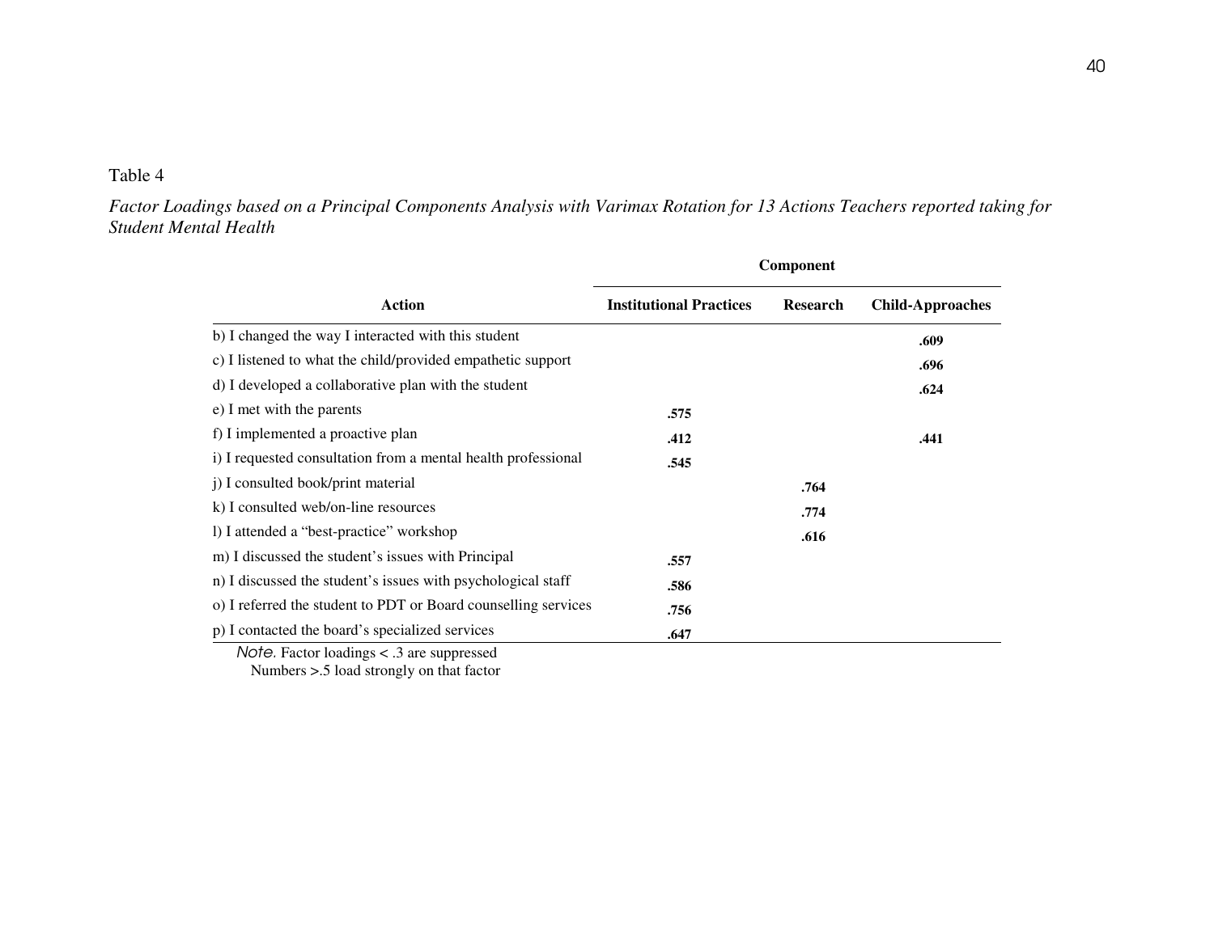Table 4

*Factor Loadings based on a Principal Components Analysis with Varimax Rotation for 13 Actions Teachers reported taking for Student Mental Health*

| | **Component** | | |
|---|---|---|---|
| **Action** | **Institutional Practices** | **Research** | **Child-Approaches** |
| b) I changed the way I interacted with this student | | | **.609** |
| c) I listened to what the child/provided empathetic support | | | **.696** |
| d) I developed a collaborative plan with the student | | | **.624** |
| e) I met with the parents | **.575** | | |
| f) I implemented a proactive plan | **.412** | | **.441** |
| i) I requested consultation from a mental health professional | **.545** | | |
| j) I consulted book/print material | | **.764** | |
| k) I consulted web/on-line resources | | **.774** | |
| l) I attended a "best-practice" workshop | | **.616** | |
| m) I discussed the student's issues with Principal | **.557** | | |
| n) I discussed the student's issues with psychological staff | **.586** | | |
| o) I referred the student to PDT or Board counselling services | **.756** | | |
| p) I contacted the board's specialized services | **.647** | | |

*Note.* Factor loadings < .3 are suppressed
Numbers >.5 load strongly on that factor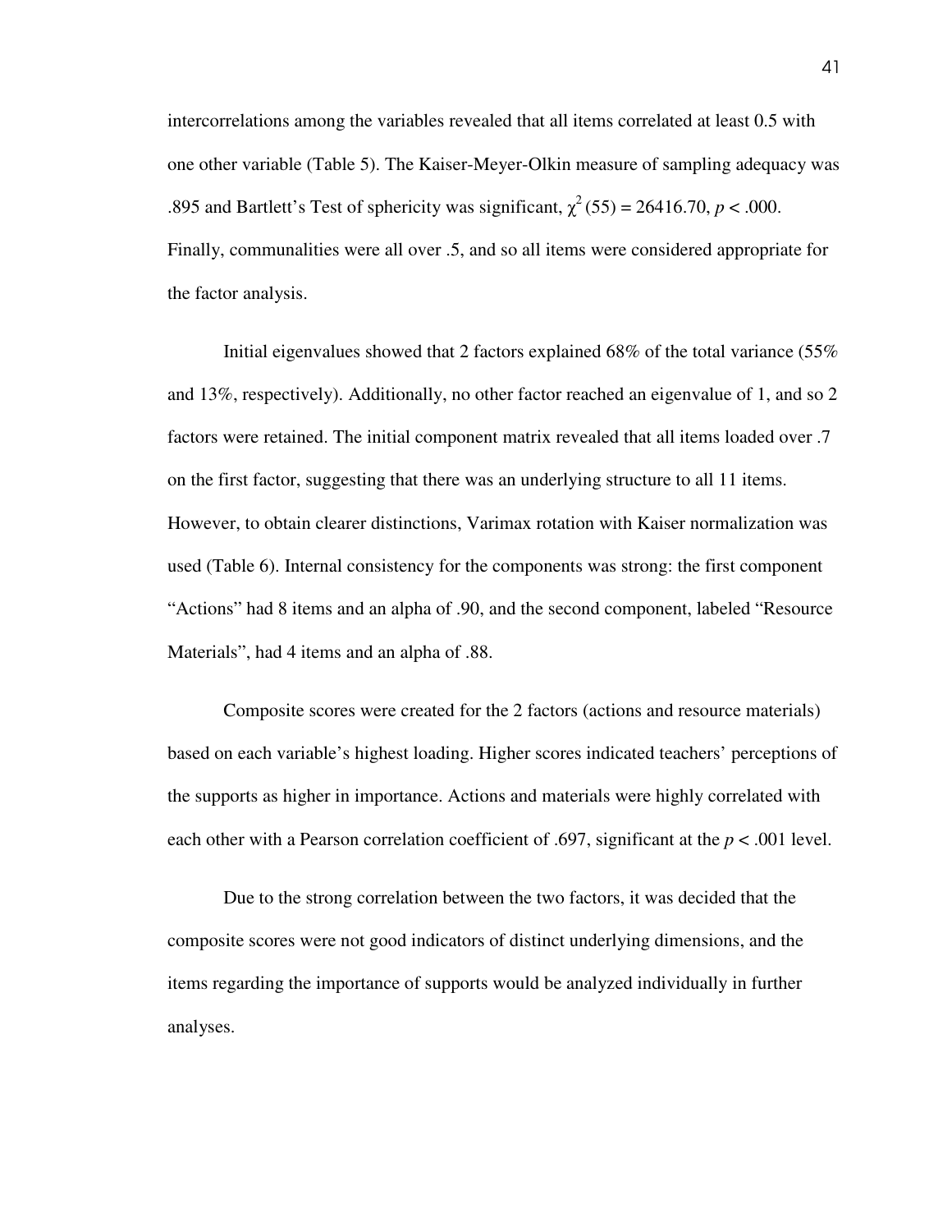intercorrelations among the variables revealed that all items correlated at least 0.5 with one other variable (Table 5). The Kaiser-Meyer-Olkin measure of sampling adequacy was .895 and Bartlett's Test of sphericity was significant, $\chi^2$ (55) = 26416.70, $p < .000$. Finally, communalities were all over .5, and so all items were considered appropriate for the factor analysis.

Initial eigenvalues showed that 2 factors explained 68% of the total variance (55% and 13%, respectively). Additionally, no other factor reached an eigenvalue of 1, and so 2 factors were retained. The initial component matrix revealed that all items loaded over .7 on the first factor, suggesting that there was an underlying structure to all 11 items. However, to obtain clearer distinctions, Varimax rotation with Kaiser normalization was used (Table 6). Internal consistency for the components was strong: the first component "Actions" had 8 items and an alpha of .90, and the second component, labeled "Resource Materials", had 4 items and an alpha of .88.

Composite scores were created for the 2 factors (actions and resource materials) based on each variable's highest loading. Higher scores indicated teachers' perceptions of the supports as higher in importance. Actions and materials were highly correlated with each other with a Pearson correlation coefficient of .697, significant at the $p < .001$ level.

Due to the strong correlation between the two factors, it was decided that the composite scores were not good indicators of distinct underlying dimensions, and the items regarding the importance of supports would be analyzed individually in further analyses.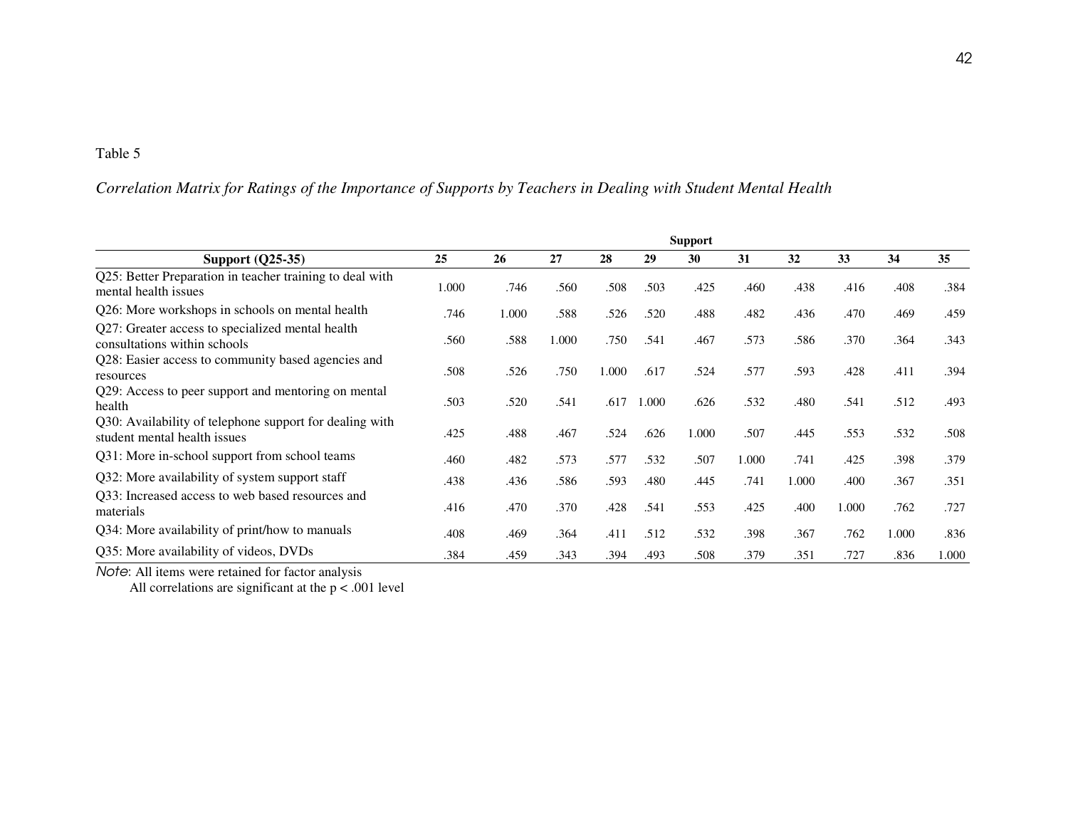Table 5

*Correlation Matrix for Ratings of the Importance of Supports by Teachers in Dealing with Student Mental Health*

| | Support | | | | | | | | | | |
|---|---|---|---|---|---|---|---|---|---|---|---|
| **Support (Q25-35)** | **25** | **26** | **27** | **28** | **29** | **30** | **31** | **32** | **33** | **34** | **35** |
| Q25: Better Preparation in teacher training to deal with mental health issues | 1.000 | .746 | .560 | .508 | .503 | .425 | .460 | .438 | .416 | .408 | .384 |
| Q26: More workshops in schools on mental health | .746 | 1.000 | .588 | .526 | .520 | .488 | .482 | .436 | .470 | .469 | .459 |
| Q27: Greater access to specialized mental health consultations within schools | .560 | .588 | 1.000 | .750 | .541 | .467 | .573 | .586 | .370 | .364 | .343 |
| Q28: Easier access to community based agencies and resources | .508 | .526 | .750 | 1.000 | .617 | .524 | .577 | .593 | .428 | .411 | .394 |
| Q29: Access to peer support and mentoring on mental health | .503 | .520 | .541 | .617 | 1.000 | .626 | .532 | .480 | .541 | .512 | .493 |
| Q30: Availability of telephone support for dealing with student mental health issues | .425 | .488 | .467 | .524 | .626 | 1.000 | .507 | .445 | .553 | .532 | .508 |
| Q31: More in-school support from school teams | .460 | .482 | .573 | .577 | .532 | .507 | 1.000 | .741 | .425 | .398 | .379 |
| Q32: More availability of system support staff | .438 | .436 | .586 | .593 | .480 | .445 | .741 | 1.000 | .400 | .367 | .351 |
| Q33: Increased access to web based resources and materials | .416 | .470 | .370 | .428 | .541 | .553 | .425 | .400 | 1.000 | .762 | .727 |
| Q34: More availability of print/how to manuals | .408 | .469 | .364 | .411 | .512 | .532 | .398 | .367 | .762 | 1.000 | .836 |
| Q35: More availability of videos, DVDs | .384 | .459 | .343 | .394 | .493 | .508 | .379 | .351 | .727 | .836 | 1.000 |

*Note*: All items were retained for factor analysis
All correlations are significant at the $p < .001$ level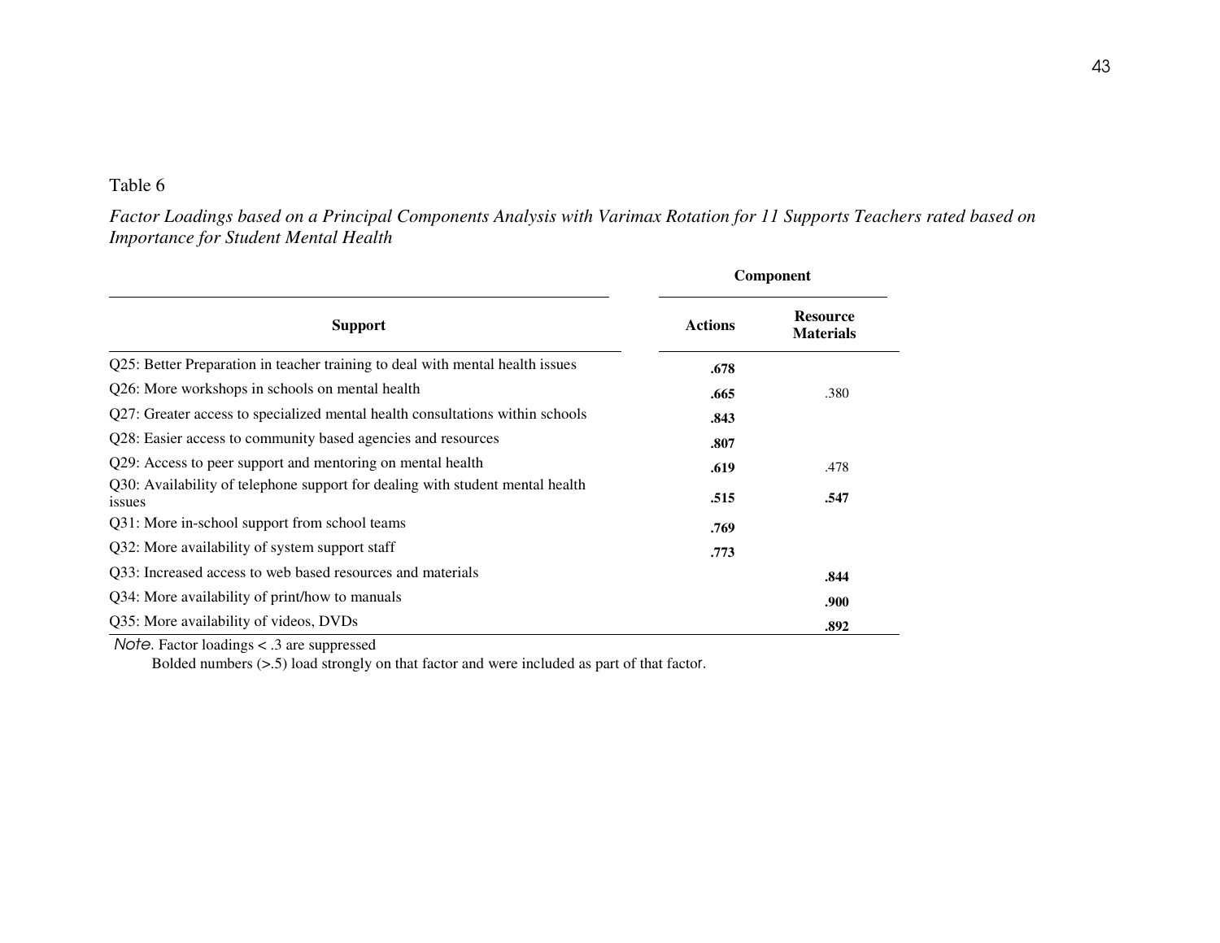Table 6

*Factor Loadings based on a Principal Components Analysis with Varimax Rotation for 11 Supports Teachers rated based on Importance for Student Mental Health*

| | Component | |
|---|---|---|
| **Support** | **Actions** | **Resource Materials** |
| Q25: Better Preparation in teacher training to deal with mental health issues | **.678** | |
| Q26: More workshops in schools on mental health | **.665** | .380 |
| Q27: Greater access to specialized mental health consultations within schools | **.843** | |
| Q28: Easier access to community based agencies and resources | **.807** | |
| Q29: Access to peer support and mentoring on mental health | **.619** | .478 |
| Q30: Availability of telephone support for dealing with student mental health issues | **.515** | **.547** |
| Q31: More in-school support from school teams | **.769** | |
| Q32: More availability of system support staff | **.773** | |
| Q33: Increased access to web based resources and materials | | **.844** |
| Q34: More availability of print/how to manuals | | **.900** |
| Q35: More availability of videos, DVDs | | **.892** |

*Note.* Factor loadings < .3 are suppressed

Bolded numbers (>.5) load strongly on that factor and were included as part of that factor.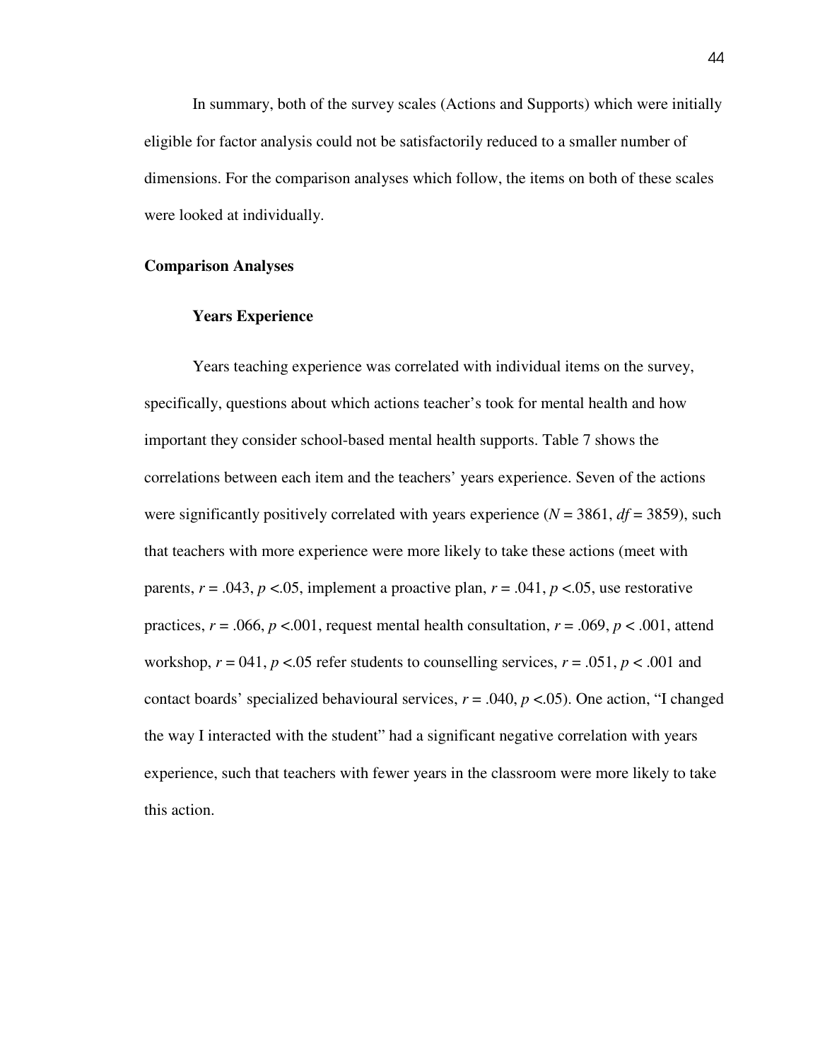In summary, both of the survey scales (Actions and Supports) which were initially eligible for factor analysis could not be satisfactorily reduced to a smaller number of dimensions. For the comparison analyses which follow, the items on both of these scales were looked at individually.

## Comparison Analyses

### Years Experience

Years teaching experience was correlated with individual items on the survey, specifically, questions about which actions teacher's took for mental health and how important they consider school-based mental health supports. Table 7 shows the correlations between each item and the teachers' years experience. Seven of the actions were significantly positively correlated with years experience ($N = 3861$, $df = 3859$), such that teachers with more experience were more likely to take these actions (meet with parents, $r = .043$, $p < .05$, implement a proactive plan, $r = .041$, $p < .05$, use restorative practices, $r = .066$, $p < .001$, request mental health consultation, $r = .069$, $p < .001$, attend workshop, $r = 041$, $p < .05$ refer students to counselling services, $r = .051$, $p < .001$ and contact boards' specialized behavioural services, $r = .040$, $p < .05$). One action, "I changed the way I interacted with the student" had a significant negative correlation with years experience, such that teachers with fewer years in the classroom were more likely to take this action.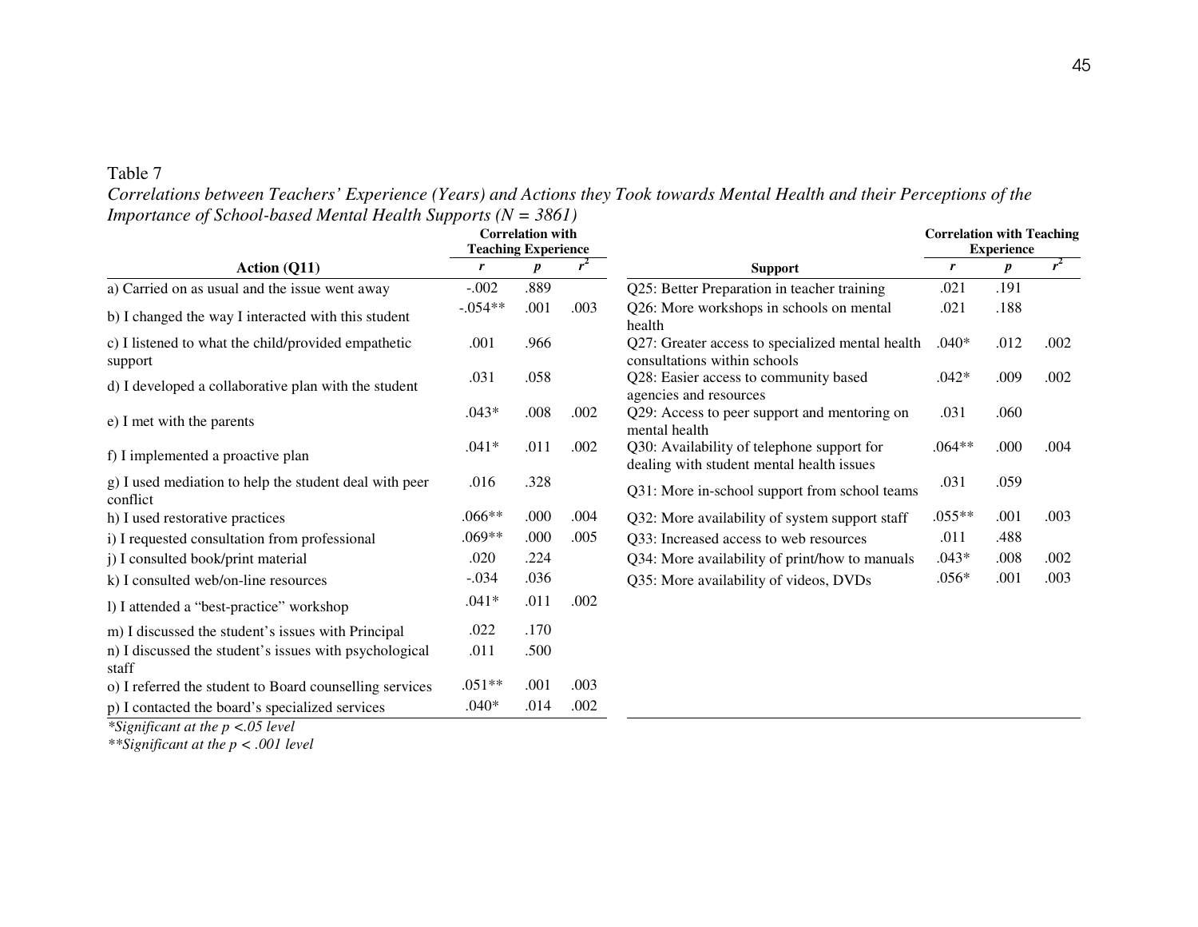Table 7

*Correlations between Teachers' Experience (Years) and Actions they Took towards Mental Health and their Perceptions of the Importance of School-based Mental Health Supports (N = 3861)*

| Action (Q11) | Correlation with Teaching Experience | | |
|---|---|---|---|
| | *r* | *p* | $r^2$ |
| a) Carried on as usual and the issue went away | -.002 | .889 | |
| b) I changed the way I interacted with this student | -.054** | .001 | .003 |
| c) I listened to what the child/provided empathetic support | .001 | .966 | |
| d) I developed a collaborative plan with the student | .031 | .058 | |
| e) I met with the parents | .043* | .008 | .002 |
| f) I implemented a proactive plan | .041* | .011 | .002 |
| g) I used mediation to help the student deal with peer conflict | .016 | .328 | |
| h) I used restorative practices | .066** | .000 | .004 |
| i) I requested consultation from professional | .069** | .000 | .005 |
| j) I consulted book/print material | .020 | .224 | |
| k) I consulted web/on-line resources | -.034 | .036 | |
| l) I attended a "best-practice" workshop | .041* | .011 | .002 |
| m) I discussed the student's issues with Principal | .022 | .170 | |
| n) I discussed the student's issues with psychological staff | .011 | .500 | |
| o) I referred the student to Board counselling services | .051** | .001 | .003 |
| p) I contacted the board's specialized services | .040* | .014 | .002 |

| Support | Correlation with Teaching Experience | | |
|---|---|---|---|
| | *r* | *p* | $r^2$ |
| Q25: Better Preparation in teacher training | .021 | .191 | |
| Q26: More workshops in schools on mental health | .021 | .188 | |
| Q27: Greater access to specialized mental health consultations within schools | .040* | .012 | .002 |
| Q28: Easier access to community based agencies and resources | .042* | .009 | .002 |
| Q29: Access to peer support and mentoring on mental health | .031 | .060 | |
| Q30: Availability of telephone support for dealing with student mental health issues | .064** | .000 | .004 |
| Q31: More in-school support from school teams | .031 | .059 | |
| Q32: More availability of system support staff | .055** | .001 | .003 |
| Q33: Increased access to web resources | .011 | .488 | |
| Q34: More availability of print/how to manuals | .043* | .008 | .002 |
| Q35: More availability of videos, DVDs | .056* | .001 | .003 |

*\*Significant at the p <.05 level*

*\*\*Significant at the p < .001 level*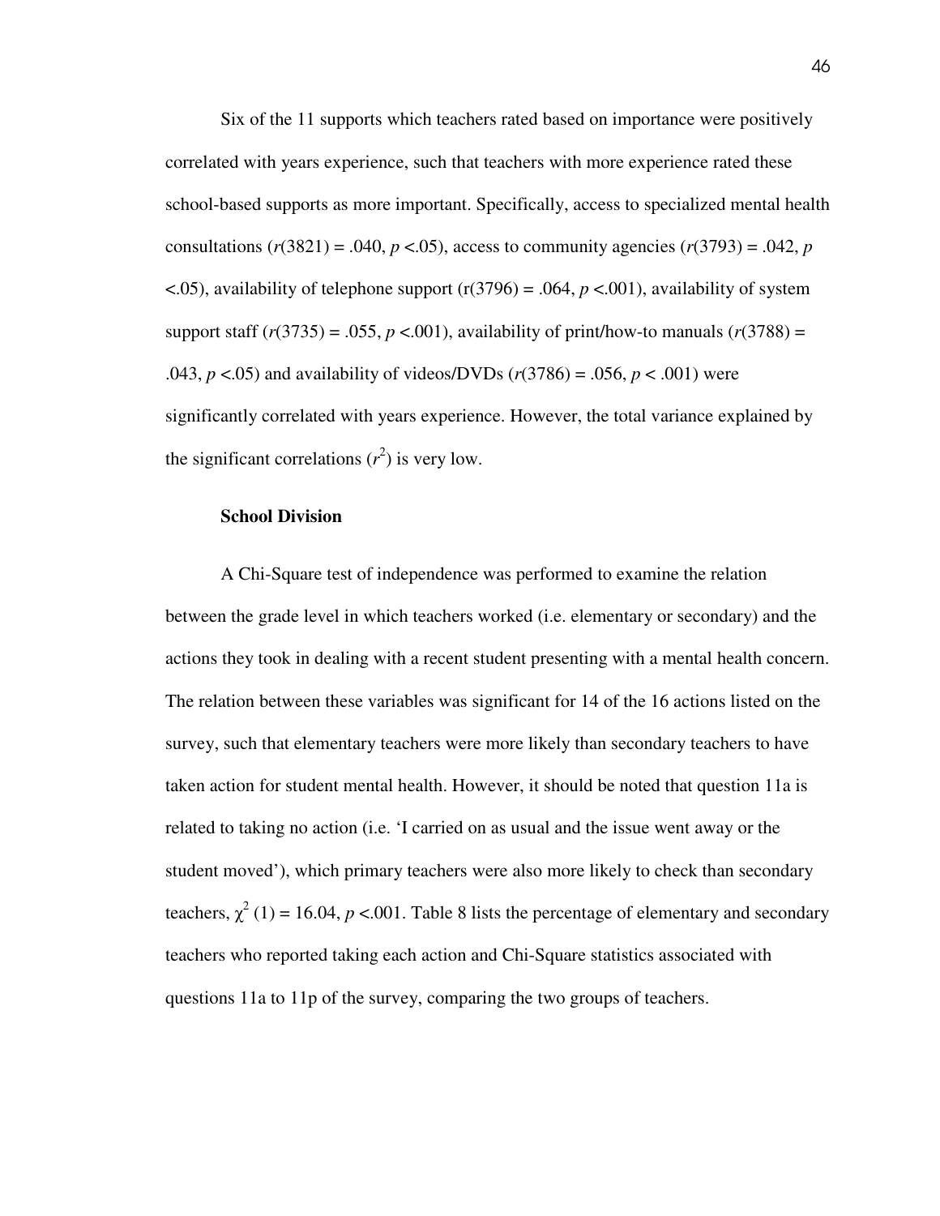Six of the 11 supports which teachers rated based on importance were positively correlated with years experience, such that teachers with more experience rated these school-based supports as more important. Specifically, access to specialized mental health consultations ($r(3821) = .040$, $p < .05$), access to community agencies ($r(3793) = .042$, $p < .05$), availability of telephone support ($r(3796) = .064$, $p < .001$), availability of system support staff ($r(3735) = .055$, $p < .001$), availability of print/how-to manuals ($r(3788) = .043$, $p < .05$) and availability of videos/DVDs ($r(3786) = .056$, $p < .001$) were significantly correlated with years experience. However, the total variance explained by the significant correlations ($r^2$) is very low.

**School Division**

A Chi-Square test of independence was performed to examine the relation between the grade level in which teachers worked (i.e. elementary or secondary) and the actions they took in dealing with a recent student presenting with a mental health concern. The relation between these variables was significant for 14 of the 16 actions listed on the survey, such that elementary teachers were more likely than secondary teachers to have taken action for student mental health. However, it should be noted that question 11a is related to taking no action (i.e. 'I carried on as usual and the issue went away or the student moved'), which primary teachers were also more likely to check than secondary teachers, $\chi^2 (1) = 16.04$, $p < .001$. Table 8 lists the percentage of elementary and secondary teachers who reported taking each action and Chi-Square statistics associated with questions 11a to 11p of the survey, comparing the two groups of teachers.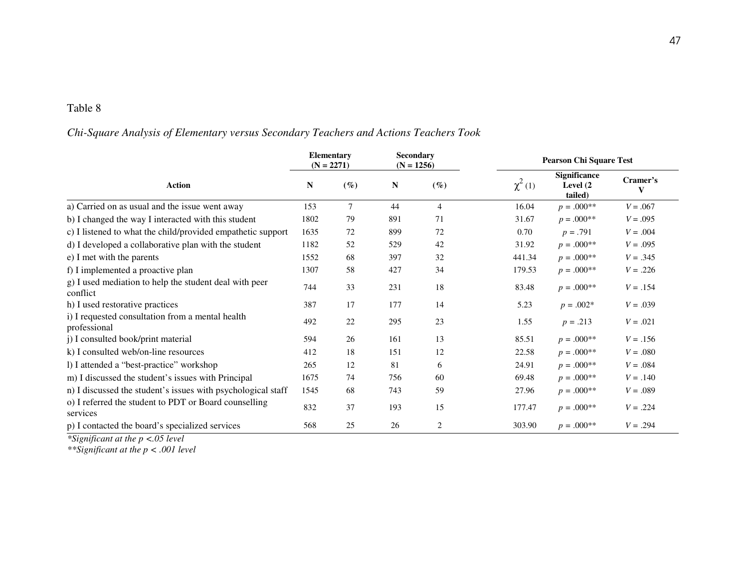Table 8

*Chi-Square Analysis of Elementary versus Secondary Teachers and Actions Teachers Took*

| Action | Elementary (N = 2271) | | Secondary (N = 1256) | | Pearson Chi Square Test | | |
|---|---|---|---|---|---|---|---|
| | N | (%) | N | (%) | $\chi^2$ (1) | Significance Level (2 tailed) | Cramer's V |
| a) Carried on as usual and the issue went away | 153 | 7 | 44 | 4 | 16.04 | $p$ = .000** | $V$ = .067 |
| b) I changed the way I interacted with this student | 1802 | 79 | 891 | 71 | 31.67 | $p$ = .000** | $V$ = .095 |
| c) I listened to what the child/provided empathetic support | 1635 | 72 | 899 | 72 | 0.70 | $p$ = .791 | $V$ = .004 |
| d) I developed a collaborative plan with the student | 1182 | 52 | 529 | 42 | 31.92 | $p$ = .000** | $V$ = .095 |
| e) I met with the parents | 1552 | 68 | 397 | 32 | 441.34 | $p$ = .000** | $V$ = .345 |
| f) I implemented a proactive plan | 1307 | 58 | 427 | 34 | 179.53 | $p$ = .000** | $V$ = .226 |
| g) I used mediation to help the student deal with peer conflict | 744 | 33 | 231 | 18 | 83.48 | $p$ = .000** | $V$ = .154 |
| h) I used restorative practices | 387 | 17 | 177 | 14 | 5.23 | $p$ = .002* | $V$ = .039 |
| i) I requested consultation from a mental health professional | 492 | 22 | 295 | 23 | 1.55 | $p$ = .213 | $V$ = .021 |
| j) I consulted book/print material | 594 | 26 | 161 | 13 | 85.51 | $p$ = .000** | $V$ = .156 |
| k) I consulted web/on-line resources | 412 | 18 | 151 | 12 | 22.58 | $p$ = .000** | $V$ = .080 |
| l) I attended a "best-practice" workshop | 265 | 12 | 81 | 6 | 24.91 | $p$ = .000** | $V$ = .084 |
| m) I discussed the student's issues with Principal | 1675 | 74 | 756 | 60 | 69.48 | $p$ = .000** | $V$ = .140 |
| n) I discussed the student's issues with psychological staff | 1545 | 68 | 743 | 59 | 27.96 | $p$ = .000** | $V$ = .089 |
| o) I referred the student to PDT or Board counselling services | 832 | 37 | 193 | 15 | 177.47 | $p$ = .000** | $V$ = .224 |
| p) I contacted the board's specialized services | 568 | 25 | 26 | 2 | 303.90 | $p$ = .000** | $V$ = .294 |

*\*Significant at the $p$ <.05 level*
*\*\*Significant at the $p$ < .001 level*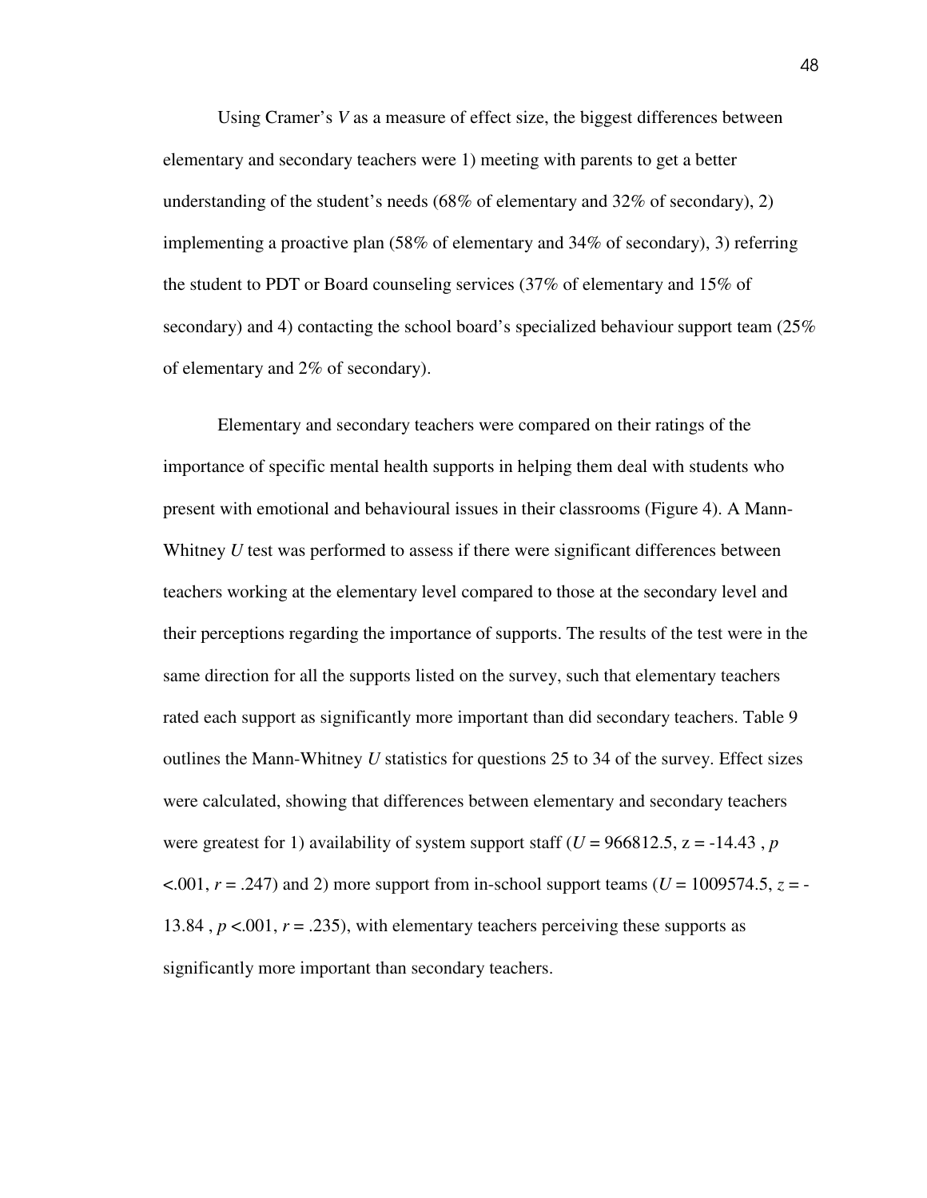Using Cramer's *V* as a measure of effect size, the biggest differences between elementary and secondary teachers were 1) meeting with parents to get a better understanding of the student's needs (68% of elementary and 32% of secondary), 2) implementing a proactive plan (58% of elementary and 34% of secondary), 3) referring the student to PDT or Board counseling services (37% of elementary and 15% of secondary) and 4) contacting the school board's specialized behaviour support team (25% of elementary and 2% of secondary).

Elementary and secondary teachers were compared on their ratings of the importance of specific mental health supports in helping them deal with students who present with emotional and behavioural issues in their classrooms (Figure 4). A Mann-Whitney *U* test was performed to assess if there were significant differences between teachers working at the elementary level compared to those at the secondary level and their perceptions regarding the importance of supports. The results of the test were in the same direction for all the supports listed on the survey, such that elementary teachers rated each support as significantly more important than did secondary teachers. Table 9 outlines the Mann-Whitney *U* statistics for questions 25 to 34 of the survey. Effect sizes were calculated, showing that differences between elementary and secondary teachers were greatest for 1) availability of system support staff ($U = 966812.5$, $z = -14.43$, $p < .001$, $r = .247$) and 2) more support from in-school support teams ($U = 1009574.5$, $z = -13.84$, $p < .001$, $r = .235$), with elementary teachers perceiving these supports as significantly more important than secondary teachers.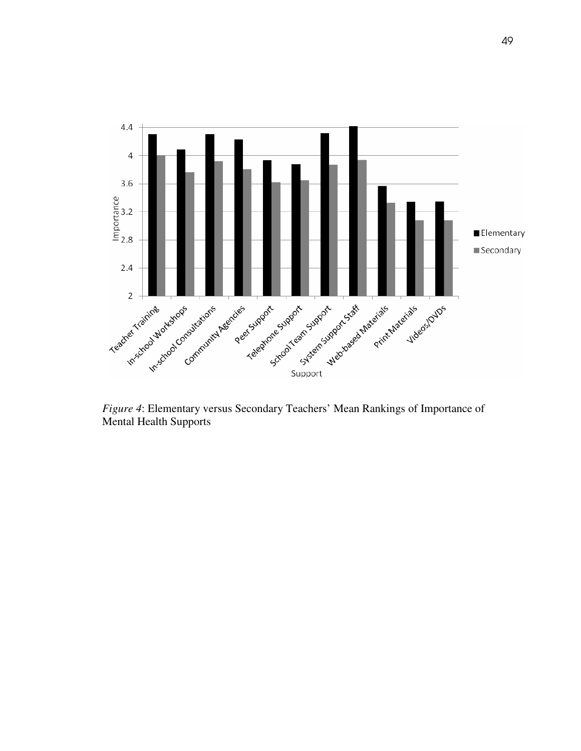*Figure 4*: Elementary versus Secondary Teachers' Mean Rankings of Importance of Mental Health Supports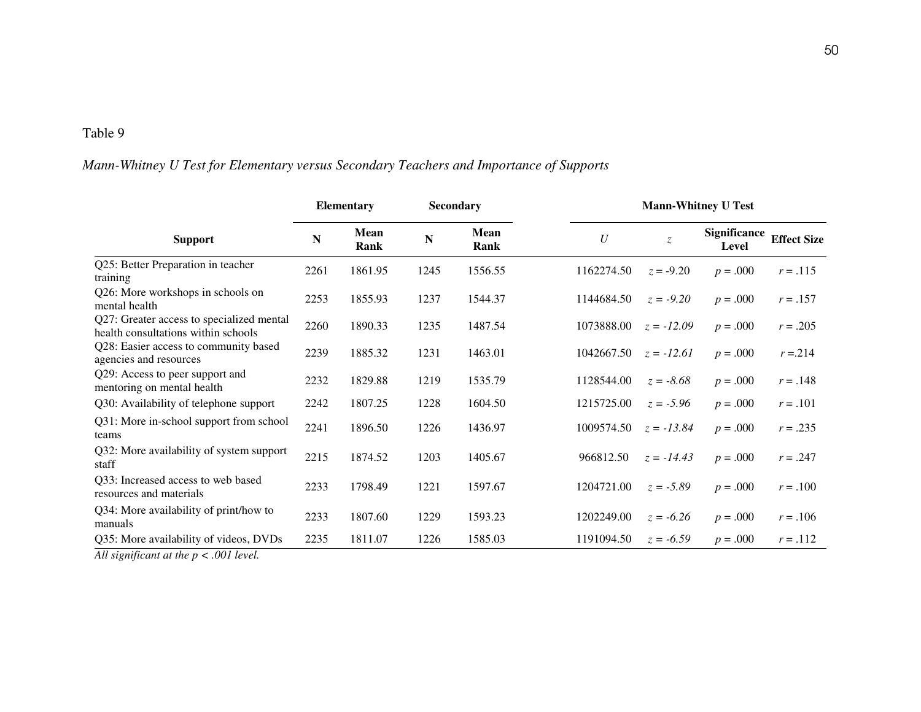Table 9

*Mann-Whitney U Test for Elementary versus Secondary Teachers and Importance of Supports*

| Support | Elementary | | Secondary | | Mann-Whitney U Test | | | |
|---|---|---|---|---|---|---|---|---|
| | N | Mean Rank | N | Mean Rank | $U$ | $z$ | Significance Level | Effect Size |
| Q25: Better Preparation in teacher training | 2261 | 1861.95 | 1245 | 1556.55 | 1162274.50 | $z = -9.20$ | $p = .000$ | $r = .115$ |
| Q26: More workshops in schools on mental health | 2253 | 1855.93 | 1237 | 1544.37 | 1144684.50 | $z = -9.20$ | $p = .000$ | $r = .157$ |
| Q27: Greater access to specialized mental health consultations within schools | 2260 | 1890.33 | 1235 | 1487.54 | 1073888.00 | $z = -12.09$ | $p = .000$ | $r = .205$ |
| Q28: Easier access to community based agencies and resources | 2239 | 1885.32 | 1231 | 1463.01 | 1042667.50 | $z = -12.61$ | $p = .000$ | $r = .214$ |
| Q29: Access to peer support and mentoring on mental health | 2232 | 1829.88 | 1219 | 1535.79 | 1128544.00 | $z = -8.68$ | $p = .000$ | $r = .148$ |
| Q30: Availability of telephone support | 2242 | 1807.25 | 1228 | 1604.50 | 1215725.00 | $z = -5.96$ | $p = .000$ | $r = .101$ |
| Q31: More in-school support from school teams | 2241 | 1896.50 | 1226 | 1436.97 | 1009574.50 | $z = -13.84$ | $p = .000$ | $r = .235$ |
| Q32: More availability of system support staff | 2215 | 1874.52 | 1203 | 1405.67 | 966812.50 | $z = -14.43$ | $p = .000$ | $r = .247$ |
| Q33: Increased access to web based resources and materials | 2233 | 1798.49 | 1221 | 1597.67 | 1204721.00 | $z = -5.89$ | $p = .000$ | $r = .100$ |
| Q34: More availability of print/how to manuals | 2233 | 1807.60 | 1229 | 1593.23 | 1202249.00 | $z = -6.26$ | $p = .000$ | $r = .106$ |
| Q35: More availability of videos, DVDs | 2235 | 1811.07 | 1226 | 1585.03 | 1191094.50 | $z = -6.59$ | $p = .000$ | $r = .112$ |

*All significant at the $p < .001$ level.*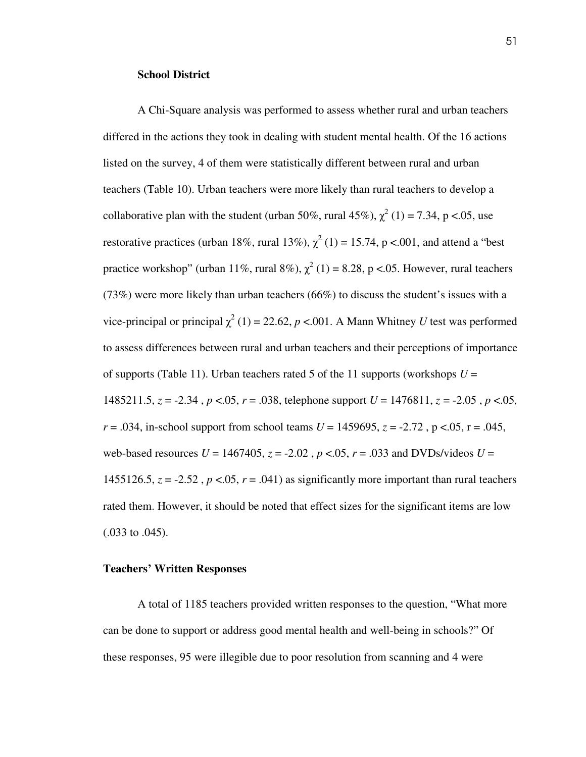### School District

A Chi-Square analysis was performed to assess whether rural and urban teachers differed in the actions they took in dealing with student mental health. Of the 16 actions listed on the survey, 4 of them were statistically different between rural and urban teachers (Table 10). Urban teachers were more likely than rural teachers to develop a collaborative plan with the student (urban 50%, rural 45%), $\chi^2$ (1) = 7.34, p <.05, use restorative practices (urban 18%, rural 13%), $\chi^2$ (1) = 15.74, p <.001, and attend a "best practice workshop" (urban 11%, rural 8%), $\chi^2$ (1) = 8.28, p <.05. However, rural teachers (73%) were more likely than urban teachers (66%) to discuss the student's issues with a vice-principal or principal $\chi^2$ (1) = 22.62, *p* <.001. A Mann Whitney *U* test was performed to assess differences between rural and urban teachers and their perceptions of importance of supports (Table 11). Urban teachers rated 5 of the 11 supports (workshops *U* = 1485211.5, *z* = -2.34 , *p* <.05, *r* = .038, telephone support *U* = 1476811, *z* = -2.05 , *p* <.05, *r* = .034, in-school support from school teams *U* = 1459695, *z* = -2.72 , p <.05, r = .045, web-based resources *U* = 1467405, *z* = -2.02 , *p* <.05, *r* = .033 and DVDs/videos *U* = 1455126.5, *z* = -2.52 , *p* <.05, *r* = .041) as significantly more important than rural teachers rated them. However, it should be noted that effect sizes for the significant items are low (.033 to .045).

## Teachers' Written Responses

A total of 1185 teachers provided written responses to the question, "What more can be done to support or address good mental health and well-being in schools?" Of these responses, 95 were illegible due to poor resolution from scanning and 4 were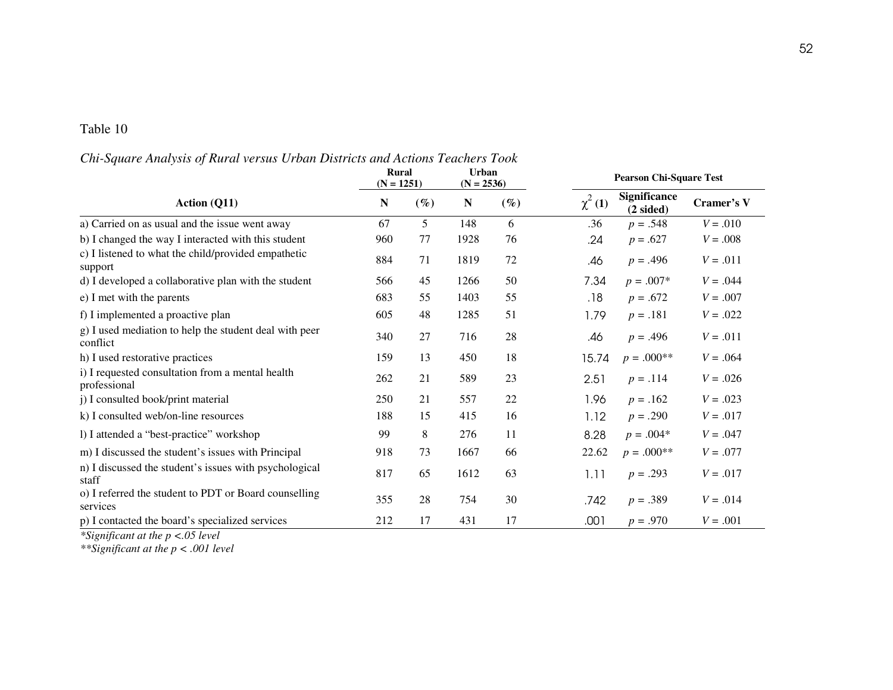Table 10

*Chi-Square Analysis of Rural versus Urban Districts and Actions Teachers Took*

| Action (Q11) | Rural (N = 1251) | | Urban (N = 2536) | | Pearson Chi-Square Test | | |
|---|---|---|---|---|---|---|---|
| | N | (%) | N | (%) | $\chi^2$ (1) | Significance (2 sided) | Cramer's V |
| a) Carried on as usual and the issue went away | 67 | 5 | 148 | 6 | .36 | $p$ = .548 | $V$ = .010 |
| b) I changed the way I interacted with this student | 960 | 77 | 1928 | 76 | .24 | $p$ = .627 | $V$ = .008 |
| c) I listened to what the child/provided empathetic support | 884 | 71 | 1819 | 72 | .46 | $p$ = .496 | $V$ = .011 |
| d) I developed a collaborative plan with the student | 566 | 45 | 1266 | 50 | 7.34 | $p$ = .007* | $V$ = .044 |
| e) I met with the parents | 683 | 55 | 1403 | 55 | .18 | $p$ = .672 | $V$ = .007 |
| f) I implemented a proactive plan | 605 | 48 | 1285 | 51 | 1.79 | $p$ = .181 | $V$ = .022 |
| g) I used mediation to help the student deal with peer conflict | 340 | 27 | 716 | 28 | .46 | $p$ = .496 | $V$ = .011 |
| h) I used restorative practices | 159 | 13 | 450 | 18 | 15.74 | $p$ = .000** | $V$ = .064 |
| i) I requested consultation from a mental health professional | 262 | 21 | 589 | 23 | 2.51 | $p$ = .114 | $V$ = .026 |
| j) I consulted book/print material | 250 | 21 | 557 | 22 | 1.96 | $p$ = .162 | $V$ = .023 |
| k) I consulted web/on-line resources | 188 | 15 | 415 | 16 | 1.12 | $p$ = .290 | $V$ = .017 |
| l) I attended a "best-practice" workshop | 99 | 8 | 276 | 11 | 8.28 | $p$ = .004* | $V$ = .047 |
| m) I discussed the student's issues with Principal | 918 | 73 | 1667 | 66 | 22.62 | $p$ = .000** | $V$ = .077 |
| n) I discussed the student's issues with psychological staff | 817 | 65 | 1612 | 63 | 1.11 | $p$ = .293 | $V$ = .017 |
| o) I referred the student to PDT or Board counselling services | 355 | 28 | 754 | 30 | .742 | $p$ = .389 | $V$ = .014 |
| p) I contacted the board's specialized services | 212 | 17 | 431 | 17 | .001 | $p$ = .970 | $V$ = .001 |

*\*Significant at the p <.05 level*

*\*\*Significant at the p < .001 level*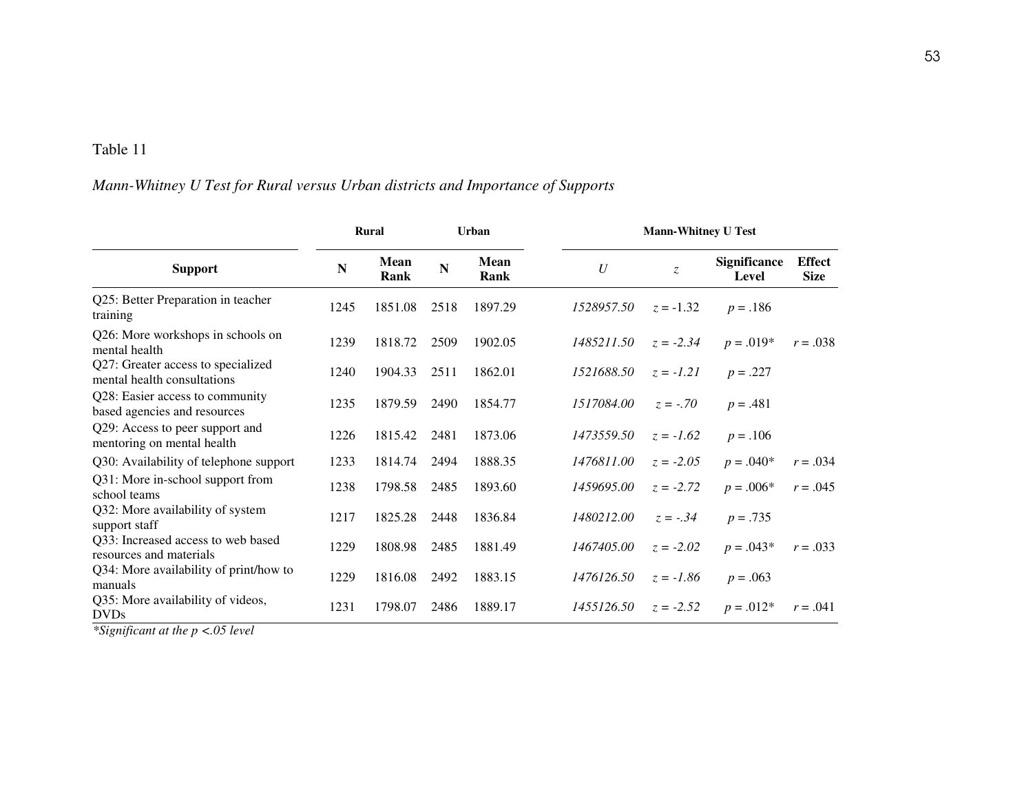Table 11

*Mann-Whitney U Test for Rural versus Urban districts and Importance of Supports*

| | Rural | | Urban | | Mann-Whitney U Test | | | |
|---|---|---|---|---|---|---|---|---|
| **Support** | **N** | **Mean Rank** | **N** | **Mean Rank** | $U$ | $z$ | **Significance Level** | **Effect Size** |
| Q25: Better Preparation in teacher training | 1245 | 1851.08 | 2518 | 1897.29 | *1528957.50* | $z = -1.32$ | $p = .186$ | |
| Q26: More workshops in schools on mental health | 1239 | 1818.72 | 2509 | 1902.05 | *1485211.50* | $z = -2.34$ | $p = .019$* | $r = .038$ |
| Q27: Greater access to specialized mental health consultations | 1240 | 1904.33 | 2511 | 1862.01 | *1521688.50* | $z = -1.21$ | $p = .227$ | |
| Q28: Easier access to community based agencies and resources | 1235 | 1879.59 | 2490 | 1854.77 | *1517084.00* | $z = -.70$ | $p = .481$ | |
| Q29: Access to peer support and mentoring on mental health | 1226 | 1815.42 | 2481 | 1873.06 | *1473559.50* | $z = -1.62$ | $p = .106$ | |
| Q30: Availability of telephone support | 1233 | 1814.74 | 2494 | 1888.35 | *1476811.00* | $z = -2.05$ | $p = .040$* | $r = .034$ |
| Q31: More in-school support from school teams | 1238 | 1798.58 | 2485 | 1893.60 | *1459695.00* | $z = -2.72$ | $p = .006$* | $r = .045$ |
| Q32: More availability of system support staff | 1217 | 1825.28 | 2448 | 1836.84 | *1480212.00* | $z = -.34$ | $p = .735$ | |
| Q33: Increased access to web based resources and materials | 1229 | 1808.98 | 2485 | 1881.49 | *1467405.00* | $z = -2.02$ | $p = .043$* | $r = .033$ |
| Q34: More availability of print/how to manuals | 1229 | 1816.08 | 2492 | 1883.15 | *1476126.50* | $z = -1.86$ | $p = .063$ | |
| Q35: More availability of videos, DVDs | 1231 | 1798.07 | 2486 | 1889.17 | *1455126.50* | $z = -2.52$ | $p = .012$* | $r = .041$ |

*\*Significant at the $p < .05$ level*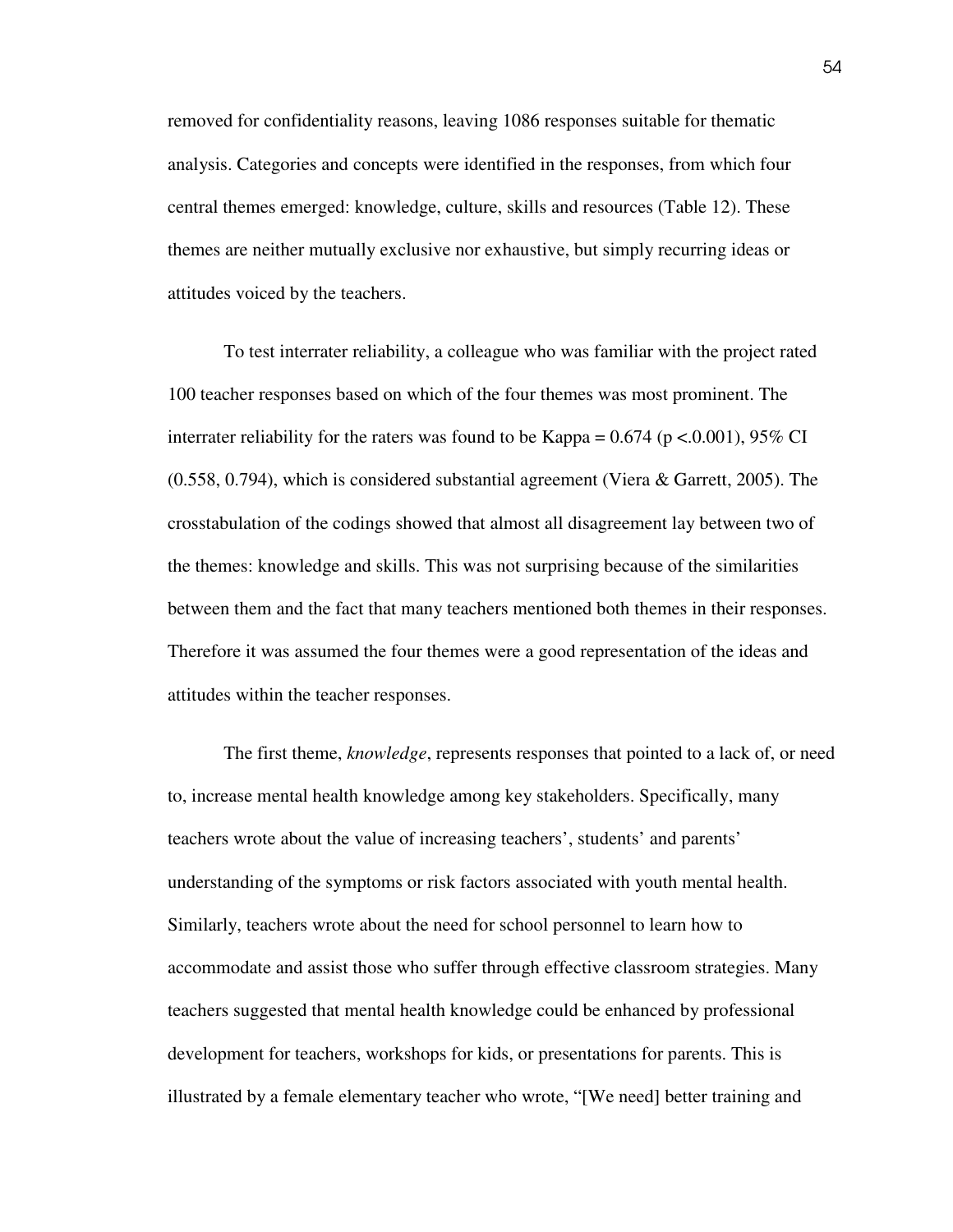removed for confidentiality reasons, leaving 1086 responses suitable for thematic analysis. Categories and concepts were identified in the responses, from which four central themes emerged: knowledge, culture, skills and resources (Table 12). These themes are neither mutually exclusive nor exhaustive, but simply recurring ideas or attitudes voiced by the teachers.

To test interrater reliability, a colleague who was familiar with the project rated 100 teacher responses based on which of the four themes was most prominent. The interrater reliability for the raters was found to be Kappa = 0.674 ($p < .0.001$), 95% CI (0.558, 0.794), which is considered substantial agreement (Viera & Garrett, 2005). The crosstabulation of the codings showed that almost all disagreement lay between two of the themes: knowledge and skills. This was not surprising because of the similarities between them and the fact that many teachers mentioned both themes in their responses. Therefore it was assumed the four themes were a good representation of the ideas and attitudes within the teacher responses.

The first theme, *knowledge*, represents responses that pointed to a lack of, or need to, increase mental health knowledge among key stakeholders. Specifically, many teachers wrote about the value of increasing teachers', students' and parents' understanding of the symptoms or risk factors associated with youth mental health. Similarly, teachers wrote about the need for school personnel to learn how to accommodate and assist those who suffer through effective classroom strategies. Many teachers suggested that mental health knowledge could be enhanced by professional development for teachers, workshops for kids, or presentations for parents. This is illustrated by a female elementary teacher who wrote, "[We need] better training and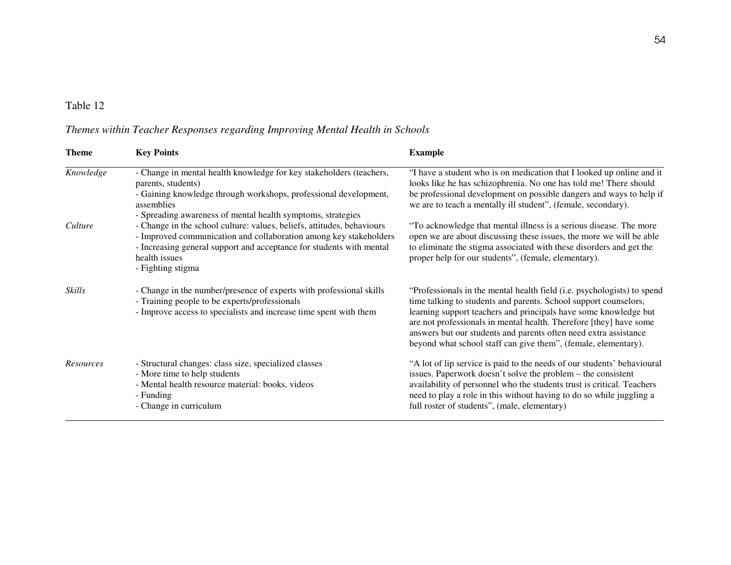Table 12

*Themes within Teacher Responses regarding Improving Mental Health in Schools*

| Theme | Key Points | Example |
|---|---|---|
| *Knowledge* | - Change in mental health knowledge for key stakeholders (teachers, parents, students)<br>- Gaining knowledge through workshops, professional development, assemblies<br>- Spreading awareness of mental health symptoms, strategies | "I have a student who is on medication that I looked up online and it looks like he has schizophrenia. No one has told me! There should be professional development on possible dangers and ways to help if we are to teach a mentally ill student", (female, secondary). |
| *Culture* | - Change in the school culture: values, beliefs, attitudes, behaviours<br>- Improved communication and collaboration among key stakeholders<br>- Increasing general support and acceptance for students with mental health issues<br>- Fighting stigma | "To acknowledge that mental illness is a serious disease. The more open we are about discussing these issues, the more we will be able to eliminate the stigma associated with these disorders and get the proper help for our students", (female, elementary). |
| *Skills* | - Change in the number/presence of experts with professional skills<br>- Training people to be experts/professionals<br>- Improve access to specialists and increase time spent with them | "Professionals in the mental health field (i.e. psychologists) to spend time talking to students and parents. School support counselors, learning support teachers and principals have some knowledge but are not professionals in mental health. Therefore [they] have some answers but our students and parents often need extra assistance beyond what school staff can give them", (female, elementary). |
| *Resources* | - Structural changes: class size, specialized classes<br>- More time to help students<br>- Mental health resource material: books, videos<br>- Funding<br>- Change in curriculum | "A lot of lip service is paid to the needs of our students' behavioural issues. Paperwork doesn't solve the problem – the consistent availability of personnel who the students trust is critical. Teachers need to play a role in this without having to do so while juggling a full roster of students", (male, elementary) |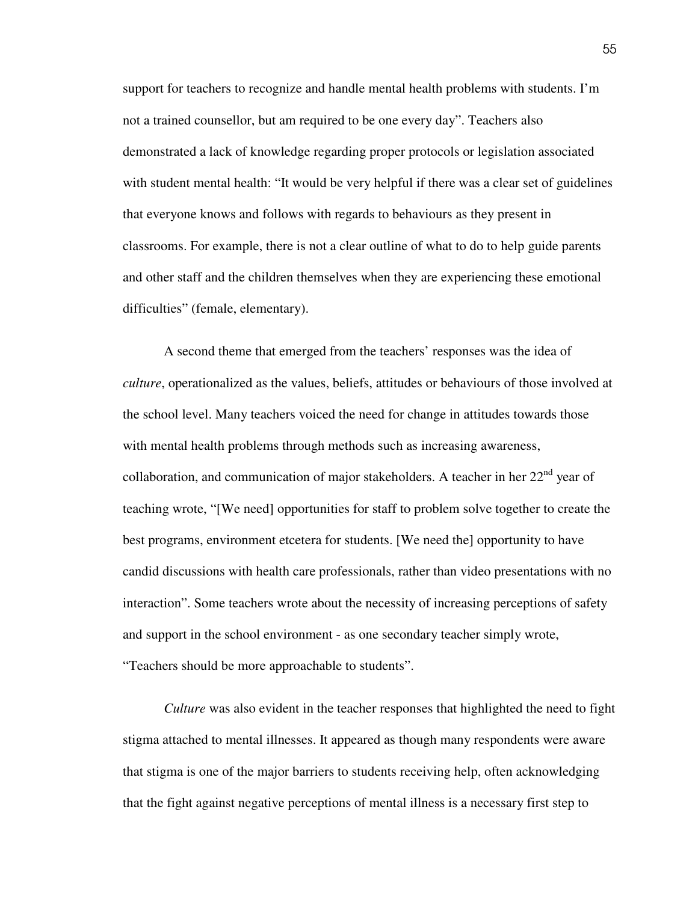support for teachers to recognize and handle mental health problems with students. I'm not a trained counsellor, but am required to be one every day". Teachers also demonstrated a lack of knowledge regarding proper protocols or legislation associated with student mental health: "It would be very helpful if there was a clear set of guidelines that everyone knows and follows with regards to behaviours as they present in classrooms. For example, there is not a clear outline of what to do to help guide parents and other staff and the children themselves when they are experiencing these emotional difficulties" (female, elementary).

A second theme that emerged from the teachers' responses was the idea of *culture*, operationalized as the values, beliefs, attitudes or behaviours of those involved at the school level. Many teachers voiced the need for change in attitudes towards those with mental health problems through methods such as increasing awareness, collaboration, and communication of major stakeholders. A teacher in her 22nd year of teaching wrote, "[We need] opportunities for staff to problem solve together to create the best programs, environment etcetera for students. [We need the] opportunity to have candid discussions with health care professionals, rather than video presentations with no interaction". Some teachers wrote about the necessity of increasing perceptions of safety and support in the school environment - as one secondary teacher simply wrote, "Teachers should be more approachable to students".

*Culture* was also evident in the teacher responses that highlighted the need to fight stigma attached to mental illnesses. It appeared as though many respondents were aware that stigma is one of the major barriers to students receiving help, often acknowledging that the fight against negative perceptions of mental illness is a necessary first step to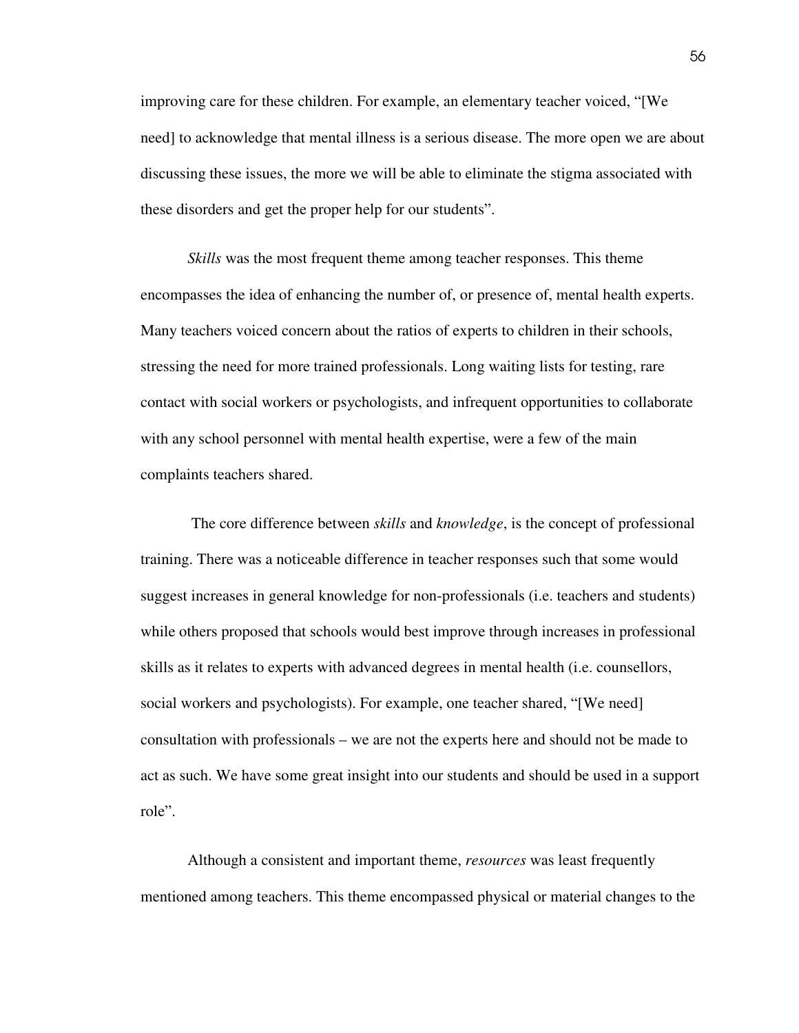improving care for these children. For example, an elementary teacher voiced, "[We need] to acknowledge that mental illness is a serious disease. The more open we are about discussing these issues, the more we will be able to eliminate the stigma associated with these disorders and get the proper help for our students".

*Skills* was the most frequent theme among teacher responses. This theme encompasses the idea of enhancing the number of, or presence of, mental health experts. Many teachers voiced concern about the ratios of experts to children in their schools, stressing the need for more trained professionals. Long waiting lists for testing, rare contact with social workers or psychologists, and infrequent opportunities to collaborate with any school personnel with mental health expertise, were a few of the main complaints teachers shared.

The core difference between *skills* and *knowledge*, is the concept of professional training. There was a noticeable difference in teacher responses such that some would suggest increases in general knowledge for non-professionals (i.e. teachers and students) while others proposed that schools would best improve through increases in professional skills as it relates to experts with advanced degrees in mental health (i.e. counsellors, social workers and psychologists). For example, one teacher shared, "[We need] consultation with professionals – we are not the experts here and should not be made to act as such. We have some great insight into our students and should be used in a support role".

Although a consistent and important theme, *resources* was least frequently mentioned among teachers. This theme encompassed physical or material changes to the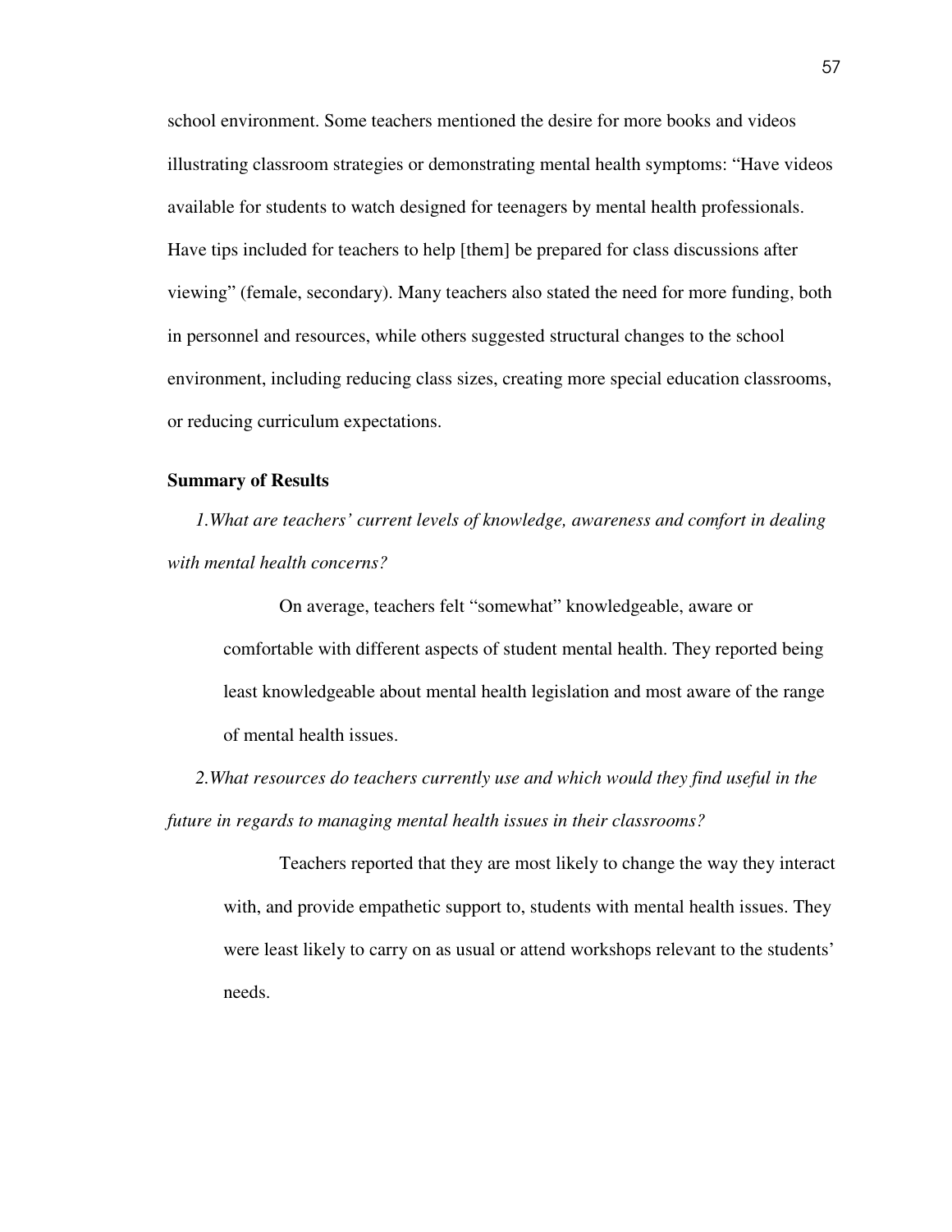school environment. Some teachers mentioned the desire for more books and videos illustrating classroom strategies or demonstrating mental health symptoms: "Have videos available for students to watch designed for teenagers by mental health professionals. Have tips included for teachers to help [them] be prepared for class discussions after viewing" (female, secondary). Many teachers also stated the need for more funding, both in personnel and resources, while others suggested structural changes to the school environment, including reducing class sizes, creating more special education classrooms, or reducing curriculum expectations.

### Summary of Results

*1.What are teachers' current levels of knowledge, awareness and comfort in dealing with mental health concerns?*

> On average, teachers felt "somewhat" knowledgeable, aware or comfortable with different aspects of student mental health. They reported being least knowledgeable about mental health legislation and most aware of the range of mental health issues.

*2.What resources do teachers currently use and which would they find useful in the future in regards to managing mental health issues in their classrooms?*

> Teachers reported that they are most likely to change the way they interact with, and provide empathetic support to, students with mental health issues. They were least likely to carry on as usual or attend workshops relevant to the students' needs.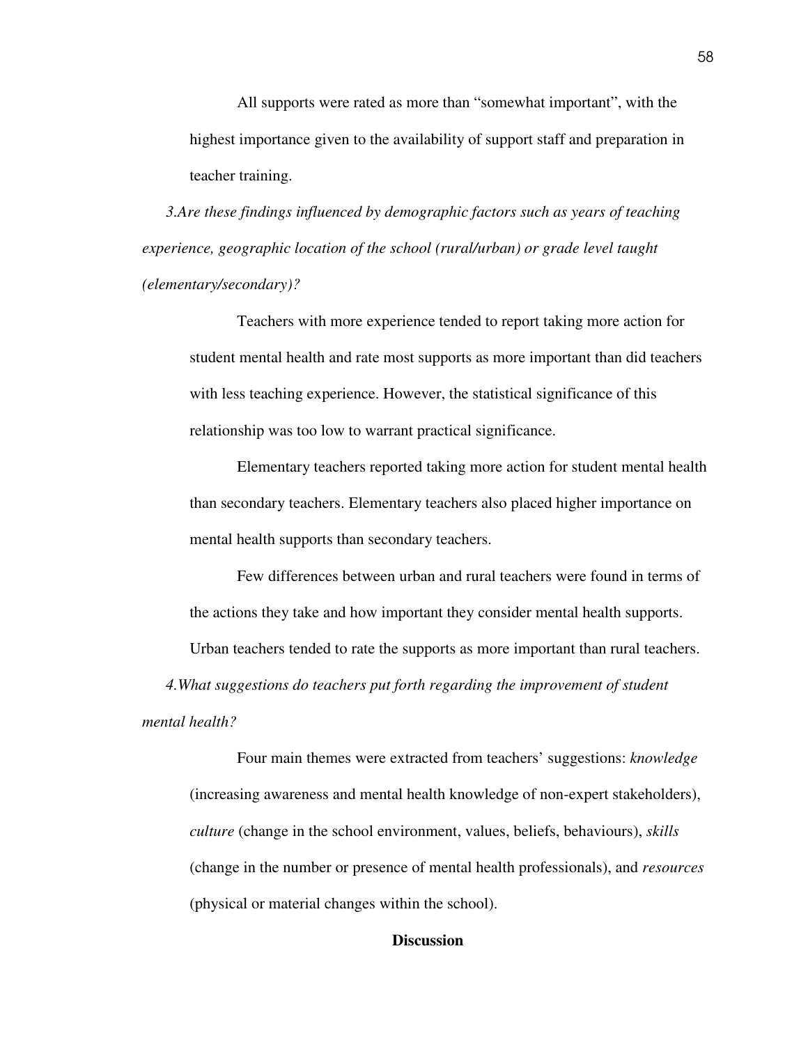All supports were rated as more than "somewhat important", with the highest importance given to the availability of support staff and preparation in teacher training.

*3.Are these findings influenced by demographic factors such as years of teaching experience, geographic location of the school (rural/urban) or grade level taught (elementary/secondary)?*

Teachers with more experience tended to report taking more action for student mental health and rate most supports as more important than did teachers with less teaching experience. However, the statistical significance of this relationship was too low to warrant practical significance.

Elementary teachers reported taking more action for student mental health than secondary teachers. Elementary teachers also placed higher importance on mental health supports than secondary teachers.

Few differences between urban and rural teachers were found in terms of the actions they take and how important they consider mental health supports. Urban teachers tended to rate the supports as more important than rural teachers.

*4.What suggestions do teachers put forth regarding the improvement of student mental health?*

Four main themes were extracted from teachers' suggestions: *knowledge* (increasing awareness and mental health knowledge of non-expert stakeholders), *culture* (change in the school environment, values, beliefs, behaviours), *skills* (change in the number or presence of mental health professionals), and *resources* (physical or material changes within the school).

## Discussion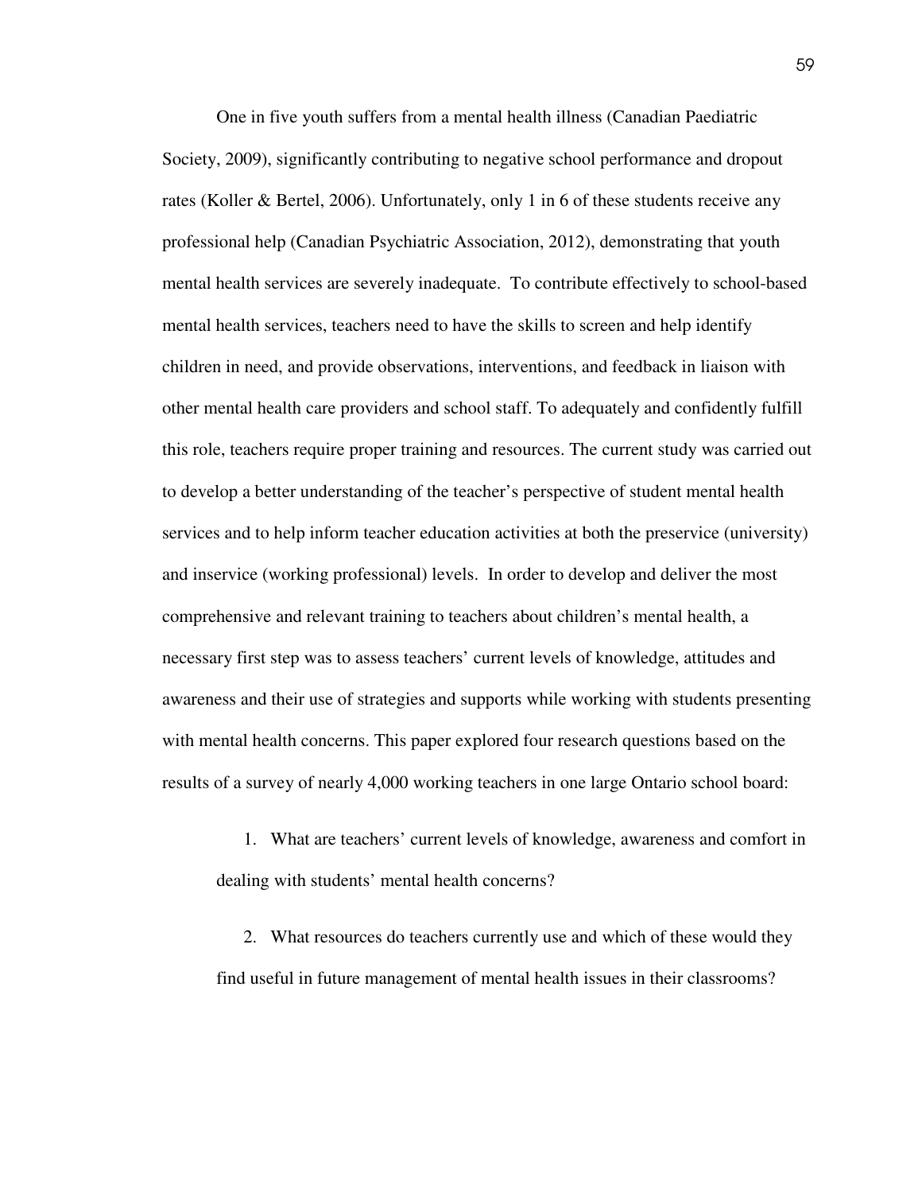One in five youth suffers from a mental health illness (Canadian Paediatric Society, 2009), significantly contributing to negative school performance and dropout rates (Koller & Bertel, 2006). Unfortunately, only 1 in 6 of these students receive any professional help (Canadian Psychiatric Association, 2012), demonstrating that youth mental health services are severely inadequate. To contribute effectively to school-based mental health services, teachers need to have the skills to screen and help identify children in need, and provide observations, interventions, and feedback in liaison with other mental health care providers and school staff. To adequately and confidently fulfill this role, teachers require proper training and resources. The current study was carried out to develop a better understanding of the teacher's perspective of student mental health services and to help inform teacher education activities at both the preservice (university) and inservice (working professional) levels. In order to develop and deliver the most comprehensive and relevant training to teachers about children's mental health, a necessary first step was to assess teachers' current levels of knowledge, attitudes and awareness and their use of strategies and supports while working with students presenting with mental health concerns. This paper explored four research questions based on the results of a survey of nearly 4,000 working teachers in one large Ontario school board:

1. What are teachers' current levels of knowledge, awareness and comfort in dealing with students' mental health concerns?

2. What resources do teachers currently use and which of these would they find useful in future management of mental health issues in their classrooms?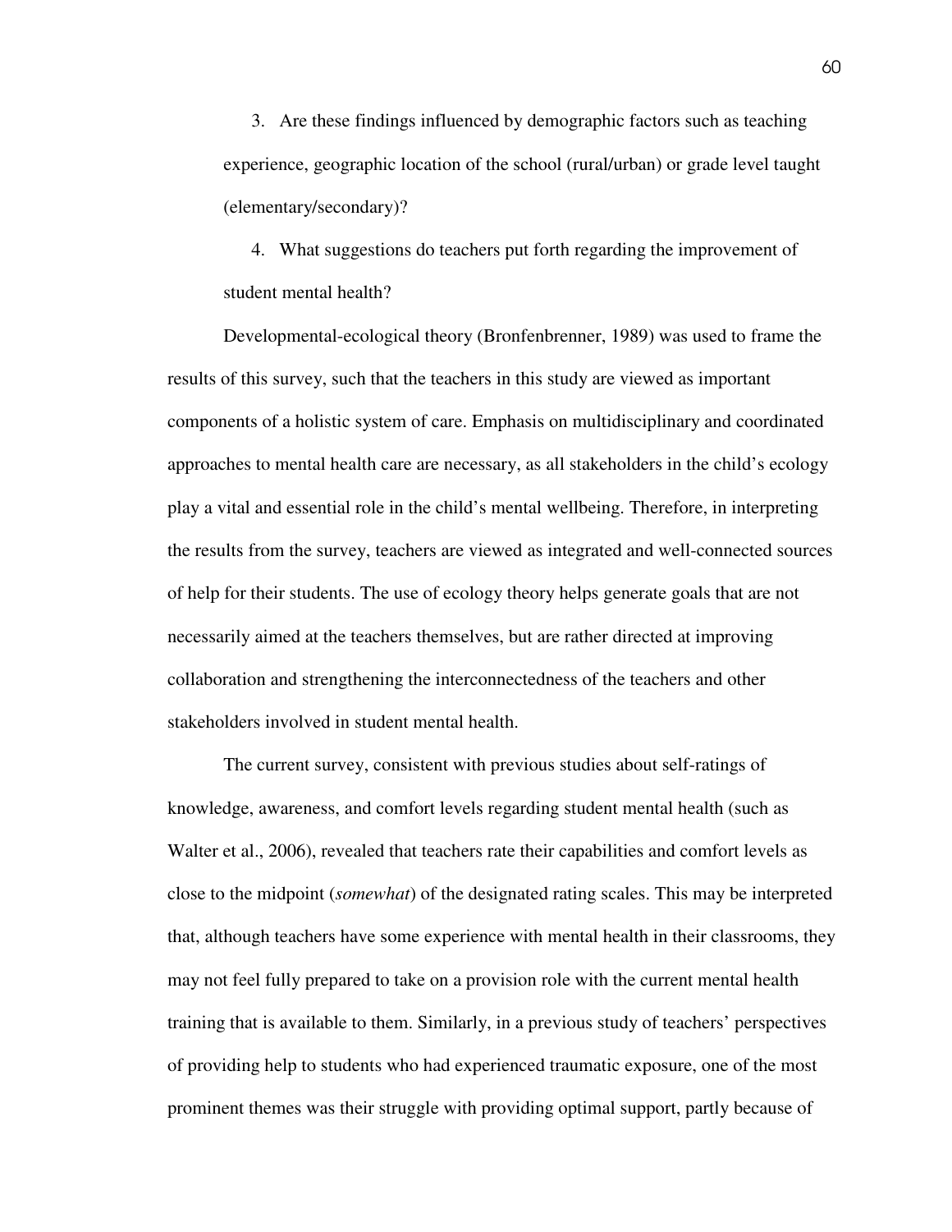3. Are these findings influenced by demographic factors such as teaching experience, geographic location of the school (rural/urban) or grade level taught (elementary/secondary)?

4. What suggestions do teachers put forth regarding the improvement of student mental health?

Developmental-ecological theory (Bronfenbrenner, 1989) was used to frame the results of this survey, such that the teachers in this study are viewed as important components of a holistic system of care. Emphasis on multidisciplinary and coordinated approaches to mental health care are necessary, as all stakeholders in the child's ecology play a vital and essential role in the child's mental wellbeing. Therefore, in interpreting the results from the survey, teachers are viewed as integrated and well-connected sources of help for their students. The use of ecology theory helps generate goals that are not necessarily aimed at the teachers themselves, but are rather directed at improving collaboration and strengthening the interconnectedness of the teachers and other stakeholders involved in student mental health.

The current survey, consistent with previous studies about self-ratings of knowledge, awareness, and comfort levels regarding student mental health (such as Walter et al., 2006), revealed that teachers rate their capabilities and comfort levels as close to the midpoint (*somewhat*) of the designated rating scales. This may be interpreted that, although teachers have some experience with mental health in their classrooms, they may not feel fully prepared to take on a provision role with the current mental health training that is available to them. Similarly, in a previous study of teachers' perspectives of providing help to students who had experienced traumatic exposure, one of the most prominent themes was their struggle with providing optimal support, partly because of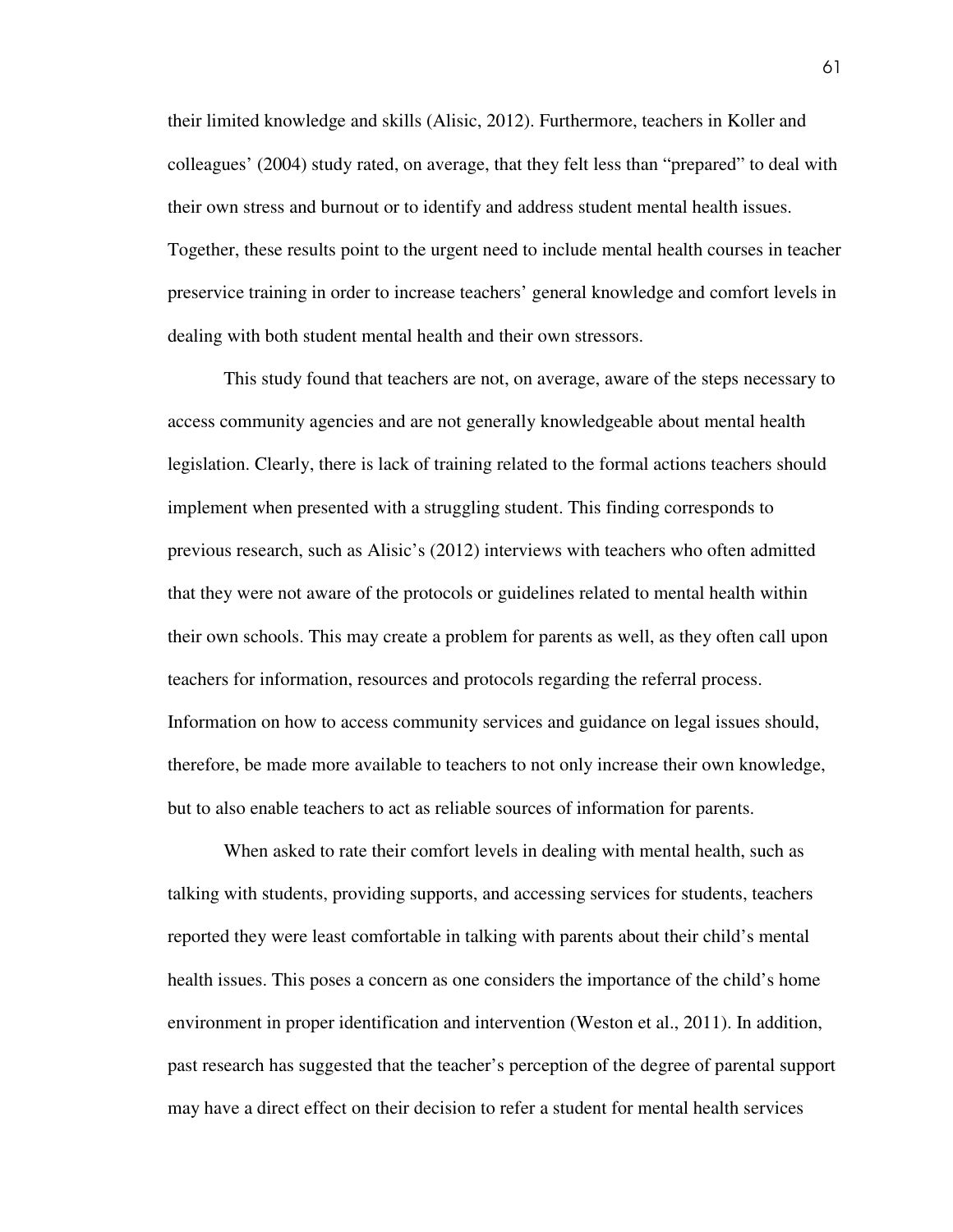their limited knowledge and skills (Alisic, 2012). Furthermore, teachers in Koller and colleagues' (2004) study rated, on average, that they felt less than "prepared" to deal with their own stress and burnout or to identify and address student mental health issues. Together, these results point to the urgent need to include mental health courses in teacher preservice training in order to increase teachers' general knowledge and comfort levels in dealing with both student mental health and their own stressors.

This study found that teachers are not, on average, aware of the steps necessary to access community agencies and are not generally knowledgeable about mental health legislation. Clearly, there is lack of training related to the formal actions teachers should implement when presented with a struggling student. This finding corresponds to previous research, such as Alisic's (2012) interviews with teachers who often admitted that they were not aware of the protocols or guidelines related to mental health within their own schools. This may create a problem for parents as well, as they often call upon teachers for information, resources and protocols regarding the referral process. Information on how to access community services and guidance on legal issues should, therefore, be made more available to teachers to not only increase their own knowledge, but to also enable teachers to act as reliable sources of information for parents.

When asked to rate their comfort levels in dealing with mental health, such as talking with students, providing supports, and accessing services for students, teachers reported they were least comfortable in talking with parents about their child's mental health issues. This poses a concern as one considers the importance of the child's home environment in proper identification and intervention (Weston et al., 2011). In addition, past research has suggested that the teacher's perception of the degree of parental support may have a direct effect on their decision to refer a student for mental health services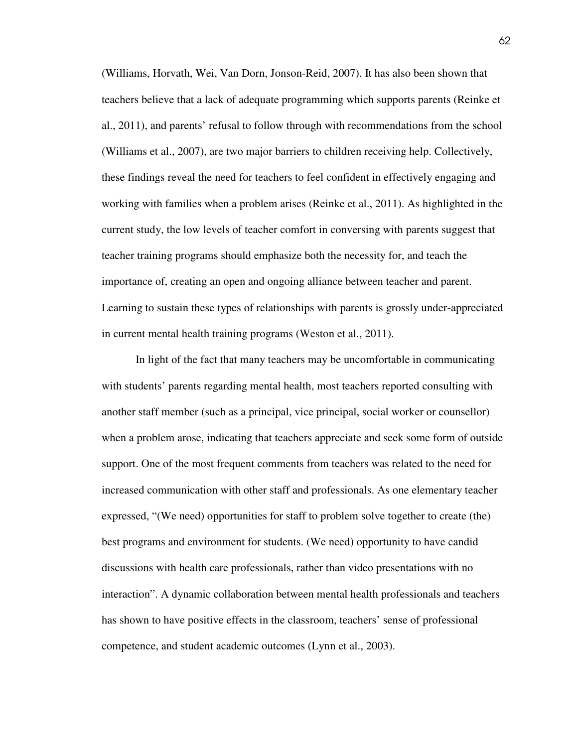(Williams, Horvath, Wei, Van Dorn, Jonson-Reid, 2007). It has also been shown that teachers believe that a lack of adequate programming which supports parents (Reinke et al., 2011), and parents' refusal to follow through with recommendations from the school (Williams et al., 2007), are two major barriers to children receiving help. Collectively, these findings reveal the need for teachers to feel confident in effectively engaging and working with families when a problem arises (Reinke et al., 2011). As highlighted in the current study, the low levels of teacher comfort in conversing with parents suggest that teacher training programs should emphasize both the necessity for, and teach the importance of, creating an open and ongoing alliance between teacher and parent. Learning to sustain these types of relationships with parents is grossly under-appreciated in current mental health training programs (Weston et al., 2011).

In light of the fact that many teachers may be uncomfortable in communicating with students' parents regarding mental health, most teachers reported consulting with another staff member (such as a principal, vice principal, social worker or counsellor) when a problem arose, indicating that teachers appreciate and seek some form of outside support. One of the most frequent comments from teachers was related to the need for increased communication with other staff and professionals. As one elementary teacher expressed, "(We need) opportunities for staff to problem solve together to create (the) best programs and environment for students. (We need) opportunity to have candid discussions with health care professionals, rather than video presentations with no interaction". A dynamic collaboration between mental health professionals and teachers has shown to have positive effects in the classroom, teachers' sense of professional competence, and student academic outcomes (Lynn et al., 2003).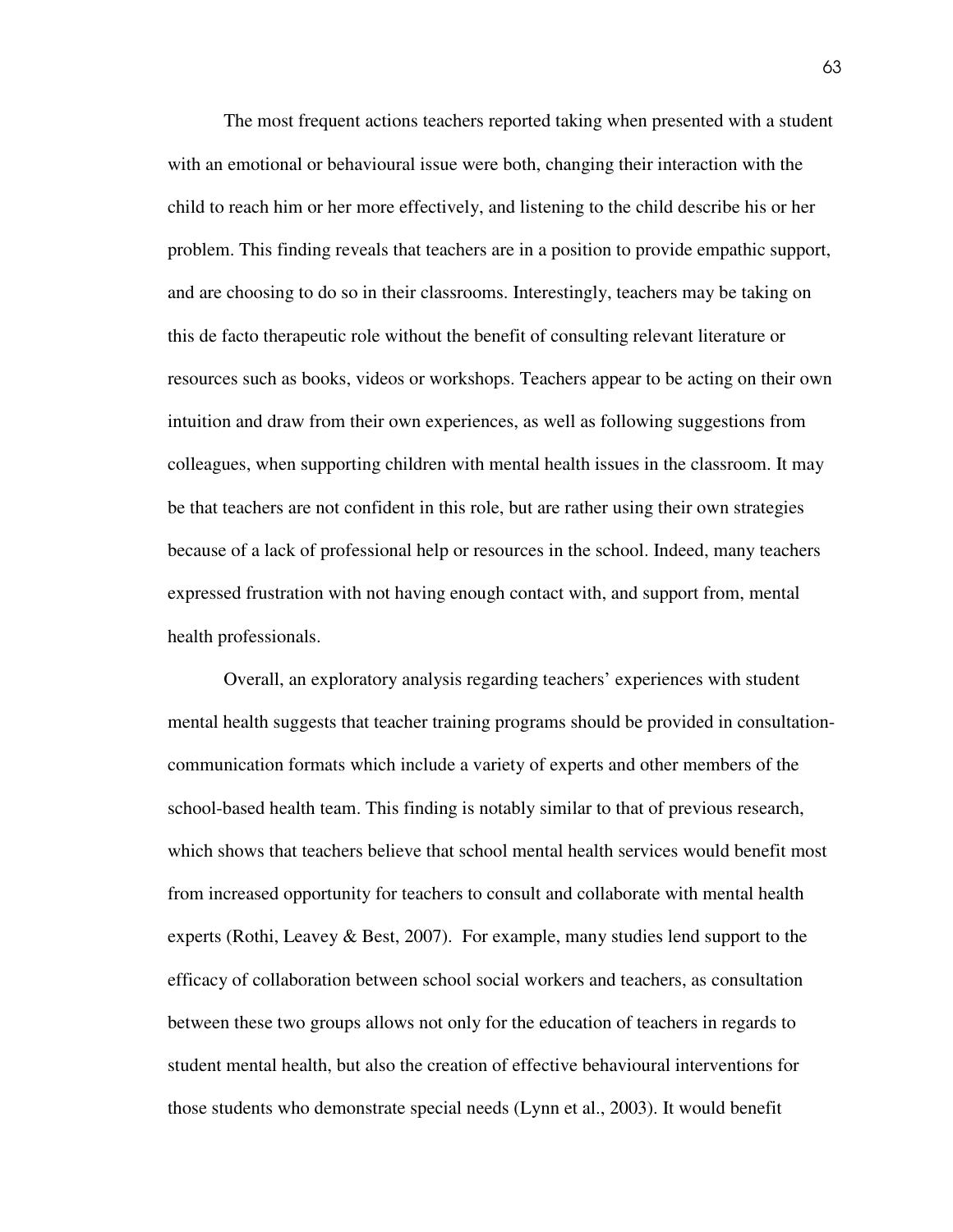The most frequent actions teachers reported taking when presented with a student with an emotional or behavioural issue were both, changing their interaction with the child to reach him or her more effectively, and listening to the child describe his or her problem. This finding reveals that teachers are in a position to provide empathic support, and are choosing to do so in their classrooms. Interestingly, teachers may be taking on this de facto therapeutic role without the benefit of consulting relevant literature or resources such as books, videos or workshops. Teachers appear to be acting on their own intuition and draw from their own experiences, as well as following suggestions from colleagues, when supporting children with mental health issues in the classroom. It may be that teachers are not confident in this role, but are rather using their own strategies because of a lack of professional help or resources in the school. Indeed, many teachers expressed frustration with not having enough contact with, and support from, mental health professionals.

Overall, an exploratory analysis regarding teachers' experiences with student mental health suggests that teacher training programs should be provided in consultation-communication formats which include a variety of experts and other members of the school-based health team. This finding is notably similar to that of previous research, which shows that teachers believe that school mental health services would benefit most from increased opportunity for teachers to consult and collaborate with mental health experts (Rothi, Leavey & Best, 2007). For example, many studies lend support to the efficacy of collaboration between school social workers and teachers, as consultation between these two groups allows not only for the education of teachers in regards to student mental health, but also the creation of effective behavioural interventions for those students who demonstrate special needs (Lynn et al., 2003). It would benefit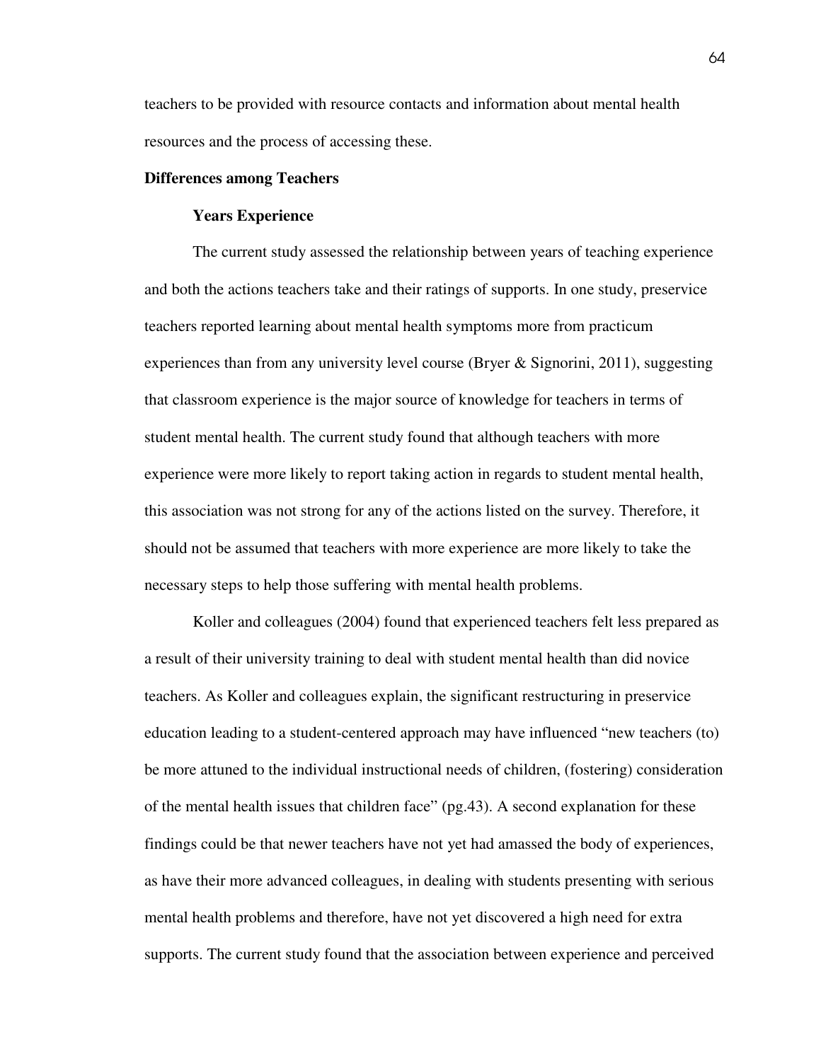teachers to be provided with resource contacts and information about mental health resources and the process of accessing these.

## Differences among Teachers

### Years Experience

The current study assessed the relationship between years of teaching experience and both the actions teachers take and their ratings of supports. In one study, preservice teachers reported learning about mental health symptoms more from practicum experiences than from any university level course (Bryer & Signorini, 2011), suggesting that classroom experience is the major source of knowledge for teachers in terms of student mental health. The current study found that although teachers with more experience were more likely to report taking action in regards to student mental health, this association was not strong for any of the actions listed on the survey. Therefore, it should not be assumed that teachers with more experience are more likely to take the necessary steps to help those suffering with mental health problems.

Koller and colleagues (2004) found that experienced teachers felt less prepared as a result of their university training to deal with student mental health than did novice teachers. As Koller and colleagues explain, the significant restructuring in preservice education leading to a student-centered approach may have influenced "new teachers (to) be more attuned to the individual instructional needs of children, (fostering) consideration of the mental health issues that children face" (pg.43). A second explanation for these findings could be that newer teachers have not yet had amassed the body of experiences, as have their more advanced colleagues, in dealing with students presenting with serious mental health problems and therefore, have not yet discovered a high need for extra supports. The current study found that the association between experience and perceived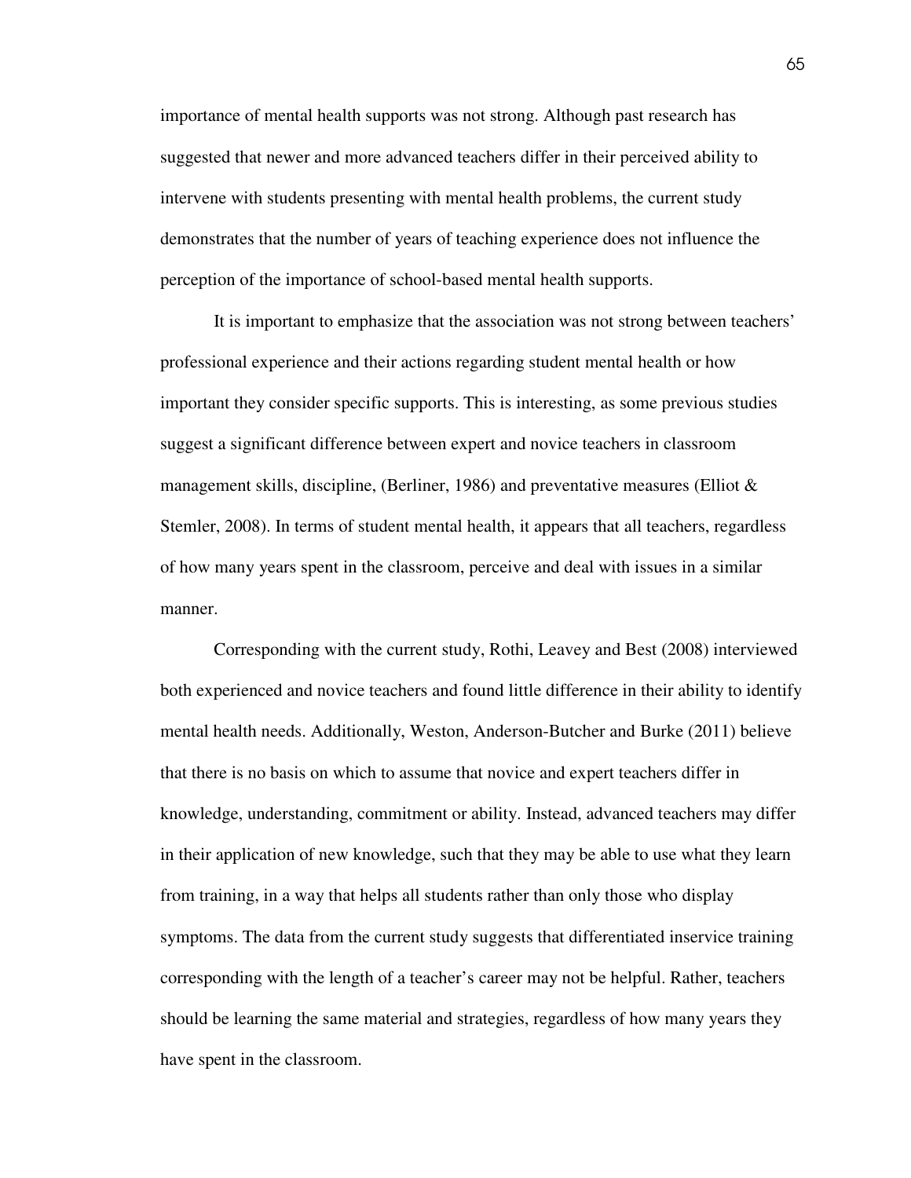importance of mental health supports was not strong. Although past research has suggested that newer and more advanced teachers differ in their perceived ability to intervene with students presenting with mental health problems, the current study demonstrates that the number of years of teaching experience does not influence the perception of the importance of school-based mental health supports.

It is important to emphasize that the association was not strong between teachers' professional experience and their actions regarding student mental health or how important they consider specific supports. This is interesting, as some previous studies suggest a significant difference between expert and novice teachers in classroom management skills, discipline, (Berliner, 1986) and preventative measures (Elliot & Stemler, 2008). In terms of student mental health, it appears that all teachers, regardless of how many years spent in the classroom, perceive and deal with issues in a similar manner.

Corresponding with the current study, Rothi, Leavey and Best (2008) interviewed both experienced and novice teachers and found little difference in their ability to identify mental health needs. Additionally, Weston, Anderson-Butcher and Burke (2011) believe that there is no basis on which to assume that novice and expert teachers differ in knowledge, understanding, commitment or ability. Instead, advanced teachers may differ in their application of new knowledge, such that they may be able to use what they learn from training, in a way that helps all students rather than only those who display symptoms. The data from the current study suggests that differentiated inservice training corresponding with the length of a teacher's career may not be helpful. Rather, teachers should be learning the same material and strategies, regardless of how many years they have spent in the classroom.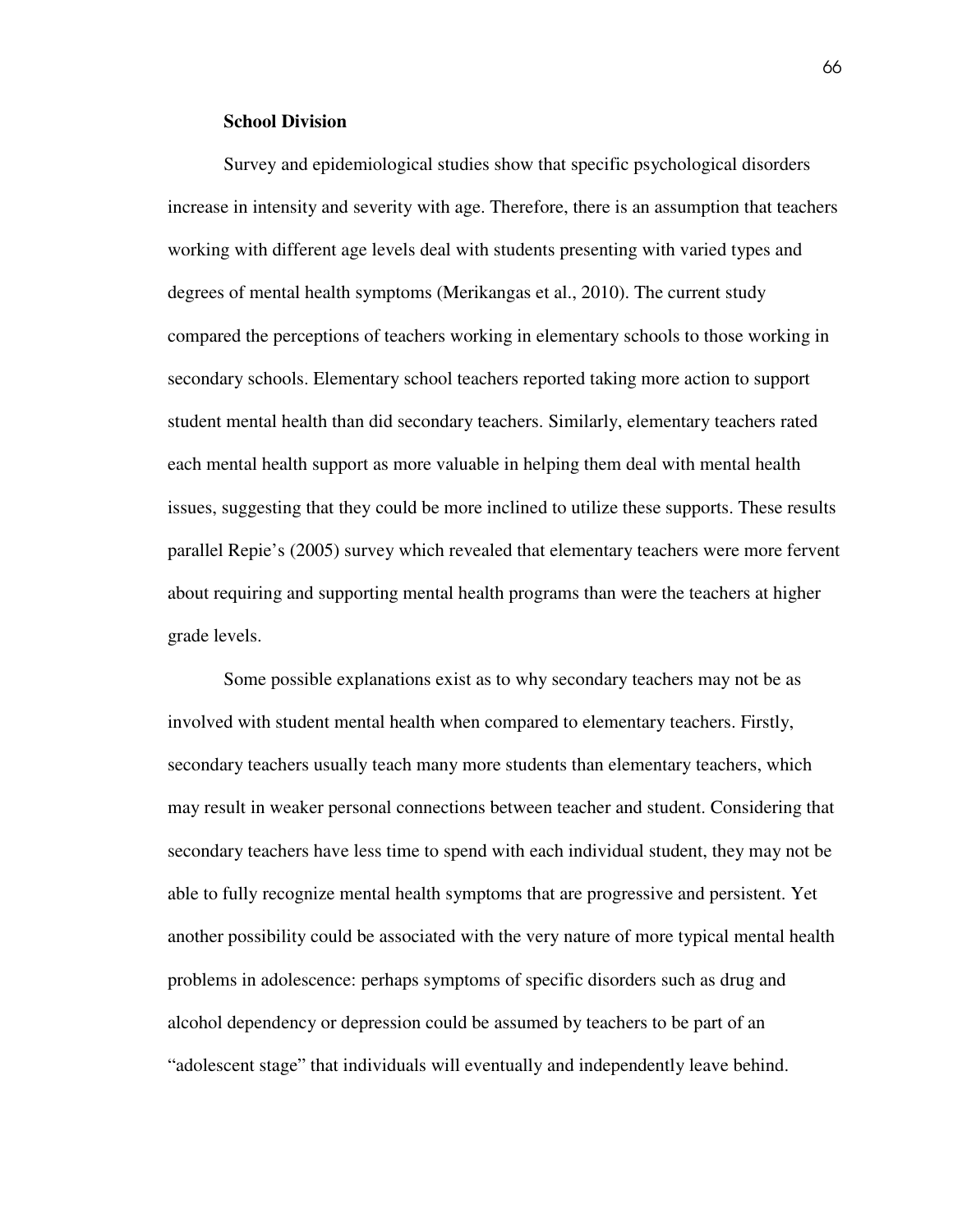### School Division

Survey and epidemiological studies show that specific psychological disorders increase in intensity and severity with age. Therefore, there is an assumption that teachers working with different age levels deal with students presenting with varied types and degrees of mental health symptoms (Merikangas et al., 2010). The current study compared the perceptions of teachers working in elementary schools to those working in secondary schools. Elementary school teachers reported taking more action to support student mental health than did secondary teachers. Similarly, elementary teachers rated each mental health support as more valuable in helping them deal with mental health issues, suggesting that they could be more inclined to utilize these supports. These results parallel Repie's (2005) survey which revealed that elementary teachers were more fervent about requiring and supporting mental health programs than were the teachers at higher grade levels.

Some possible explanations exist as to why secondary teachers may not be as involved with student mental health when compared to elementary teachers. Firstly, secondary teachers usually teach many more students than elementary teachers, which may result in weaker personal connections between teacher and student. Considering that secondary teachers have less time to spend with each individual student, they may not be able to fully recognize mental health symptoms that are progressive and persistent. Yet another possibility could be associated with the very nature of more typical mental health problems in adolescence: perhaps symptoms of specific disorders such as drug and alcohol dependency or depression could be assumed by teachers to be part of an "adolescent stage" that individuals will eventually and independently leave behind.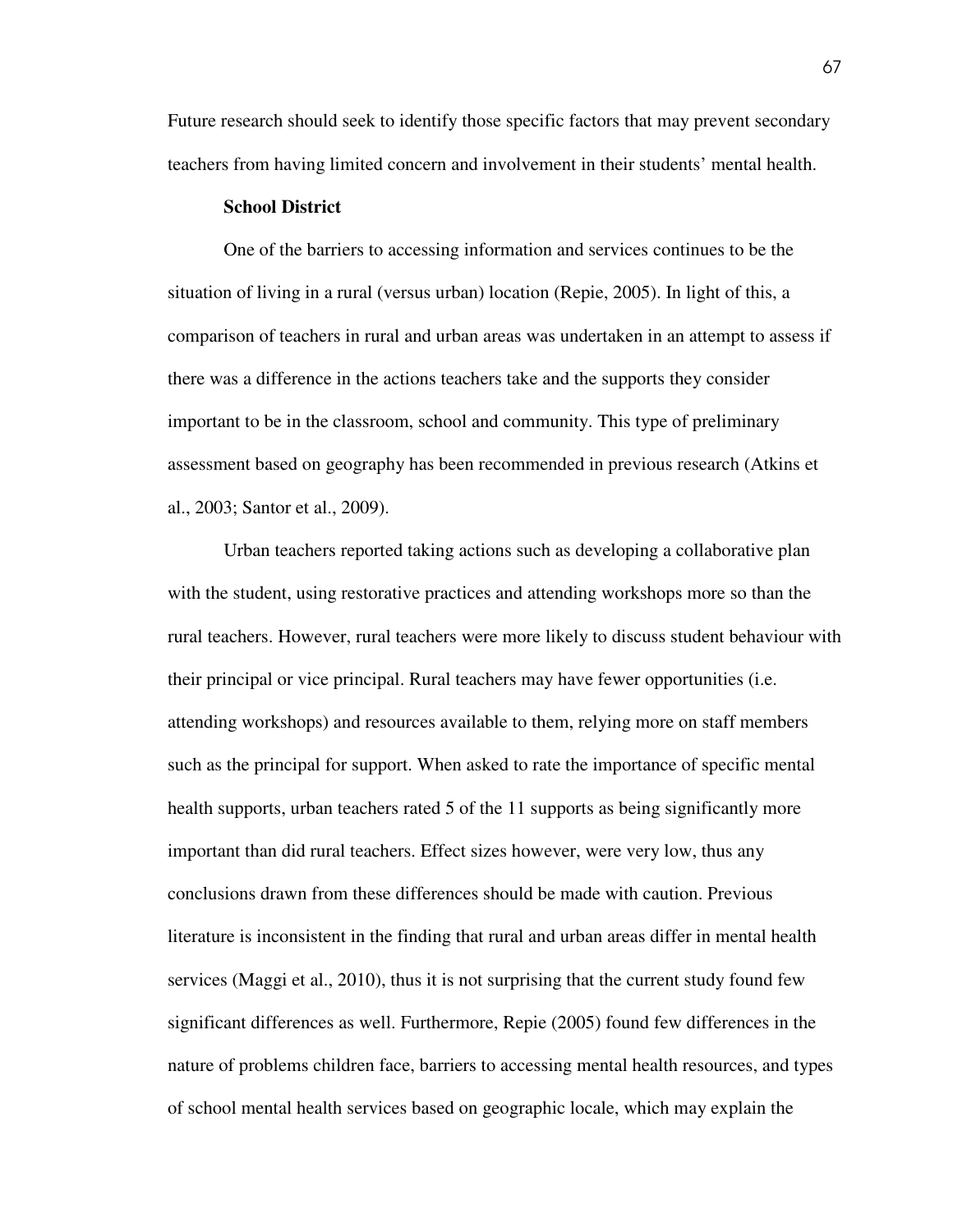Future research should seek to identify those specific factors that may prevent secondary teachers from having limited concern and involvement in their students' mental health.

### School District

One of the barriers to accessing information and services continues to be the situation of living in a rural (versus urban) location (Repie, 2005). In light of this, a comparison of teachers in rural and urban areas was undertaken in an attempt to assess if there was a difference in the actions teachers take and the supports they consider important to be in the classroom, school and community. This type of preliminary assessment based on geography has been recommended in previous research (Atkins et al., 2003; Santor et al., 2009).

Urban teachers reported taking actions such as developing a collaborative plan with the student, using restorative practices and attending workshops more so than the rural teachers. However, rural teachers were more likely to discuss student behaviour with their principal or vice principal. Rural teachers may have fewer opportunities (i.e. attending workshops) and resources available to them, relying more on staff members such as the principal for support. When asked to rate the importance of specific mental health supports, urban teachers rated 5 of the 11 supports as being significantly more important than did rural teachers. Effect sizes however, were very low, thus any conclusions drawn from these differences should be made with caution. Previous literature is inconsistent in the finding that rural and urban areas differ in mental health services (Maggi et al., 2010), thus it is not surprising that the current study found few significant differences as well. Furthermore, Repie (2005) found few differences in the nature of problems children face, barriers to accessing mental health resources, and types of school mental health services based on geographic locale, which may explain the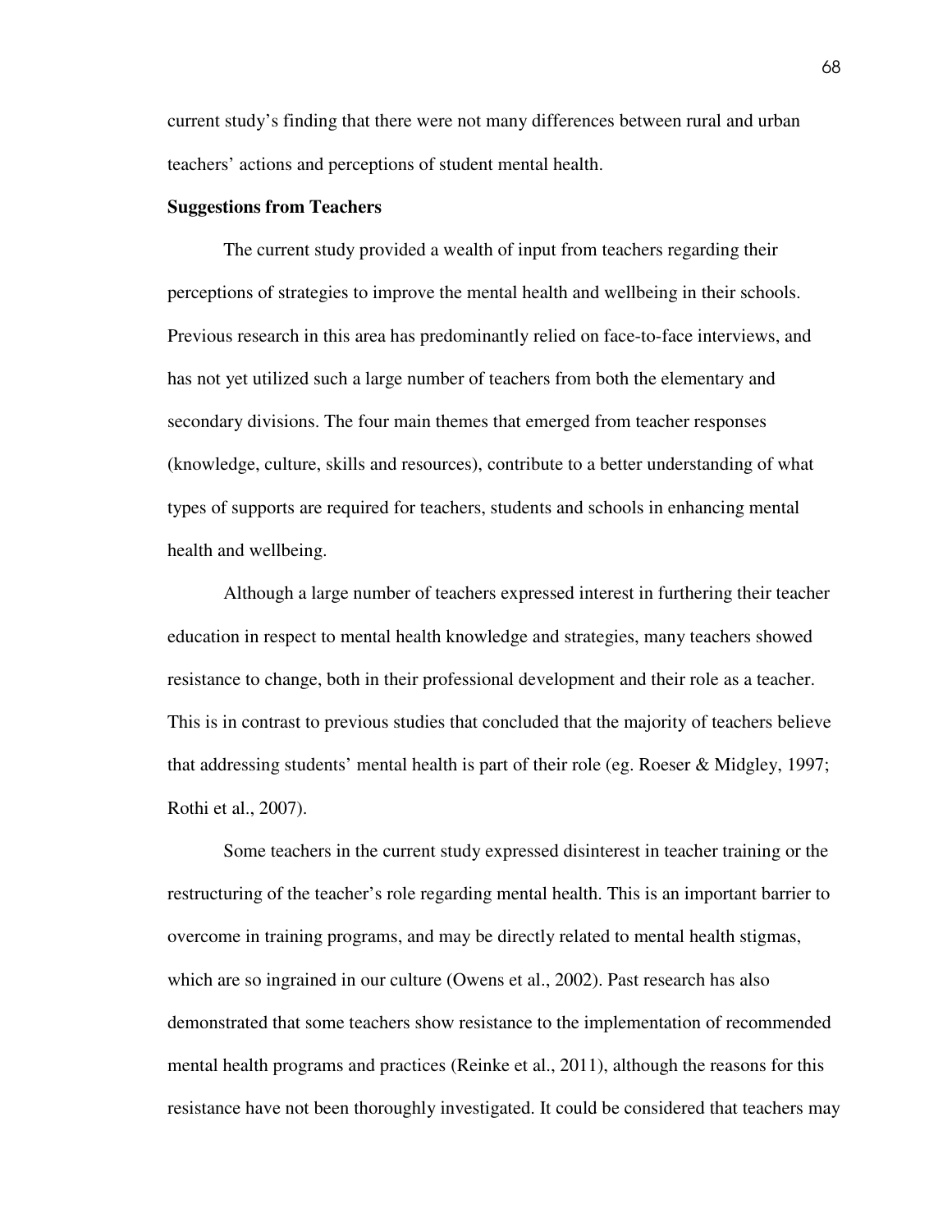current study's finding that there were not many differences between rural and urban teachers' actions and perceptions of student mental health.

**Suggestions from Teachers**

The current study provided a wealth of input from teachers regarding their perceptions of strategies to improve the mental health and wellbeing in their schools. Previous research in this area has predominantly relied on face-to-face interviews, and has not yet utilized such a large number of teachers from both the elementary and secondary divisions. The four main themes that emerged from teacher responses (knowledge, culture, skills and resources), contribute to a better understanding of what types of supports are required for teachers, students and schools in enhancing mental health and wellbeing.

Although a large number of teachers expressed interest in furthering their teacher education in respect to mental health knowledge and strategies, many teachers showed resistance to change, both in their professional development and their role as a teacher. This is in contrast to previous studies that concluded that the majority of teachers believe that addressing students' mental health is part of their role (eg. Roeser & Midgley, 1997; Rothi et al., 2007).

Some teachers in the current study expressed disinterest in teacher training or the restructuring of the teacher's role regarding mental health. This is an important barrier to overcome in training programs, and may be directly related to mental health stigmas, which are so ingrained in our culture (Owens et al., 2002). Past research has also demonstrated that some teachers show resistance to the implementation of recommended mental health programs and practices (Reinke et al., 2011), although the reasons for this resistance have not been thoroughly investigated. It could be considered that teachers may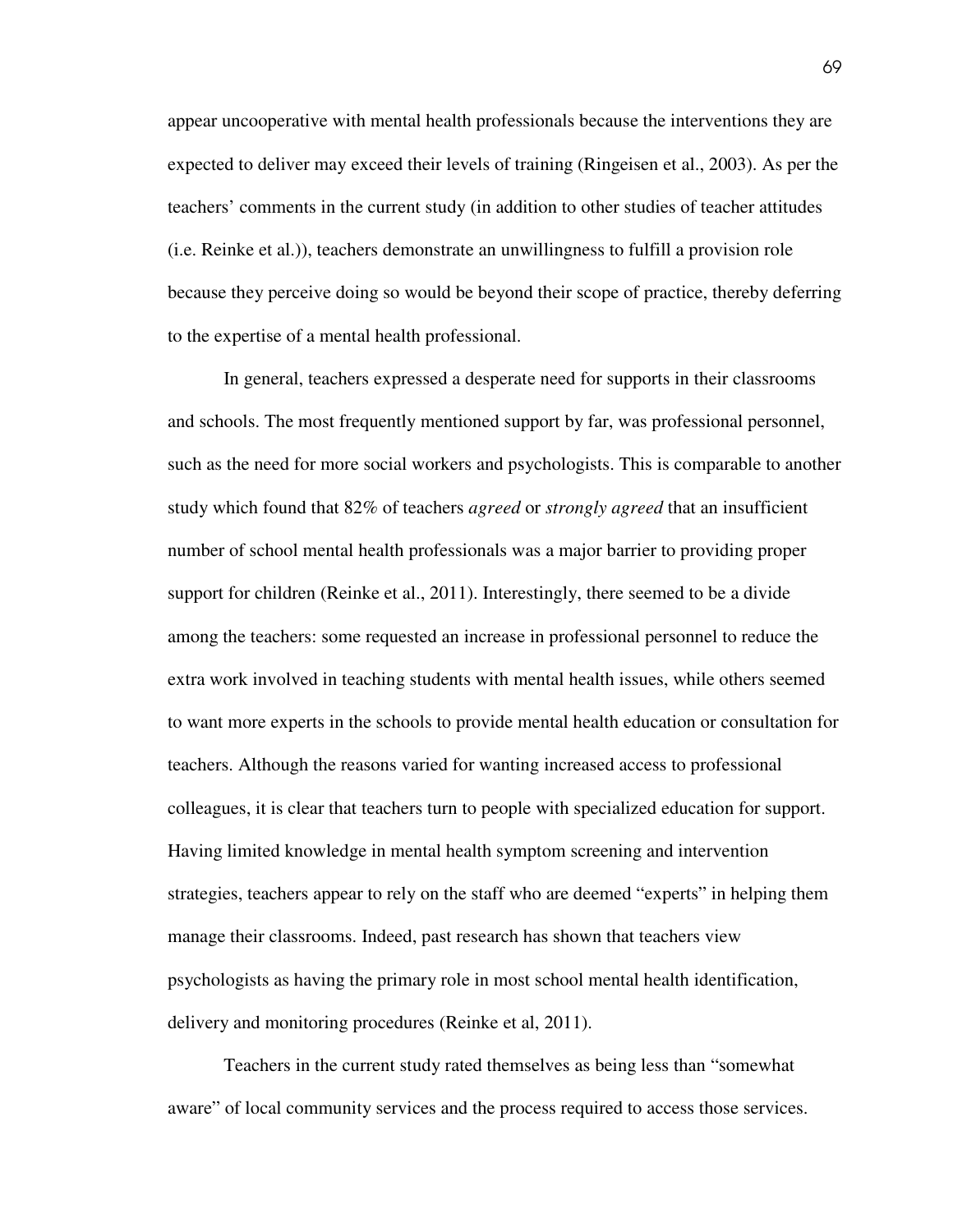appear uncooperative with mental health professionals because the interventions they are expected to deliver may exceed their levels of training (Ringeisen et al., 2003). As per the teachers' comments in the current study (in addition to other studies of teacher attitudes (i.e. Reinke et al.)), teachers demonstrate an unwillingness to fulfill a provision role because they perceive doing so would be beyond their scope of practice, thereby deferring to the expertise of a mental health professional.

In general, teachers expressed a desperate need for supports in their classrooms and schools. The most frequently mentioned support by far, was professional personnel, such as the need for more social workers and psychologists. This is comparable to another study which found that 82% of teachers *agreed* or *strongly agreed* that an insufficient number of school mental health professionals was a major barrier to providing proper support for children (Reinke et al., 2011). Interestingly, there seemed to be a divide among the teachers: some requested an increase in professional personnel to reduce the extra work involved in teaching students with mental health issues, while others seemed to want more experts in the schools to provide mental health education or consultation for teachers. Although the reasons varied for wanting increased access to professional colleagues, it is clear that teachers turn to people with specialized education for support. Having limited knowledge in mental health symptom screening and intervention strategies, teachers appear to rely on the staff who are deemed "experts" in helping them manage their classrooms. Indeed, past research has shown that teachers view psychologists as having the primary role in most school mental health identification, delivery and monitoring procedures (Reinke et al, 2011).

Teachers in the current study rated themselves as being less than "somewhat aware" of local community services and the process required to access those services.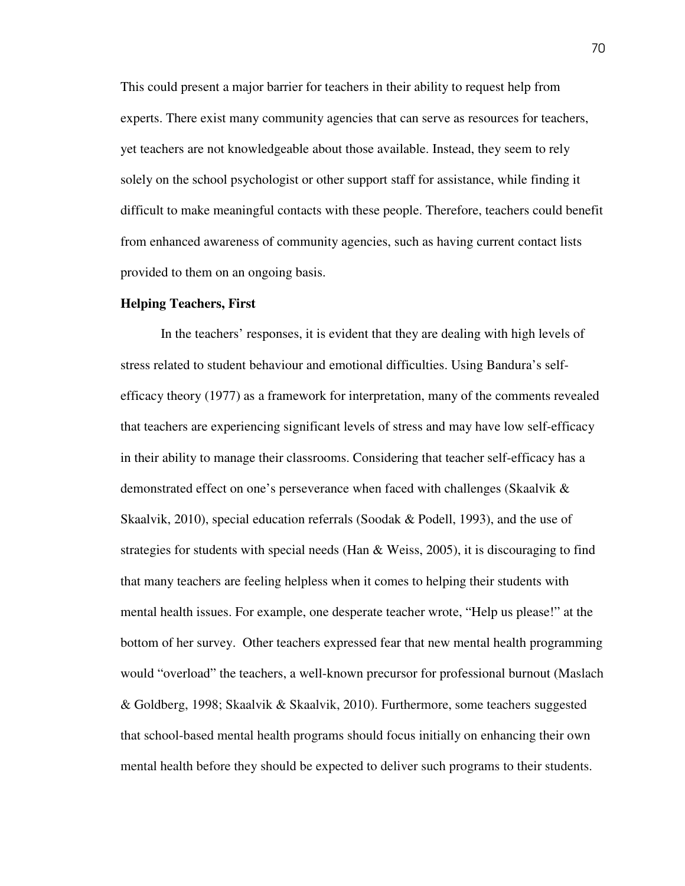This could present a major barrier for teachers in their ability to request help from experts. There exist many community agencies that can serve as resources for teachers, yet teachers are not knowledgeable about those available. Instead, they seem to rely solely on the school psychologist or other support staff for assistance, while finding it difficult to make meaningful contacts with these people. Therefore, teachers could benefit from enhanced awareness of community agencies, such as having current contact lists provided to them on an ongoing basis.

**Helping Teachers, First**

In the teachers' responses, it is evident that they are dealing with high levels of stress related to student behaviour and emotional difficulties. Using Bandura's self-efficacy theory (1977) as a framework for interpretation, many of the comments revealed that teachers are experiencing significant levels of stress and may have low self-efficacy in their ability to manage their classrooms. Considering that teacher self-efficacy has a demonstrated effect on one's perseverance when faced with challenges (Skaalvik & Skaalvik, 2010), special education referrals (Soodak & Podell, 1993), and the use of strategies for students with special needs (Han & Weiss, 2005), it is discouraging to find that many teachers are feeling helpless when it comes to helping their students with mental health issues. For example, one desperate teacher wrote, "Help us please!" at the bottom of her survey. Other teachers expressed fear that new mental health programming would "overload" the teachers, a well-known precursor for professional burnout (Maslach & Goldberg, 1998; Skaalvik & Skaalvik, 2010). Furthermore, some teachers suggested that school-based mental health programs should focus initially on enhancing their own mental health before they should be expected to deliver such programs to their students.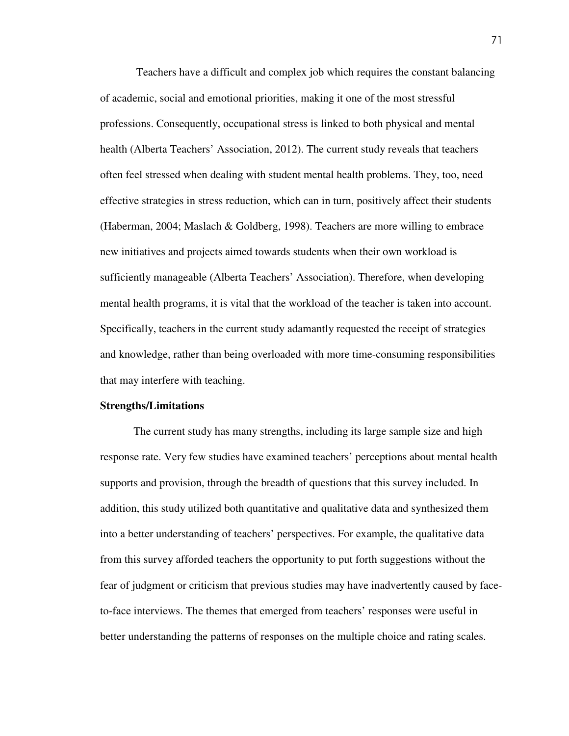Teachers have a difficult and complex job which requires the constant balancing of academic, social and emotional priorities, making it one of the most stressful professions. Consequently, occupational stress is linked to both physical and mental health (Alberta Teachers' Association, 2012). The current study reveals that teachers often feel stressed when dealing with student mental health problems. They, too, need effective strategies in stress reduction, which can in turn, positively affect their students (Haberman, 2004; Maslach & Goldberg, 1998). Teachers are more willing to embrace new initiatives and projects aimed towards students when their own workload is sufficiently manageable (Alberta Teachers' Association). Therefore, when developing mental health programs, it is vital that the workload of the teacher is taken into account. Specifically, teachers in the current study adamantly requested the receipt of strategies and knowledge, rather than being overloaded with more time-consuming responsibilities that may interfere with teaching.

**Strengths/Limitations**

The current study has many strengths, including its large sample size and high response rate. Very few studies have examined teachers' perceptions about mental health supports and provision, through the breadth of questions that this survey included. In addition, this study utilized both quantitative and qualitative data and synthesized them into a better understanding of teachers' perspectives. For example, the qualitative data from this survey afforded teachers the opportunity to put forth suggestions without the fear of judgment or criticism that previous studies may have inadvertently caused by face-to-face interviews. The themes that emerged from teachers' responses were useful in better understanding the patterns of responses on the multiple choice and rating scales.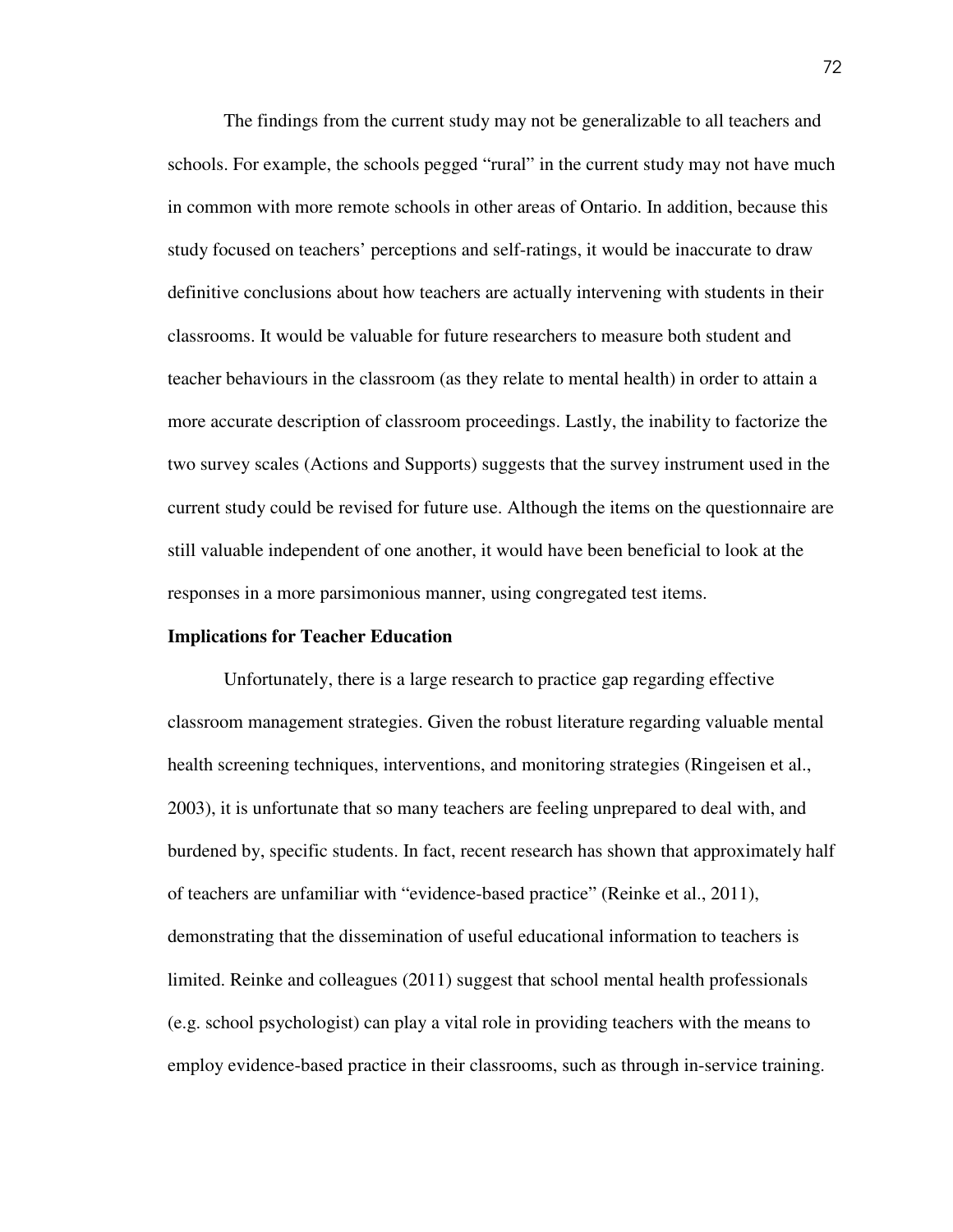The findings from the current study may not be generalizable to all teachers and schools. For example, the schools pegged "rural" in the current study may not have much in common with more remote schools in other areas of Ontario. In addition, because this study focused on teachers' perceptions and self-ratings, it would be inaccurate to draw definitive conclusions about how teachers are actually intervening with students in their classrooms. It would be valuable for future researchers to measure both student and teacher behaviours in the classroom (as they relate to mental health) in order to attain a more accurate description of classroom proceedings. Lastly, the inability to factorize the two survey scales (Actions and Supports) suggests that the survey instrument used in the current study could be revised for future use. Although the items on the questionnaire are still valuable independent of one another, it would have been beneficial to look at the responses in a more parsimonious manner, using congregated test items.

**Implications for Teacher Education**

Unfortunately, there is a large research to practice gap regarding effective classroom management strategies. Given the robust literature regarding valuable mental health screening techniques, interventions, and monitoring strategies (Ringeisen et al., 2003), it is unfortunate that so many teachers are feeling unprepared to deal with, and burdened by, specific students. In fact, recent research has shown that approximately half of teachers are unfamiliar with "evidence-based practice" (Reinke et al., 2011), demonstrating that the dissemination of useful educational information to teachers is limited. Reinke and colleagues (2011) suggest that school mental health professionals (e.g. school psychologist) can play a vital role in providing teachers with the means to employ evidence-based practice in their classrooms, such as through in-service training.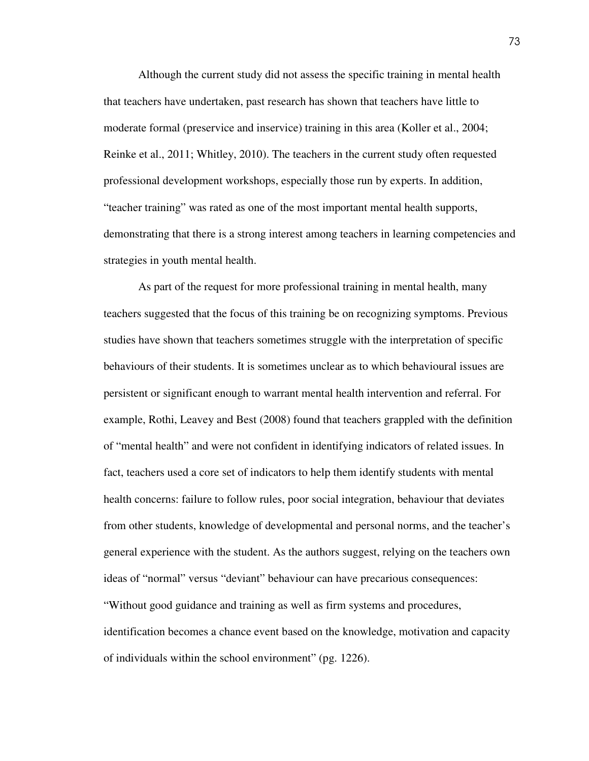Although the current study did not assess the specific training in mental health that teachers have undertaken, past research has shown that teachers have little to moderate formal (preservice and inservice) training in this area (Koller et al., 2004; Reinke et al., 2011; Whitley, 2010). The teachers in the current study often requested professional development workshops, especially those run by experts. In addition, "teacher training" was rated as one of the most important mental health supports, demonstrating that there is a strong interest among teachers in learning competencies and strategies in youth mental health.

As part of the request for more professional training in mental health, many teachers suggested that the focus of this training be on recognizing symptoms. Previous studies have shown that teachers sometimes struggle with the interpretation of specific behaviours of their students. It is sometimes unclear as to which behavioural issues are persistent or significant enough to warrant mental health intervention and referral. For example, Rothi, Leavey and Best (2008) found that teachers grappled with the definition of "mental health" and were not confident in identifying indicators of related issues. In fact, teachers used a core set of indicators to help them identify students with mental health concerns: failure to follow rules, poor social integration, behaviour that deviates from other students, knowledge of developmental and personal norms, and the teacher's general experience with the student. As the authors suggest, relying on the teachers own ideas of "normal" versus "deviant" behaviour can have precarious consequences: "Without good guidance and training as well as firm systems and procedures, identification becomes a chance event based on the knowledge, motivation and capacity of individuals within the school environment" (pg. 1226).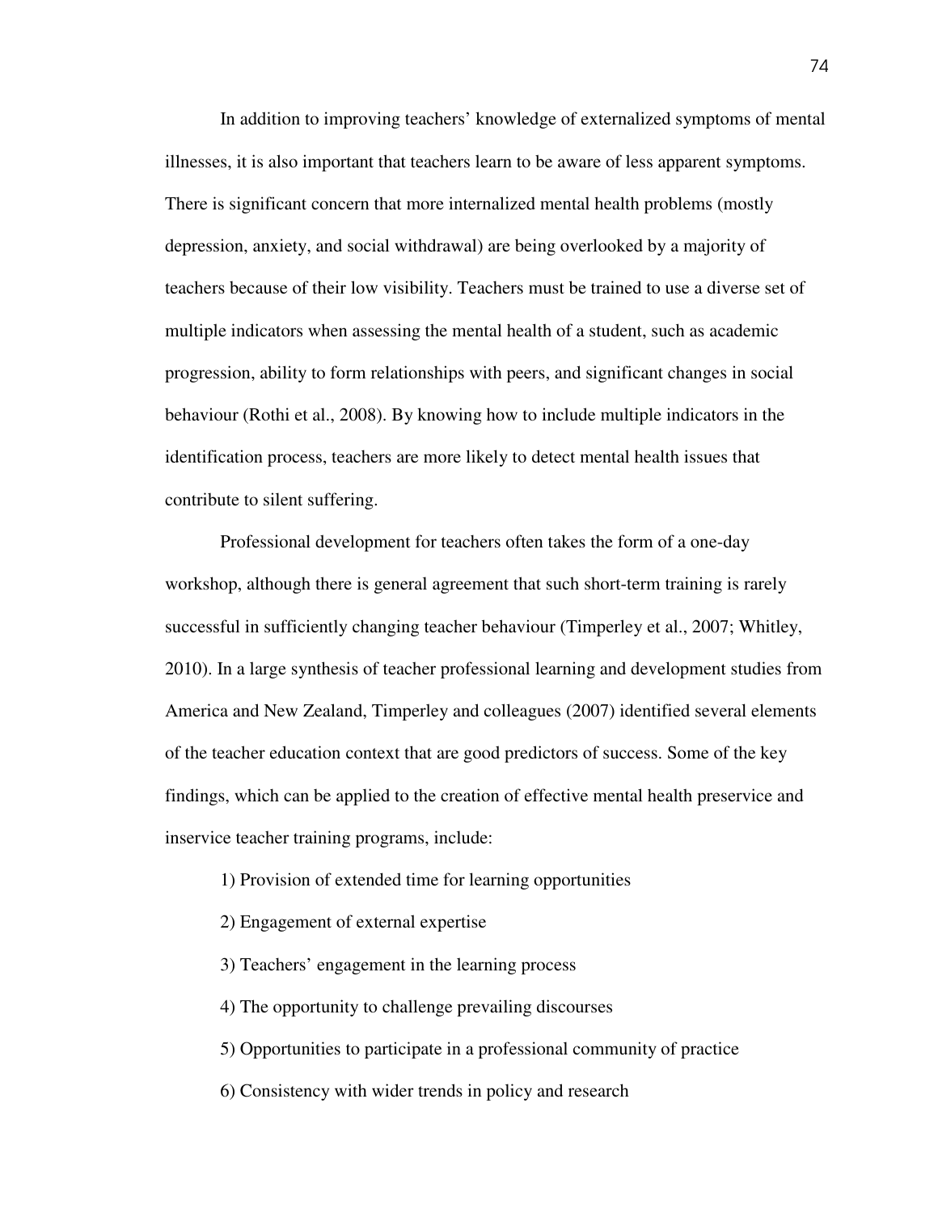In addition to improving teachers' knowledge of externalized symptoms of mental illnesses, it is also important that teachers learn to be aware of less apparent symptoms. There is significant concern that more internalized mental health problems (mostly depression, anxiety, and social withdrawal) are being overlooked by a majority of teachers because of their low visibility. Teachers must be trained to use a diverse set of multiple indicators when assessing the mental health of a student, such as academic progression, ability to form relationships with peers, and significant changes in social behaviour (Rothi et al., 2008). By knowing how to include multiple indicators in the identification process, teachers are more likely to detect mental health issues that contribute to silent suffering.

Professional development for teachers often takes the form of a one-day workshop, although there is general agreement that such short-term training is rarely successful in sufficiently changing teacher behaviour (Timperley et al., 2007; Whitley, 2010). In a large synthesis of teacher professional learning and development studies from America and New Zealand, Timperley and colleagues (2007) identified several elements of the teacher education context that are good predictors of success. Some of the key findings, which can be applied to the creation of effective mental health preservice and inservice teacher training programs, include:

1) Provision of extended time for learning opportunities

2) Engagement of external expertise

3) Teachers' engagement in the learning process

4) The opportunity to challenge prevailing discourses

5) Opportunities to participate in a professional community of practice

6) Consistency with wider trends in policy and research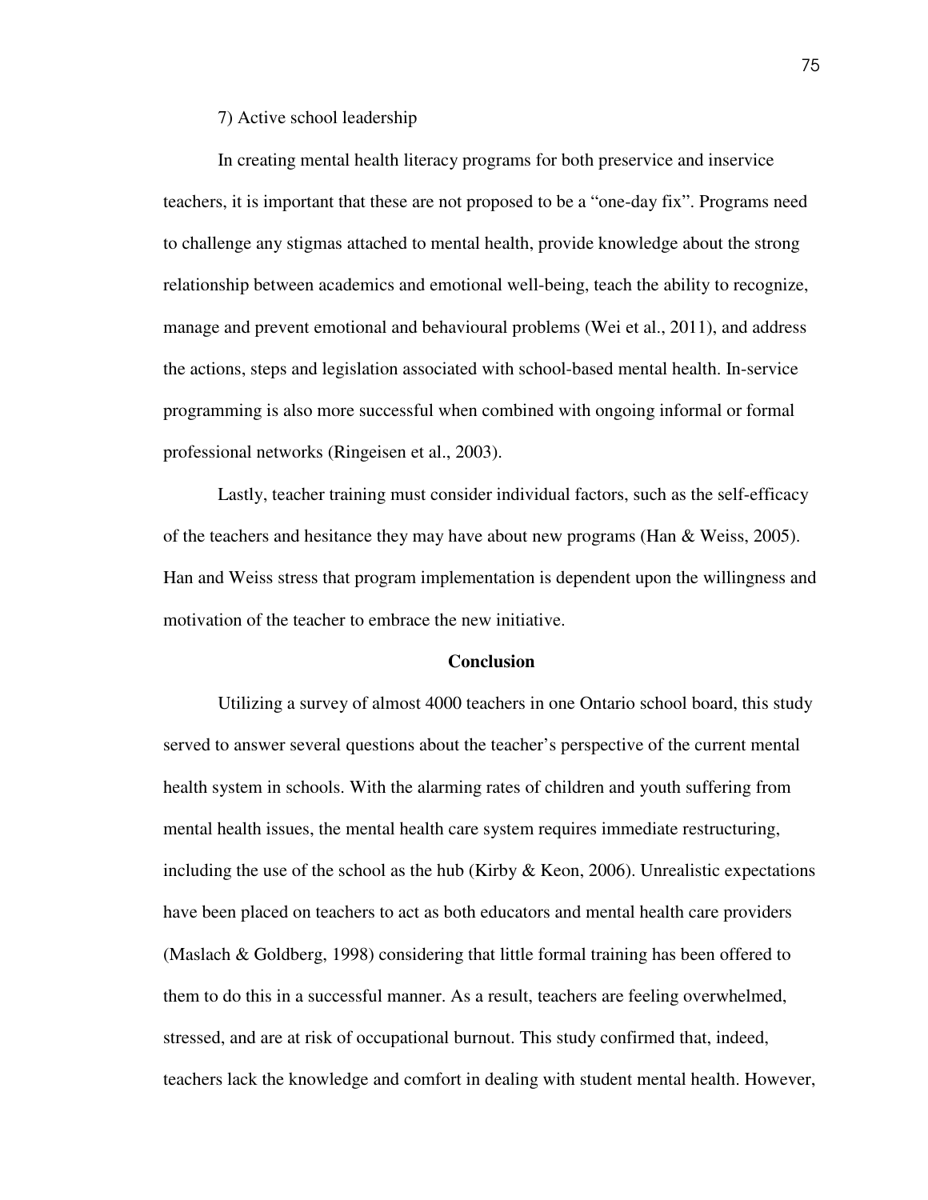7) Active school leadership

In creating mental health literacy programs for both preservice and inservice teachers, it is important that these are not proposed to be a "one-day fix". Programs need to challenge any stigmas attached to mental health, provide knowledge about the strong relationship between academics and emotional well-being, teach the ability to recognize, manage and prevent emotional and behavioural problems (Wei et al., 2011), and address the actions, steps and legislation associated with school-based mental health. In-service programming is also more successful when combined with ongoing informal or formal professional networks (Ringeisen et al., 2003).

Lastly, teacher training must consider individual factors, such as the self-efficacy of the teachers and hesitance they may have about new programs (Han & Weiss, 2005). Han and Weiss stress that program implementation is dependent upon the willingness and motivation of the teacher to embrace the new initiative.

## Conclusion

Utilizing a survey of almost 4000 teachers in one Ontario school board, this study served to answer several questions about the teacher's perspective of the current mental health system in schools. With the alarming rates of children and youth suffering from mental health issues, the mental health care system requires immediate restructuring, including the use of the school as the hub (Kirby & Keon, 2006). Unrealistic expectations have been placed on teachers to act as both educators and mental health care providers (Maslach & Goldberg, 1998) considering that little formal training has been offered to them to do this in a successful manner. As a result, teachers are feeling overwhelmed, stressed, and are at risk of occupational burnout. This study confirmed that, indeed, teachers lack the knowledge and comfort in dealing with student mental health. However,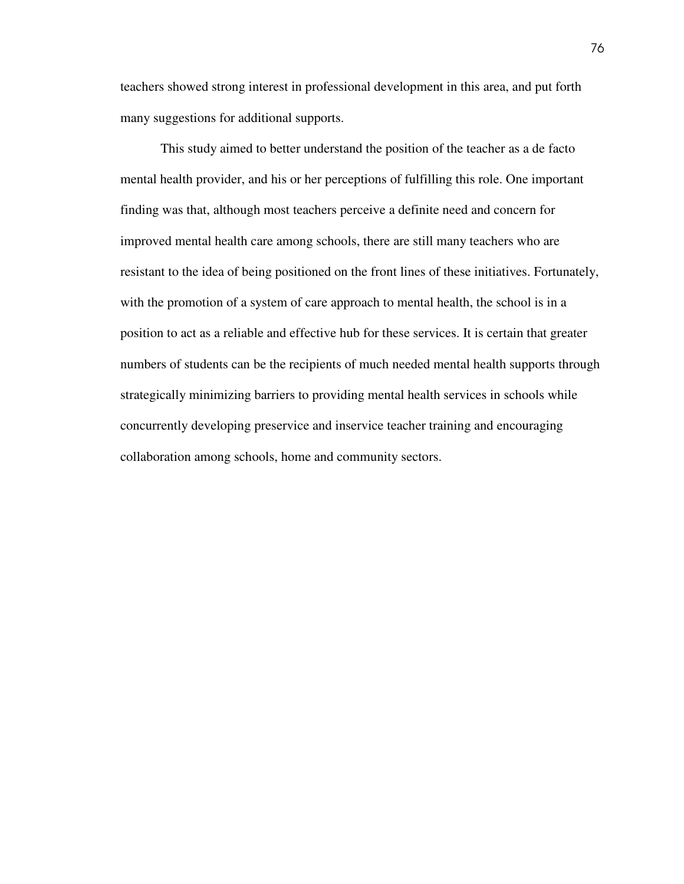teachers showed strong interest in professional development in this area, and put forth many suggestions for additional supports.

This study aimed to better understand the position of the teacher as a de facto mental health provider, and his or her perceptions of fulfilling this role. One important finding was that, although most teachers perceive a definite need and concern for improved mental health care among schools, there are still many teachers who are resistant to the idea of being positioned on the front lines of these initiatives. Fortunately, with the promotion of a system of care approach to mental health, the school is in a position to act as a reliable and effective hub for these services. It is certain that greater numbers of students can be the recipients of much needed mental health supports through strategically minimizing barriers to providing mental health services in schools while concurrently developing preservice and inservice teacher training and encouraging collaboration among schools, home and community sectors.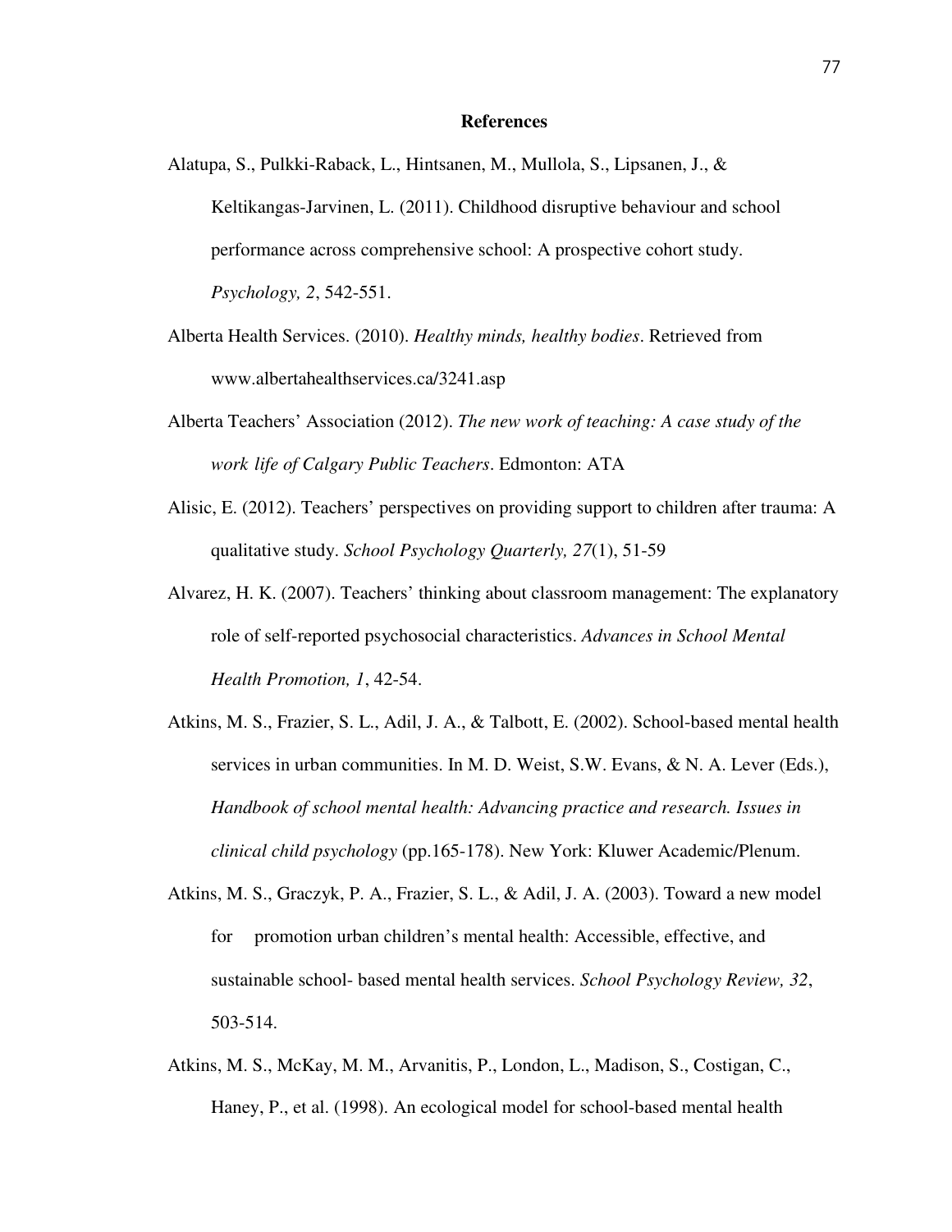# References

Alatupa, S., Pulkki-Raback, L., Hintsanen, M., Mullola, S., Lipsanen, J., & Keltikangas-Jarvinen, L. (2011). Childhood disruptive behaviour and school performance across comprehensive school: A prospective cohort study. *Psychology, 2*, 542-551.

Alberta Health Services. (2010). *Healthy minds, healthy bodies*. Retrieved from www.albertahealthservices.ca/3241.asp

Alberta Teachers' Association (2012). *The new work of teaching: A case study of the work life of Calgary Public Teachers*. Edmonton: ATA

Alisic, E. (2012). Teachers' perspectives on providing support to children after trauma: A qualitative study. *School Psychology Quarterly, 27*(1), 51-59

Alvarez, H. K. (2007). Teachers' thinking about classroom management: The explanatory role of self-reported psychosocial characteristics. *Advances in School Mental Health Promotion, 1*, 42-54.

Atkins, M. S., Frazier, S. L., Adil, J. A., & Talbott, E. (2002). School-based mental health services in urban communities. In M. D. Weist, S.W. Evans, & N. A. Lever (Eds.), *Handbook of school mental health: Advancing practice and research. Issues in clinical child psychology* (pp.165-178). New York: Kluwer Academic/Plenum.

Atkins, M. S., Graczyk, P. A., Frazier, S. L., & Adil, J. A. (2003). Toward a new model for promotion urban children's mental health: Accessible, effective, and sustainable school- based mental health services. *School Psychology Review, 32*, 503-514.

Atkins, M. S., McKay, M. M., Arvanitis, P., London, L., Madison, S., Costigan, C., Haney, P., et al. (1998). An ecological model for school-based mental health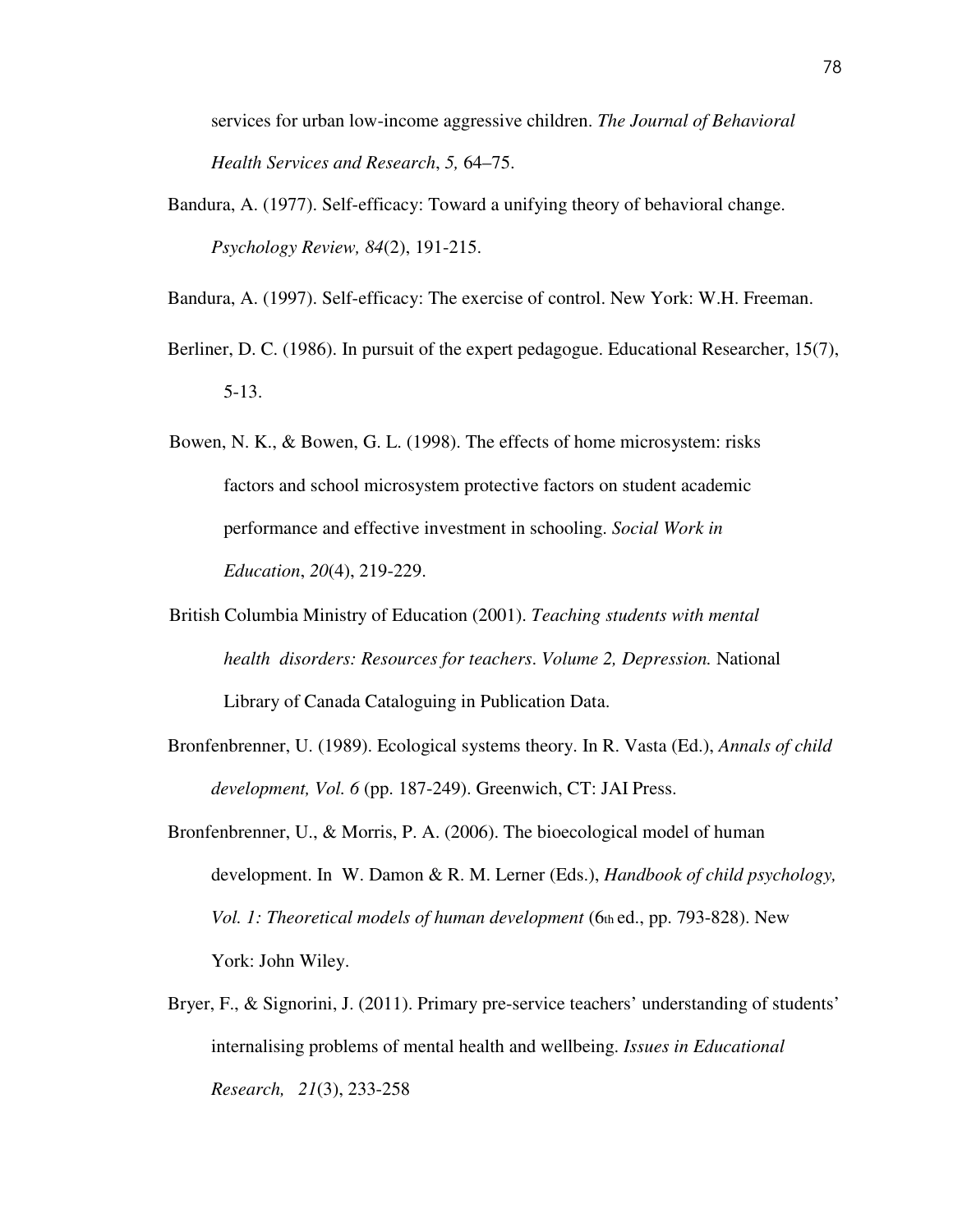services for urban low-income aggressive children. *The Journal of Behavioral Health Services and Research*, *5,* 64–75.

Bandura, A. (1977). Self-efficacy: Toward a unifying theory of behavioral change. *Psychology Review, 84*(2), 191-215.

Bandura, A. (1997). Self-efficacy: The exercise of control. New York: W.H. Freeman.

Berliner, D. C. (1986). In pursuit of the expert pedagogue. Educational Researcher, 15(7), 5-13.

Bowen, N. K., & Bowen, G. L. (1998). The effects of home microsystem: risks factors and school microsystem protective factors on student academic performance and effective investment in schooling. *Social Work in Education*, *20*(4), 219-229.

British Columbia Ministry of Education (2001). *Teaching students with mental health disorders: Resources for teachers. Volume 2, Depression.* National Library of Canada Cataloguing in Publication Data.

Bronfenbrenner, U. (1989). Ecological systems theory. In R. Vasta (Ed.), *Annals of child development, Vol. 6* (pp. 187-249). Greenwich, CT: JAI Press.

Bronfenbrenner, U., & Morris, P. A. (2006). The bioecological model of human development. In W. Damon & R. M. Lerner (Eds.), *Handbook of child psychology, Vol. 1: Theoretical models of human development* (6th ed., pp. 793-828). New York: John Wiley.

Bryer, F., & Signorini, J. (2011). Primary pre-service teachers' understanding of students' internalising problems of mental health and wellbeing. *Issues in Educational Research, 21*(3), 233-258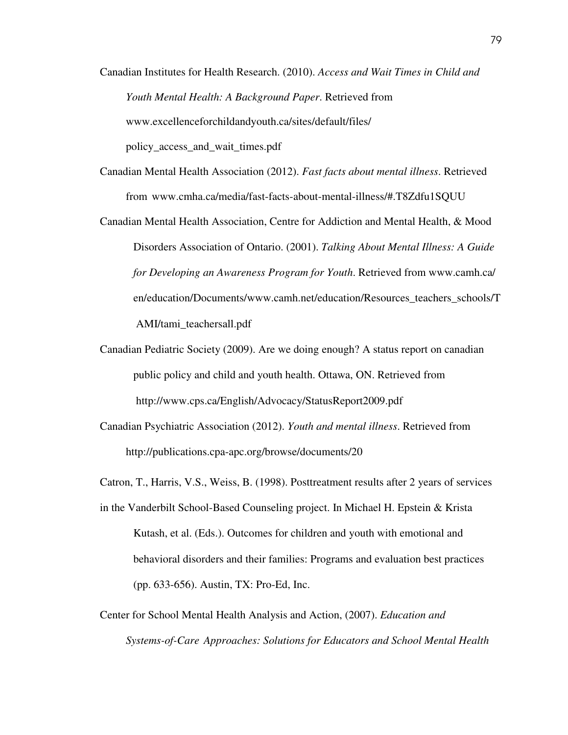Canadian Institutes for Health Research. (2010). *Access and Wait Times in Child and Youth Mental Health: A Background Paper*. Retrieved from www.excellenceforchildandyouth.ca/sites/default/files/ policy_access_and_wait_times.pdf

Canadian Mental Health Association (2012). *Fast facts about mental illness*. Retrieved from www.cmha.ca/media/fast-facts-about-mental-illness/#.T8Zdfu1SQUU

Canadian Mental Health Association, Centre for Addiction and Mental Health, & Mood Disorders Association of Ontario. (2001). *Talking About Mental Illness: A Guide for Developing an Awareness Program for Youth*. Retrieved from www.camh.ca/ en/education/Documents/www.camh.net/education/Resources_teachers_schools/T AMI/tami_teachersall.pdf

Canadian Pediatric Society (2009). Are we doing enough? A status report on canadian public policy and child and youth health. Ottawa, ON. Retrieved from http://www.cps.ca/English/Advocacy/StatusReport2009.pdf

Canadian Psychiatric Association (2012). *Youth and mental illness*. Retrieved from http://publications.cpa-apc.org/browse/documents/20

Catron, T., Harris, V.S., Weiss, B. (1998). Posttreatment results after 2 years of services in the Vanderbilt School-Based Counseling project. In Michael H. Epstein & Krista Kutash, et al. (Eds.). Outcomes for children and youth with emotional and behavioral disorders and their families: Programs and evaluation best practices (pp. 633-656). Austin, TX: Pro-Ed, Inc.

Center for School Mental Health Analysis and Action, (2007). *Education and Systems-of-Care Approaches: Solutions for Educators and School Mental Health*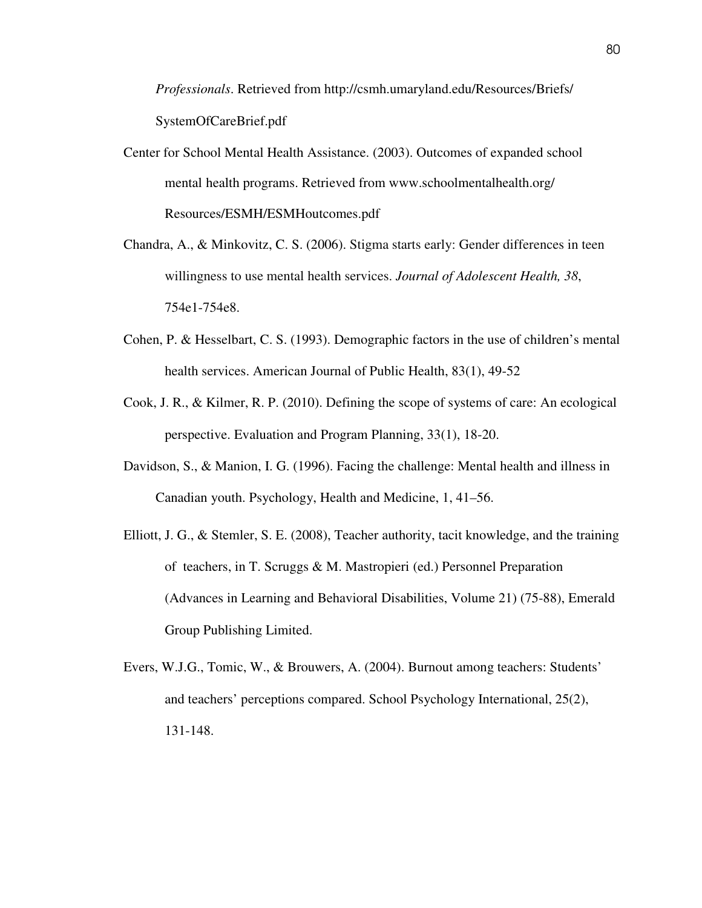*Professionals*. Retrieved from http://csmh.umaryland.edu/Resources/Briefs/ SystemOfCareBrief.pdf

Center for School Mental Health Assistance. (2003). Outcomes of expanded school mental health programs. Retrieved from www.schoolmentalhealth.org/ Resources/ESMH/ESMHoutcomes.pdf

Chandra, A., & Minkovitz, C. S. (2006). Stigma starts early: Gender differences in teen willingness to use mental health services. *Journal of Adolescent Health, 38*, 754e1-754e8.

Cohen, P. & Hesselbart, C. S. (1993). Demographic factors in the use of children's mental health services. American Journal of Public Health, 83(1), 49-52

Cook, J. R., & Kilmer, R. P. (2010). Defining the scope of systems of care: An ecological perspective. Evaluation and Program Planning, 33(1), 18-20.

Davidson, S., & Manion, I. G. (1996). Facing the challenge: Mental health and illness in Canadian youth. Psychology, Health and Medicine, 1, 41–56.

Elliott, J. G., & Stemler, S. E. (2008), Teacher authority, tacit knowledge, and the training of teachers, in T. Scruggs & M. Mastropieri (ed.) Personnel Preparation (Advances in Learning and Behavioral Disabilities, Volume 21) (75-88), Emerald Group Publishing Limited.

Evers, W.J.G., Tomic, W., & Brouwers, A. (2004). Burnout among teachers: Students' and teachers' perceptions compared. School Psychology International, 25(2), 131-148.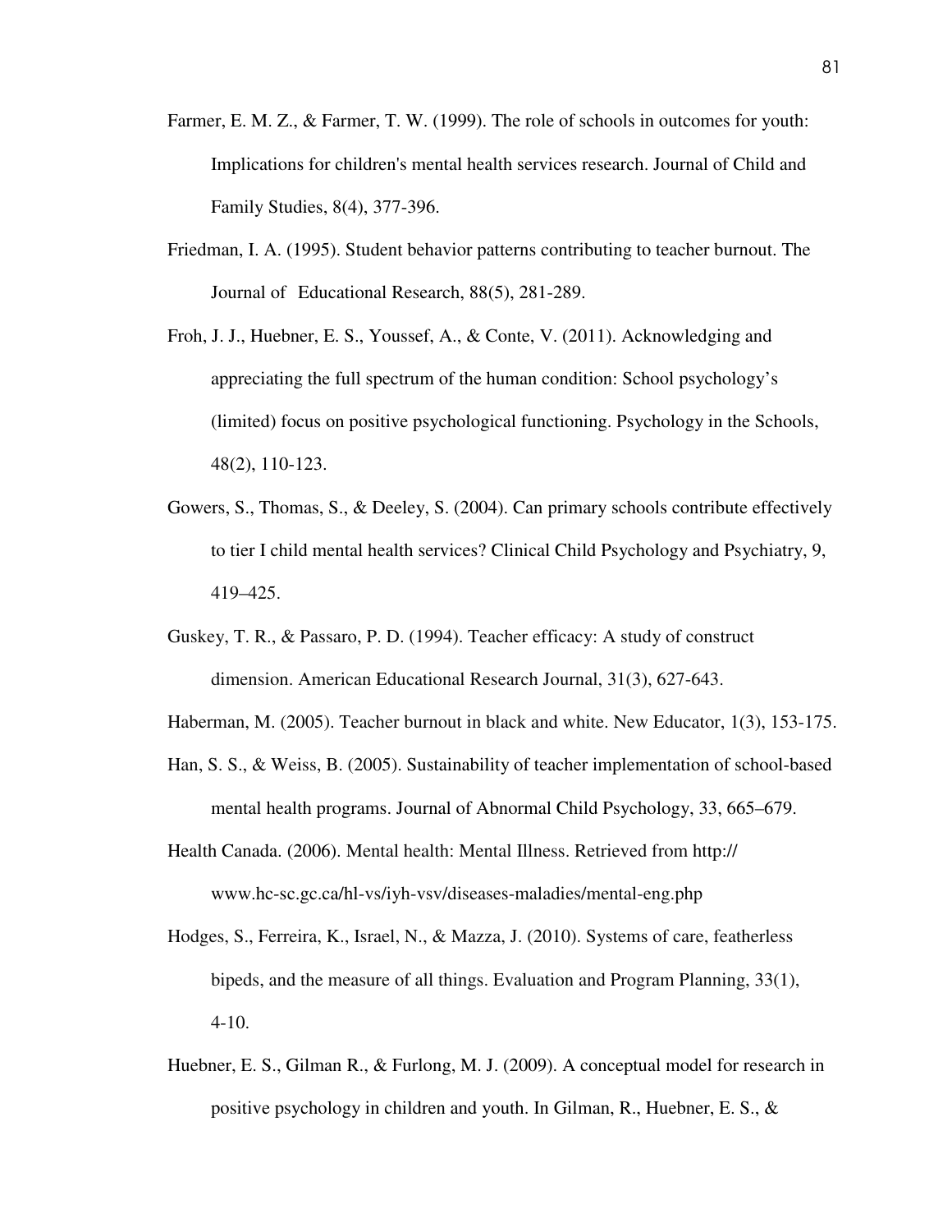Farmer, E. M. Z., & Farmer, T. W. (1999). The role of schools in outcomes for youth: Implications for children's mental health services research. Journal of Child and Family Studies, 8(4), 377-396.

Friedman, I. A. (1995). Student behavior patterns contributing to teacher burnout. The Journal of Educational Research, 88(5), 281-289.

Froh, J. J., Huebner, E. S., Youssef, A., & Conte, V. (2011). Acknowledging and appreciating the full spectrum of the human condition: School psychology's (limited) focus on positive psychological functioning. Psychology in the Schools, 48(2), 110-123.

Gowers, S., Thomas, S., & Deeley, S. (2004). Can primary schools contribute effectively to tier I child mental health services? Clinical Child Psychology and Psychiatry, 9, 419–425.

Guskey, T. R., & Passaro, P. D. (1994). Teacher efficacy: A study of construct dimension. American Educational Research Journal, 31(3), 627-643.

Haberman, M. (2005). Teacher burnout in black and white. New Educator, 1(3), 153-175.

Han, S. S., & Weiss, B. (2005). Sustainability of teacher implementation of school-based mental health programs. Journal of Abnormal Child Psychology, 33, 665–679.

Health Canada. (2006). Mental health: Mental Illness. Retrieved from http:// www.hc-sc.gc.ca/hl-vs/iyh-vsv/diseases-maladies/mental-eng.php

Hodges, S., Ferreira, K., Israel, N., & Mazza, J. (2010). Systems of care, featherless bipeds, and the measure of all things. Evaluation and Program Planning, 33(1), 4-10.

Huebner, E. S., Gilman R., & Furlong, M. J. (2009). A conceptual model for research in positive psychology in children and youth. In Gilman, R., Huebner, E. S., &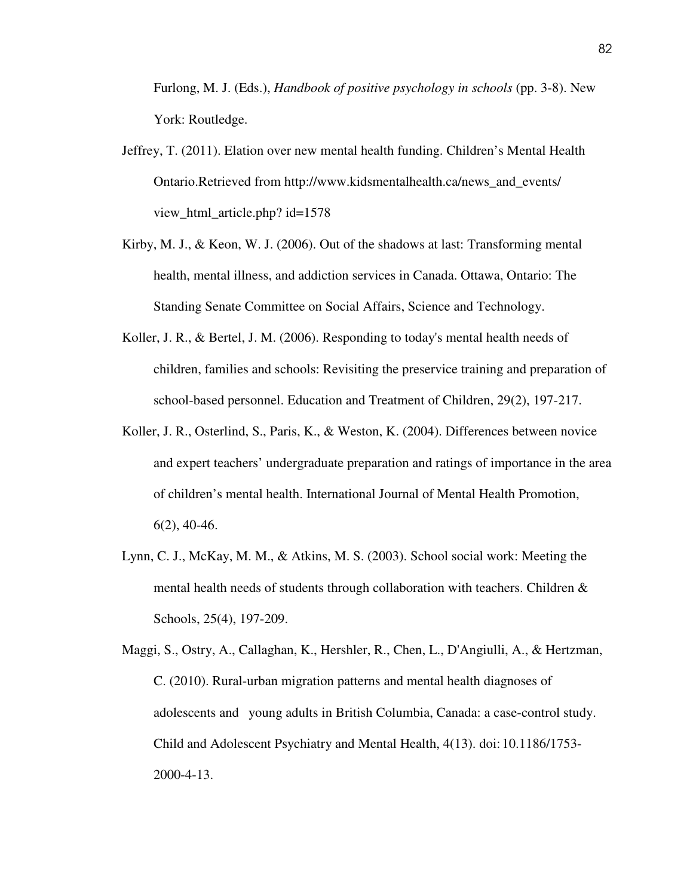Furlong, M. J. (Eds.), *Handbook of positive psychology in schools* (pp. 3-8). New York: Routledge.

Jeffrey, T. (2011). Elation over new mental health funding. Children's Mental Health Ontario.Retrieved from http://www.kidsmentalhealth.ca/news_and_events/ view_html_article.php? id=1578

Kirby, M. J., & Keon, W. J. (2006). Out of the shadows at last: Transforming mental health, mental illness, and addiction services in Canada. Ottawa, Ontario: The Standing Senate Committee on Social Affairs, Science and Technology.

Koller, J. R., & Bertel, J. M. (2006). Responding to today's mental health needs of children, families and schools: Revisiting the preservice training and preparation of school-based personnel. Education and Treatment of Children, 29(2), 197-217.

Koller, J. R., Osterlind, S., Paris, K., & Weston, K. (2004). Differences between novice and expert teachers' undergraduate preparation and ratings of importance in the area of children's mental health. International Journal of Mental Health Promotion, 6(2), 40-46.

Lynn, C. J., McKay, M. M., & Atkins, M. S. (2003). School social work: Meeting the mental health needs of students through collaboration with teachers. Children & Schools, 25(4), 197-209.

Maggi, S., Ostry, A., Callaghan, K., Hershler, R., Chen, L., D'Angiulli, A., & Hertzman, C. (2010). Rural-urban migration patterns and mental health diagnoses of adolescents and young adults in British Columbia, Canada: a case-control study. Child and Adolescent Psychiatry and Mental Health, 4(13). doi:10.1186/1753-2000-4-13.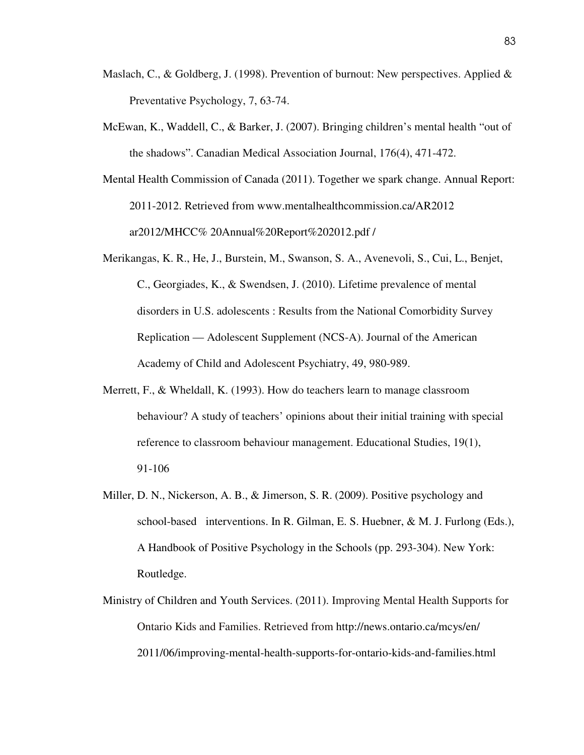Maslach, C., & Goldberg, J. (1998). Prevention of burnout: New perspectives. Applied & Preventative Psychology, 7, 63-74.

McEwan, K., Waddell, C., & Barker, J. (2007). Bringing children's mental health "out of the shadows". Canadian Medical Association Journal, 176(4), 471-472.

Mental Health Commission of Canada (2011). Together we spark change. Annual Report: 2011-2012. Retrieved from www.mentalhealthcommission.ca/AR2012 ar2012/MHCC% 20Annual%20Report%202012.pdf /

Merikangas, K. R., He, J., Burstein, M., Swanson, S. A., Avenevoli, S., Cui, L., Benjet, C., Georgiades, K., & Swendsen, J. (2010). Lifetime prevalence of mental disorders in U.S. adolescents : Results from the National Comorbidity Survey Replication — Adolescent Supplement (NCS-A). Journal of the American Academy of Child and Adolescent Psychiatry, 49, 980-989.

Merrett, F., & Wheldall, K. (1993). How do teachers learn to manage classroom behaviour? A study of teachers' opinions about their initial training with special reference to classroom behaviour management. Educational Studies, 19(1), 91-106

Miller, D. N., Nickerson, A. B., & Jimerson, S. R. (2009). Positive psychology and school-based interventions. In R. Gilman, E. S. Huebner, & M. J. Furlong (Eds.), A Handbook of Positive Psychology in the Schools (pp. 293-304). New York: Routledge.

Ministry of Children and Youth Services. (2011). Improving Mental Health Supports for Ontario Kids and Families. Retrieved from http://news.ontario.ca/mcys/en/2011/06/improving-mental-health-supports-for-ontario-kids-and-families.html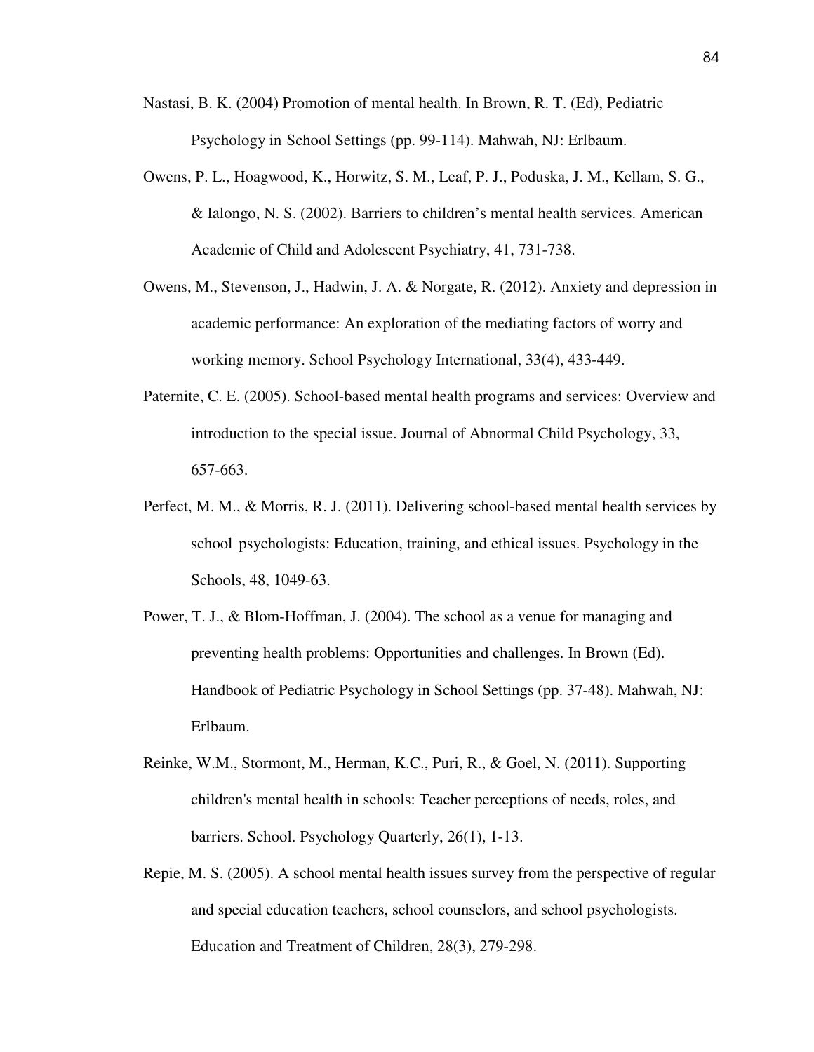Nastasi, B. K. (2004) Promotion of mental health. In Brown, R. T. (Ed), Pediatric Psychology in School Settings (pp. 99-114). Mahwah, NJ: Erlbaum.

Owens, P. L., Hoagwood, K., Horwitz, S. M., Leaf, P. J., Poduska, J. M., Kellam, S. G., & Ialongo, N. S. (2002). Barriers to children's mental health services. American Academic of Child and Adolescent Psychiatry, 41, 731-738.

Owens, M., Stevenson, J., Hadwin, J. A. & Norgate, R. (2012). Anxiety and depression in academic performance: An exploration of the mediating factors of worry and working memory. School Psychology International, 33(4), 433-449.

Paternite, C. E. (2005). School-based mental health programs and services: Overview and introduction to the special issue. Journal of Abnormal Child Psychology, 33, 657-663.

Perfect, M. M., & Morris, R. J. (2011). Delivering school-based mental health services by school psychologists: Education, training, and ethical issues. Psychology in the Schools, 48, 1049-63.

Power, T. J., & Blom-Hoffman, J. (2004). The school as a venue for managing and preventing health problems: Opportunities and challenges. In Brown (Ed). Handbook of Pediatric Psychology in School Settings (pp. 37-48). Mahwah, NJ: Erlbaum.

Reinke, W.M., Stormont, M., Herman, K.C., Puri, R., & Goel, N. (2011). Supporting children's mental health in schools: Teacher perceptions of needs, roles, and barriers. School. Psychology Quarterly, 26(1), 1-13.

Repie, M. S. (2005). A school mental health issues survey from the perspective of regular and special education teachers, school counselors, and school psychologists. Education and Treatment of Children, 28(3), 279-298.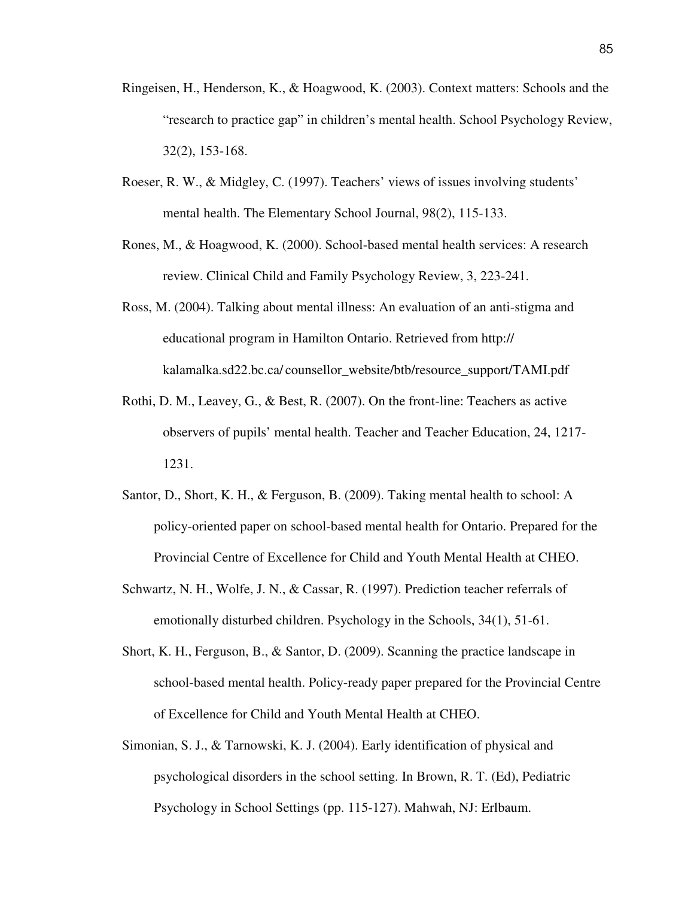Ringeisen, H., Henderson, K., & Hoagwood, K. (2003). Context matters: Schools and the “research to practice gap” in children’s mental health. School Psychology Review, 32(2), 153-168.

Roeser, R. W., & Midgley, C. (1997). Teachers’ views of issues involving students’ mental health. The Elementary School Journal, 98(2), 115-133.

Rones, M., & Hoagwood, K. (2000). School-based mental health services: A research review. Clinical Child and Family Psychology Review, 3, 223-241.

Ross, M. (2004). Talking about mental illness: An evaluation of an anti-stigma and educational program in Hamilton Ontario. Retrieved from http:// kalamalka.sd22.bc.ca/ counsellor_website/btb/resource_support/TAMI.pdf

Rothi, D. M., Leavey, G., & Best, R. (2007). On the front-line: Teachers as active observers of pupils’ mental health. Teacher and Teacher Education, 24, 1217-1231.

Santor, D., Short, K. H., & Ferguson, B. (2009). Taking mental health to school: A policy-oriented paper on school-based mental health for Ontario. Prepared for the Provincial Centre of Excellence for Child and Youth Mental Health at CHEO.

Schwartz, N. H., Wolfe, J. N., & Cassar, R. (1997). Prediction teacher referrals of emotionally disturbed children. Psychology in the Schools, 34(1), 51-61.

Short, K. H., Ferguson, B., & Santor, D. (2009). Scanning the practice landscape in school-based mental health. Policy-ready paper prepared for the Provincial Centre of Excellence for Child and Youth Mental Health at CHEO.

Simonian, S. J., & Tarnowski, K. J. (2004). Early identification of physical and psychological disorders in the school setting. In Brown, R. T. (Ed), Pediatric Psychology in School Settings (pp. 115-127). Mahwah, NJ: Erlbaum.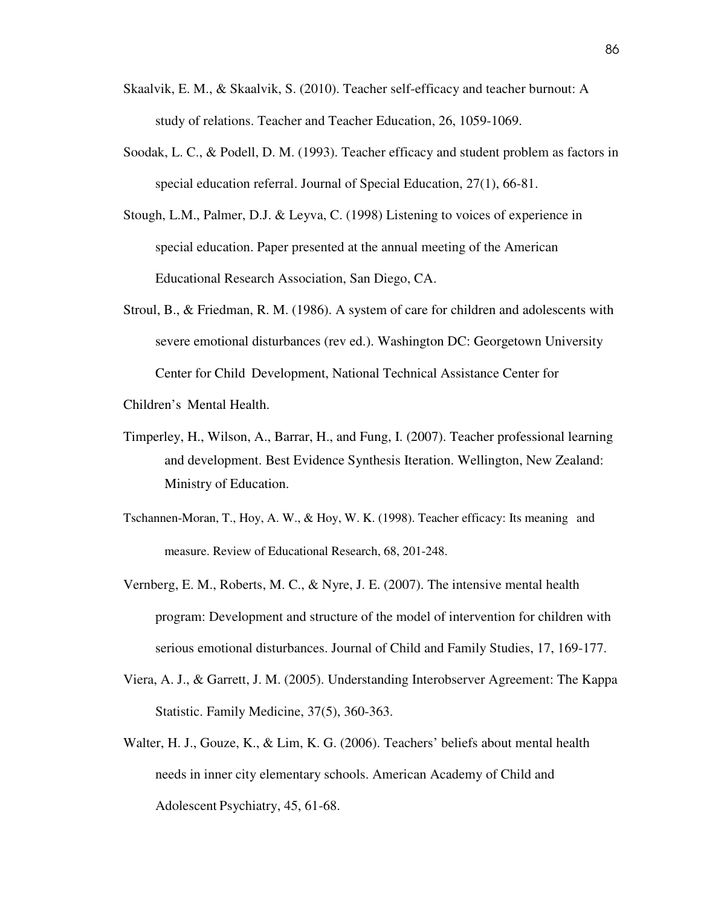Skaalvik, E. M., & Skaalvik, S. (2010). Teacher self-efficacy and teacher burnout: A study of relations. Teacher and Teacher Education, 26, 1059-1069.

Soodak, L. C., & Podell, D. M. (1993). Teacher efficacy and student problem as factors in special education referral. Journal of Special Education, 27(1), 66-81.

Stough, L.M., Palmer, D.J. & Leyva, C. (1998) Listening to voices of experience in special education. Paper presented at the annual meeting of the American Educational Research Association, San Diego, CA.

Stroul, B., & Friedman, R. M. (1986). A system of care for children and adolescents with severe emotional disturbances (rev ed.). Washington DC: Georgetown University Center for Child Development, National Technical Assistance Center for Children's Mental Health.

Timperley, H., Wilson, A., Barrar, H., and Fung, I. (2007). Teacher professional learning and development. Best Evidence Synthesis Iteration. Wellington, New Zealand: Ministry of Education.

Tschannen-Moran, T., Hoy, A. W., & Hoy, W. K. (1998). Teacher efficacy: Its meaning and measure. Review of Educational Research, 68, 201-248.

Vernberg, E. M., Roberts, M. C., & Nyre, J. E. (2007). The intensive mental health program: Development and structure of the model of intervention for children with serious emotional disturbances. Journal of Child and Family Studies, 17, 169-177.

Viera, A. J., & Garrett, J. M. (2005). Understanding Interobserver Agreement: The Kappa Statistic. Family Medicine, 37(5), 360-363.

Walter, H. J., Gouze, K., & Lim, K. G. (2006). Teachers' beliefs about mental health needs in inner city elementary schools. American Academy of Child and Adolescent Psychiatry, 45, 61-68.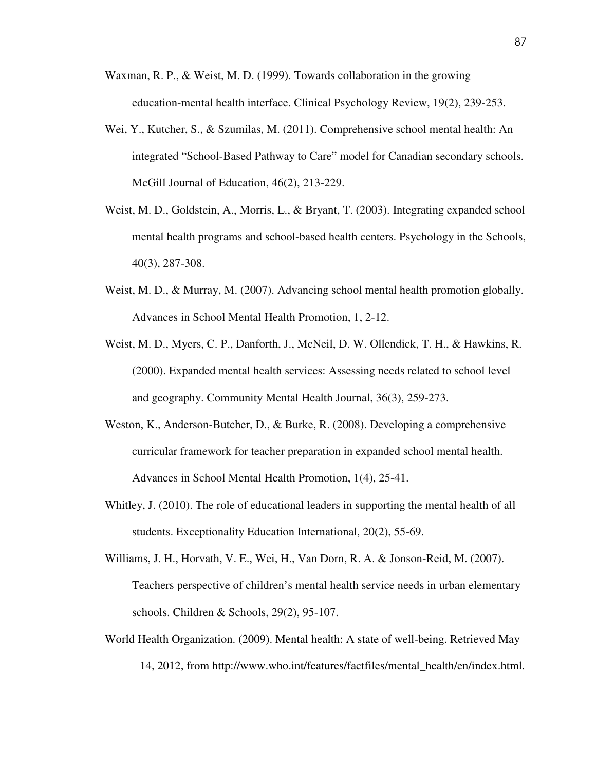Waxman, R. P., & Weist, M. D. (1999). Towards collaboration in the growing education-mental health interface. Clinical Psychology Review, 19(2), 239-253.

Wei, Y., Kutcher, S., & Szumilas, M. (2011). Comprehensive school mental health: An integrated “School-Based Pathway to Care” model for Canadian secondary schools. McGill Journal of Education, 46(2), 213-229.

Weist, M. D., Goldstein, A., Morris, L., & Bryant, T. (2003). Integrating expanded school mental health programs and school-based health centers. Psychology in the Schools, 40(3), 287-308.

Weist, M. D., & Murray, M. (2007). Advancing school mental health promotion globally. Advances in School Mental Health Promotion, 1, 2-12.

Weist, M. D., Myers, C. P., Danforth, J., McNeil, D. W. Ollendick, T. H., & Hawkins, R. (2000). Expanded mental health services: Assessing needs related to school level and geography. Community Mental Health Journal, 36(3), 259-273.

Weston, K., Anderson-Butcher, D., & Burke, R. (2008). Developing a comprehensive curricular framework for teacher preparation in expanded school mental health. Advances in School Mental Health Promotion, 1(4), 25-41.

Whitley, J. (2010). The role of educational leaders in supporting the mental health of all students. Exceptionality Education International, 20(2), 55-69.

Williams, J. H., Horvath, V. E., Wei, H., Van Dorn, R. A. & Jonson-Reid, M. (2007). Teachers perspective of children’s mental health service needs in urban elementary schools. Children & Schools, 29(2), 95-107.

World Health Organization. (2009). Mental health: A state of well-being. Retrieved May 14, 2012, from http://www.who.int/features/factfiles/mental_health/en/index.html.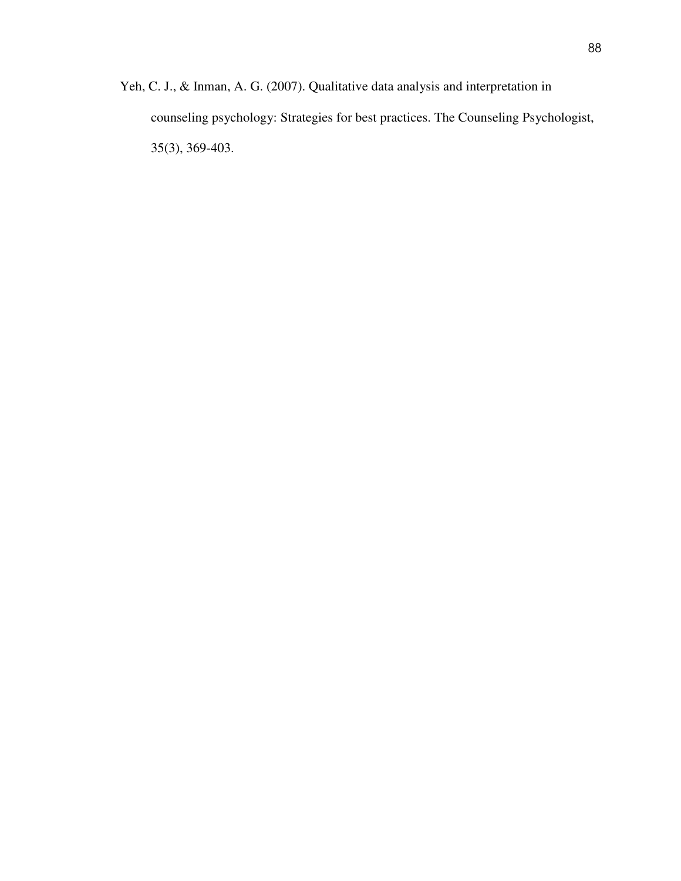Yeh, C. J., & Inman, A. G. (2007). Qualitative data analysis and interpretation in counseling psychology: Strategies for best practices. The Counseling Psychologist, 35(3), 369-403.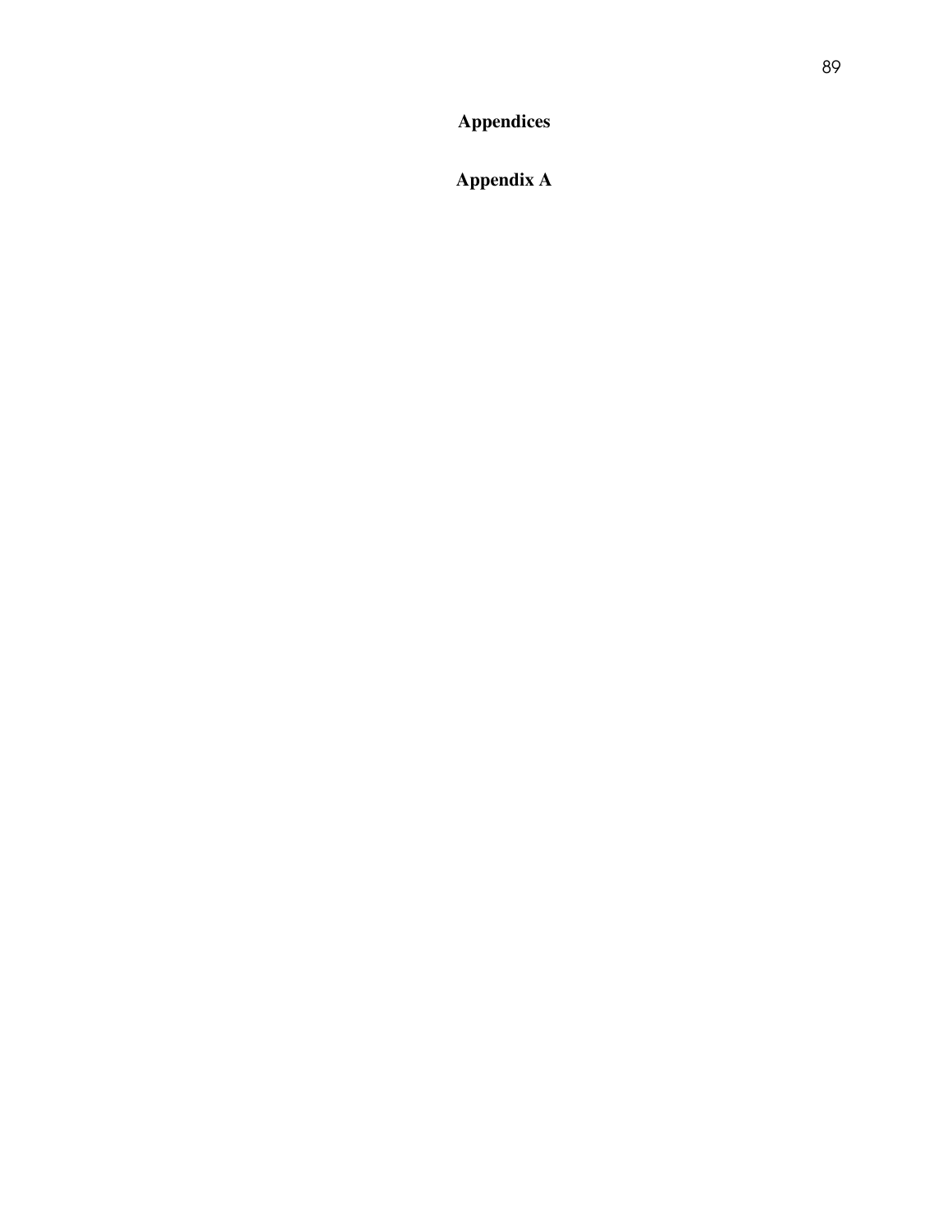# Appendices

## Appendix A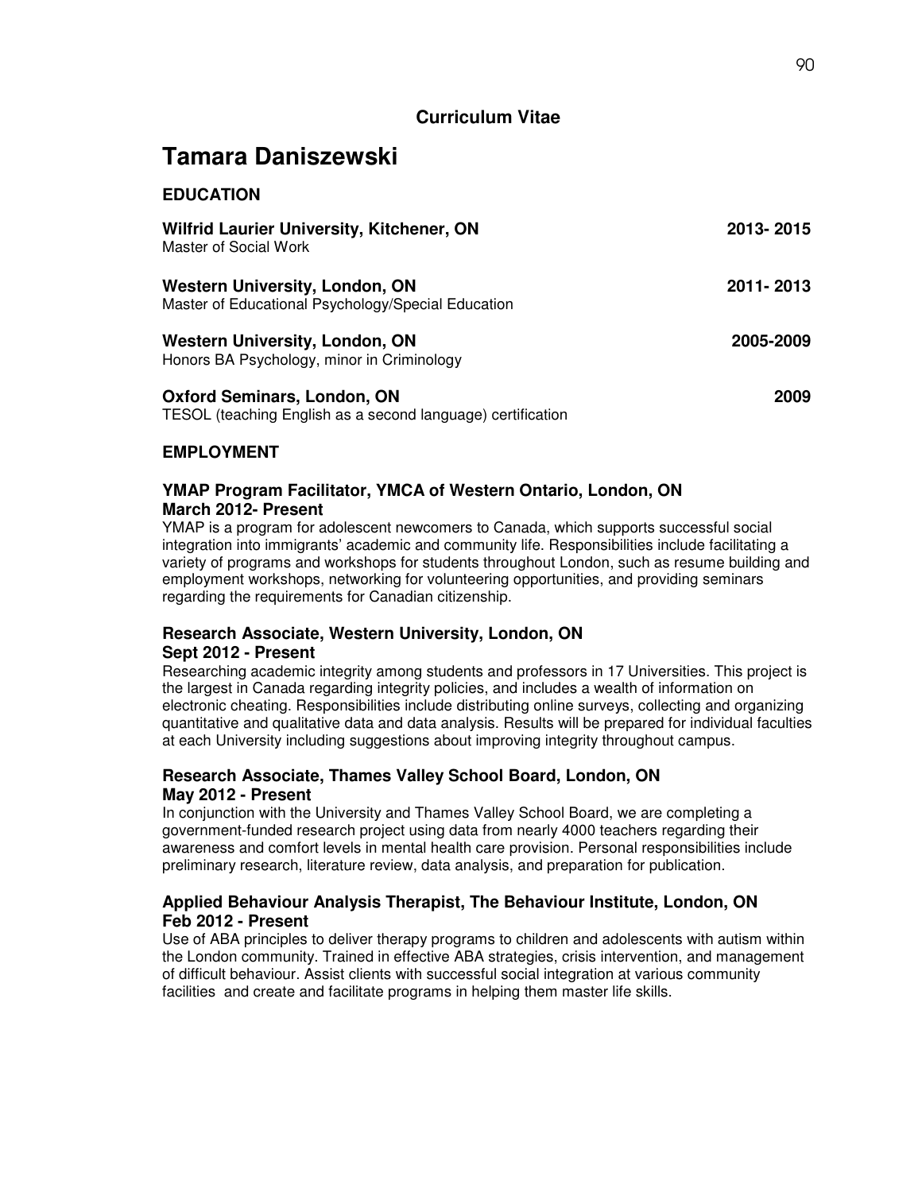**Curriculum Vitae**

# Tamara Daniszewski

## EDUCATION

**Wilfrid Laurier University, Kitchener, ON** **2013- 2015**
Master of Social Work

**Western University, London, ON** **2011- 2013**
Master of Educational Psychology/Special Education

**Western University, London, ON** **2005-2009**
Honors BA Psychology, minor in Criminology

**Oxford Seminars, London, ON** **2009**
TESOL (teaching English as a second language) certification

## EMPLOYMENT

### YMAP Program Facilitator, YMCA of Western Ontario, London, ON
**March 2012- Present**

YMAP is a program for adolescent newcomers to Canada, which supports successful social integration into immigrants' academic and community life. Responsibilities include facilitating a variety of programs and workshops for students throughout London, such as resume building and employment workshops, networking for volunteering opportunities, and providing seminars regarding the requirements for Canadian citizenship.

### Research Associate, Western University, London, ON
**Sept 2012 - Present**

Researching academic integrity among students and professors in 17 Universities. This project is the largest in Canada regarding integrity policies, and includes a wealth of information on electronic cheating. Responsibilities include distributing online surveys, collecting and organizing quantitative and qualitative data and data analysis. Results will be prepared for individual faculties at each University including suggestions about improving integrity throughout campus.

### Research Associate, Thames Valley School Board, London, ON
**May 2012 - Present**

In conjunction with the University and Thames Valley School Board, we are completing a government-funded research project using data from nearly 4000 teachers regarding their awareness and comfort levels in mental health care provision. Personal responsibilities include preliminary research, literature review, data analysis, and preparation for publication.

### Applied Behaviour Analysis Therapist, The Behaviour Institute, London, ON
**Feb 2012 - Present**

Use of ABA principles to deliver therapy programs to children and adolescents with autism within the London community. Trained in effective ABA strategies, crisis intervention, and management of difficult behaviour. Assist clients with successful social integration at various community facilities and create and facilitate programs in helping them master life skills.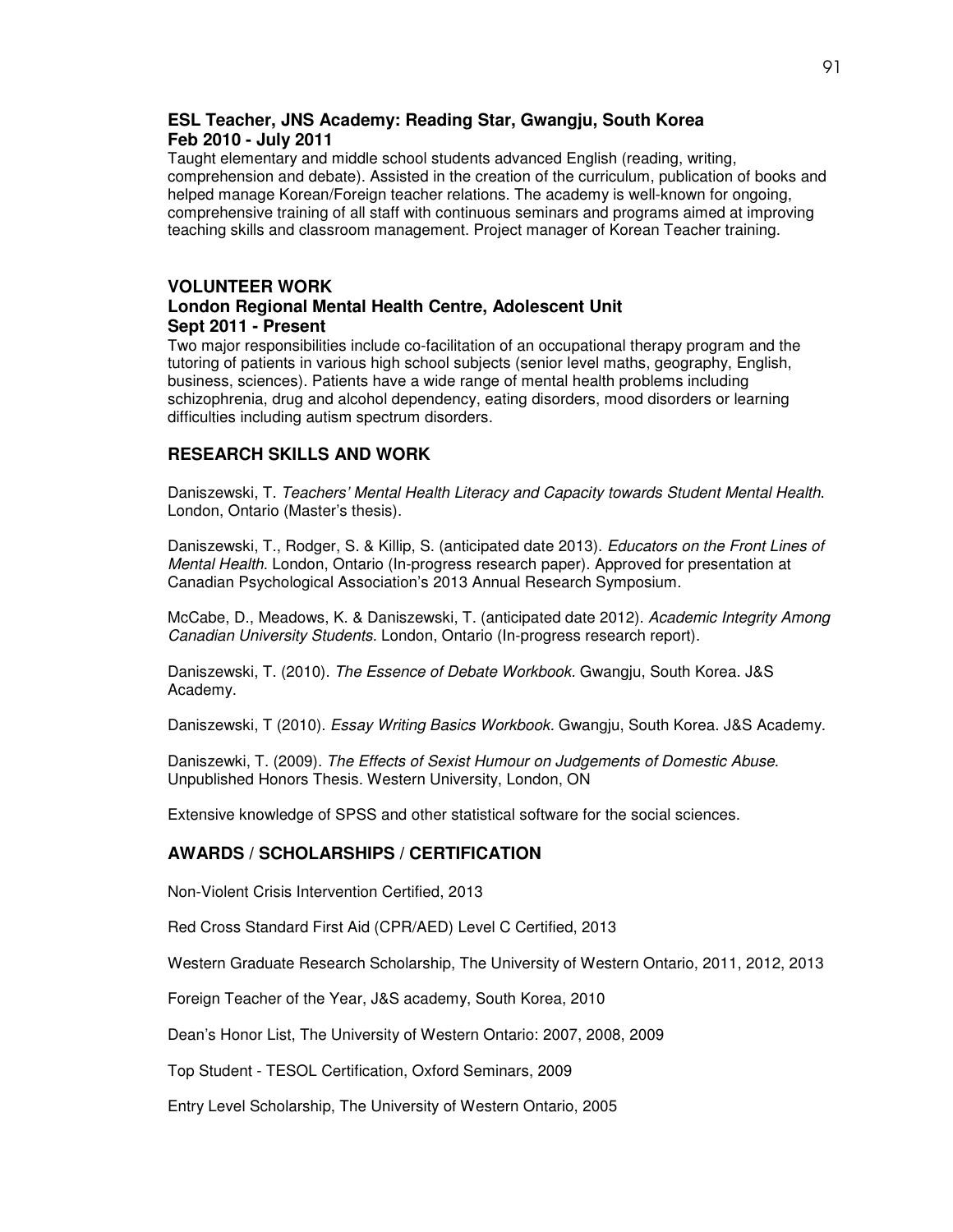**ESL Teacher, JNS Academy: Reading Star, Gwangju, South Korea**
**Feb 2010 - July 2011**

Taught elementary and middle school students advanced English (reading, writing, comprehension and debate). Assisted in the creation of the curriculum, publication of books and helped manage Korean/Foreign teacher relations. The academy is well-known for ongoing, comprehensive training of all staff with continuous seminars and programs aimed at improving teaching skills and classroom management. Project manager of Korean Teacher training.

## VOLUNTEER WORK

**London Regional Mental Health Centre, Adolescent Unit**
**Sept 2011 - Present**

Two major responsibilities include co-facilitation of an occupational therapy program and the tutoring of patients in various high school subjects (senior level maths, geography, English, business, sciences). Patients have a wide range of mental health problems including schizophrenia, drug and alcohol dependency, eating disorders, mood disorders or learning difficulties including autism spectrum disorders.

## RESEARCH SKILLS AND WORK

Daniszewski, T. *Teachers' Mental Health Literacy and Capacity towards Student Mental Health*. London, Ontario (Master's thesis).

Daniszewski, T., Rodger, S. & Killip, S. (anticipated date 2013). *Educators on the Front Lines of Mental Health*. London, Ontario (In-progress research paper). Approved for presentation at Canadian Psychological Association's 2013 Annual Research Symposium.

McCabe, D., Meadows, K. & Daniszewski, T. (anticipated date 2012). *Academic Integrity Among Canadian University Students.* London, Ontario (In-progress research report).

Daniszewski, T. (2010). *The Essence of Debate Workbook.* Gwangju, South Korea. J&S Academy.

Daniszewski, T (2010). *Essay Writing Basics Workbook.* Gwangju, South Korea. J&S Academy.

Daniszewki, T. (2009). *The Effects of Sexist Humour on Judgements of Domestic Abuse*. Unpublished Honors Thesis. Western University, London, ON

Extensive knowledge of SPSS and other statistical software for the social sciences.

## AWARDS / SCHOLARSHIPS / CERTIFICATION

Non-Violent Crisis Intervention Certified, 2013

Red Cross Standard First Aid (CPR/AED) Level C Certified, 2013

Western Graduate Research Scholarship, The University of Western Ontario, 2011, 2012, 2013

Foreign Teacher of the Year, J&S academy, South Korea, 2010

Dean's Honor List, The University of Western Ontario: 2007, 2008, 2009

Top Student - TESOL Certification, Oxford Seminars, 2009

Entry Level Scholarship, The University of Western Ontario, 2005